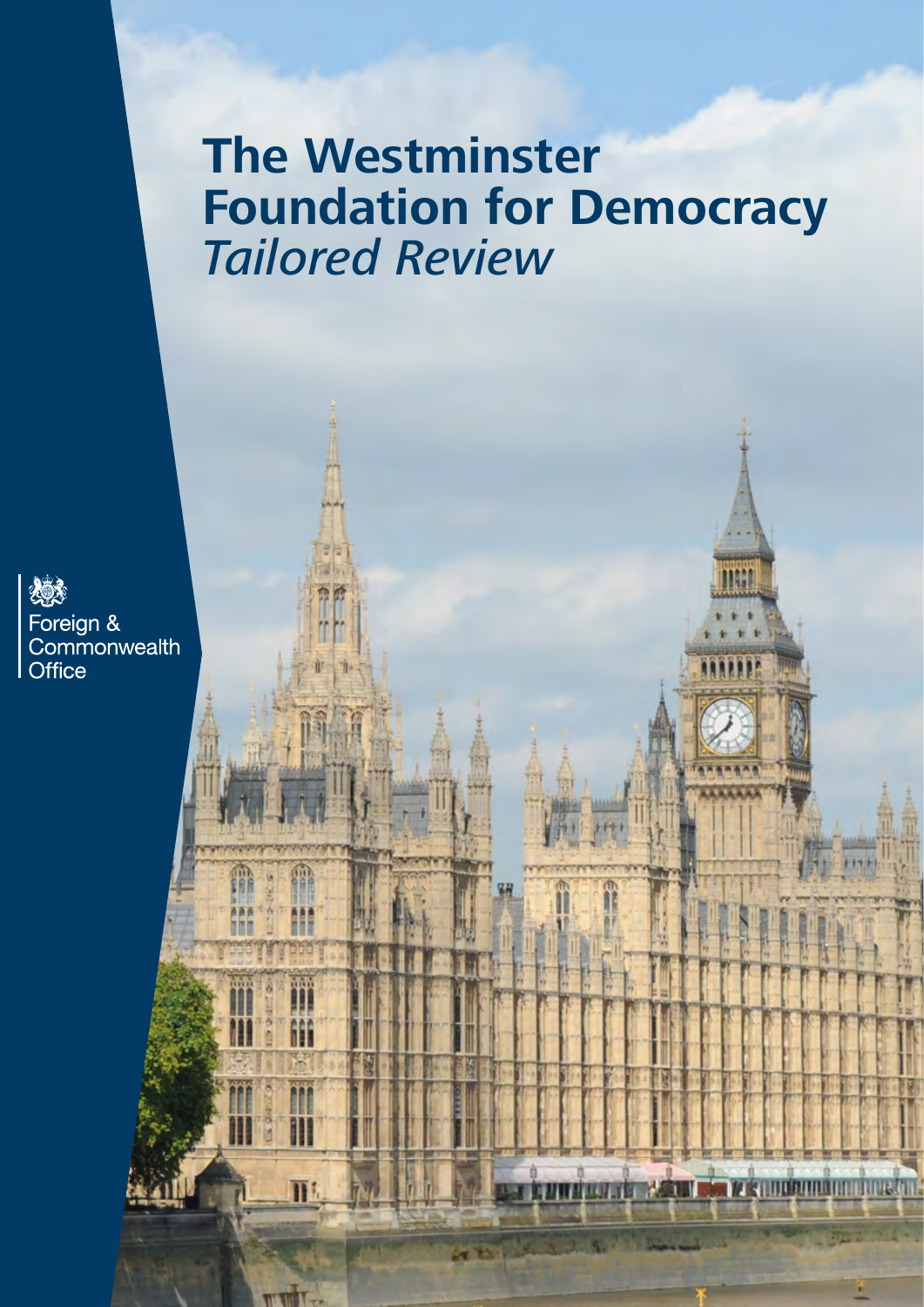# The Westminster Foundation for Democracy
*Tailored Review*

Foreign & Commonwealth Office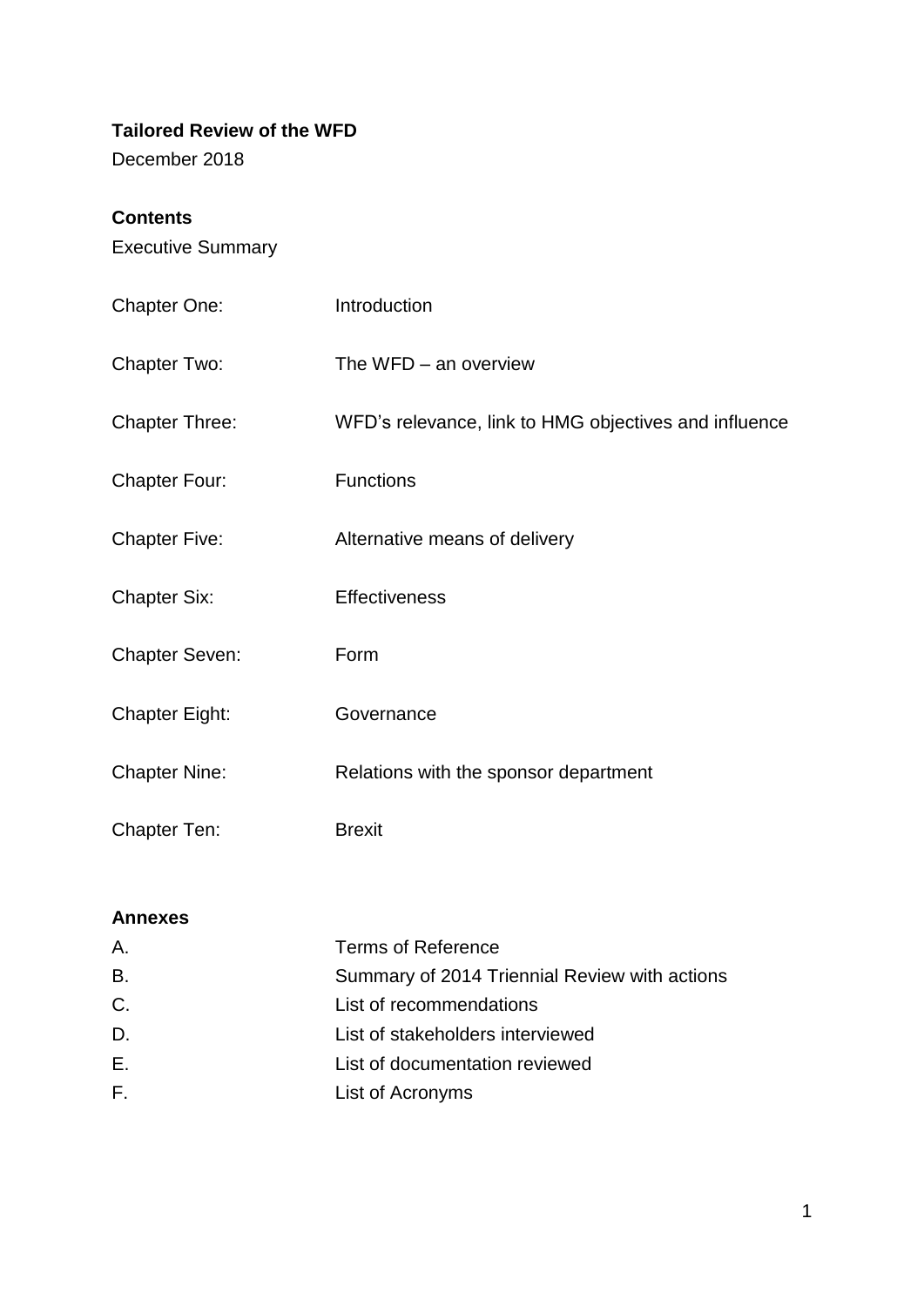**Tailored Review of the WFD**

December 2018

**Contents**

Executive Summary

| | |
|---|---|
| Chapter One: | Introduction |
| Chapter Two: | The WFD – an overview |
| Chapter Three: | WFD's relevance, link to HMG objectives and influence |
| Chapter Four: | Functions |
| Chapter Five: | Alternative means of delivery |
| Chapter Six: | Effectiveness |
| Chapter Seven: | Form |
| Chapter Eight: | Governance |
| Chapter Nine: | Relations with the sponsor department |
| Chapter Ten: | Brexit |

**Annexes**

| | |
|---|---|
| A. | Terms of Reference |
| B. | Summary of 2014 Triennial Review with actions |
| C. | List of recommendations |
| D. | List of stakeholders interviewed |
| E. | List of documentation reviewed |
| F. | List of Acronyms |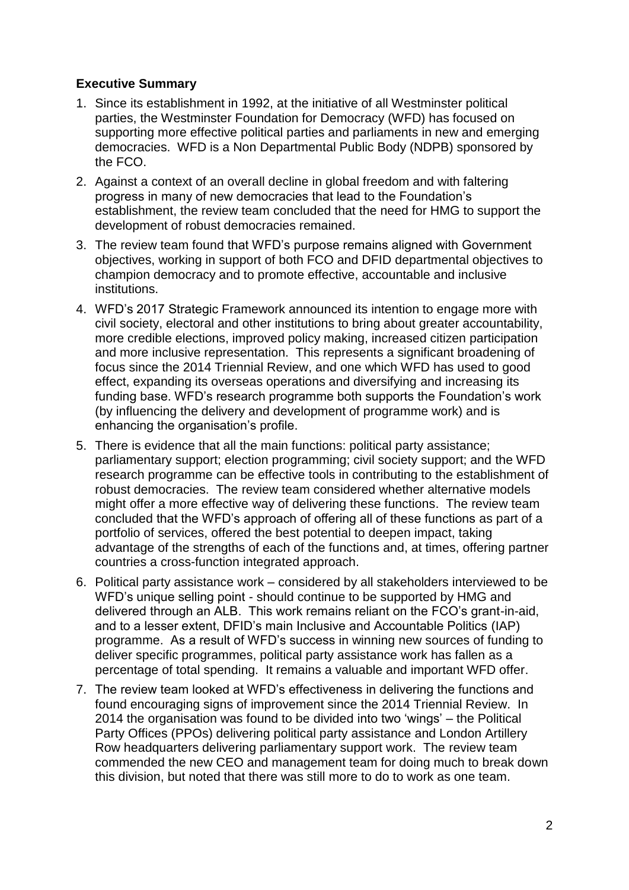**Executive Summary**

1. Since its establishment in 1992, at the initiative of all Westminster political parties, the Westminster Foundation for Democracy (WFD) has focused on supporting more effective political parties and parliaments in new and emerging democracies. WFD is a Non Departmental Public Body (NDPB) sponsored by the FCO.
2. Against a context of an overall decline in global freedom and with faltering progress in many of new democracies that lead to the Foundation's establishment, the review team concluded that the need for HMG to support the development of robust democracies remained.
3. The review team found that WFD's purpose remains aligned with Government objectives, working in support of both FCO and DFID departmental objectives to champion democracy and to promote effective, accountable and inclusive institutions.
4. WFD's 2017 Strategic Framework announced its intention to engage more with civil society, electoral and other institutions to bring about greater accountability, more credible elections, improved policy making, increased citizen participation and more inclusive representation. This represents a significant broadening of focus since the 2014 Triennial Review, and one which WFD has used to good effect, expanding its overseas operations and diversifying and increasing its funding base. WFD's research programme both supports the Foundation's work (by influencing the delivery and development of programme work) and is enhancing the organisation's profile.
5. There is evidence that all the main functions: political party assistance; parliamentary support; election programming; civil society support; and the WFD research programme can be effective tools in contributing to the establishment of robust democracies. The review team considered whether alternative models might offer a more effective way of delivering these functions. The review team concluded that the WFD's approach of offering all of these functions as part of a portfolio of services, offered the best potential to deepen impact, taking advantage of the strengths of each of the functions and, at times, offering partner countries a cross-function integrated approach.
6. Political party assistance work – considered by all stakeholders interviewed to be WFD's unique selling point - should continue to be supported by HMG and delivered through an ALB. This work remains reliant on the FCO's grant-in-aid, and to a lesser extent, DFID's main Inclusive and Accountable Politics (IAP) programme. As a result of WFD's success in winning new sources of funding to deliver specific programmes, political party assistance work has fallen as a percentage of total spending. It remains a valuable and important WFD offer.
7. The review team looked at WFD's effectiveness in delivering the functions and found encouraging signs of improvement since the 2014 Triennial Review. In 2014 the organisation was found to be divided into two 'wings' – the Political Party Offices (PPOs) delivering political party assistance and London Artillery Row headquarters delivering parliamentary support work. The review team commended the new CEO and management team for doing much to break down this division, but noted that there was still more to do to work as one team.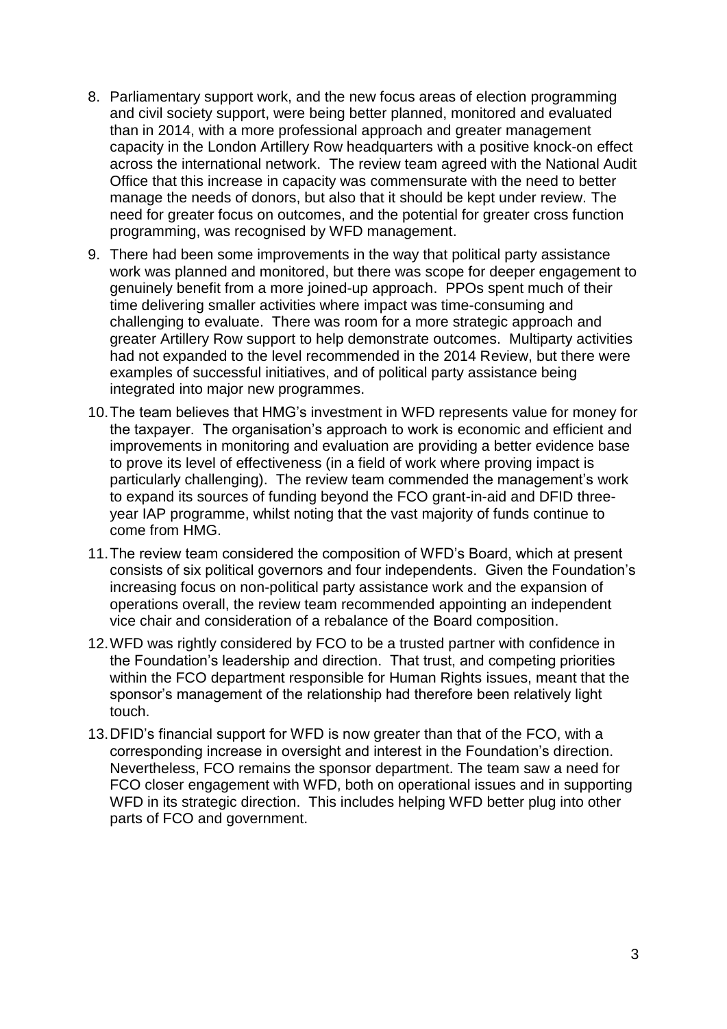8. Parliamentary support work, and the new focus areas of election programming and civil society support, were being better planned, monitored and evaluated than in 2014, with a more professional approach and greater management capacity in the London Artillery Row headquarters with a positive knock-on effect across the international network. The review team agreed with the National Audit Office that this increase in capacity was commensurate with the need to better manage the needs of donors, but also that it should be kept under review. The need for greater focus on outcomes, and the potential for greater cross function programming, was recognised by WFD management.
9. There had been some improvements in the way that political party assistance work was planned and monitored, but there was scope for deeper engagement to genuinely benefit from a more joined-up approach. PPOs spent much of their time delivering smaller activities where impact was time-consuming and challenging to evaluate. There was room for a more strategic approach and greater Artillery Row support to help demonstrate outcomes. Multiparty activities had not expanded to the level recommended in the 2014 Review, but there were examples of successful initiatives, and of political party assistance being integrated into major new programmes.
10. The team believes that HMG's investment in WFD represents value for money for the taxpayer. The organisation's approach to work is economic and efficient and improvements in monitoring and evaluation are providing a better evidence base to prove its level of effectiveness (in a field of work where proving impact is particularly challenging). The review team commended the management's work to expand its sources of funding beyond the FCO grant-in-aid and DFID three-year IAP programme, whilst noting that the vast majority of funds continue to come from HMG.
11. The review team considered the composition of WFD's Board, which at present consists of six political governors and four independents. Given the Foundation's increasing focus on non-political party assistance work and the expansion of operations overall, the review team recommended appointing an independent vice chair and consideration of a rebalance of the Board composition.
12. WFD was rightly considered by FCO to be a trusted partner with confidence in the Foundation's leadership and direction. That trust, and competing priorities within the FCO department responsible for Human Rights issues, meant that the sponsor's management of the relationship had therefore been relatively light touch.
13. DFID's financial support for WFD is now greater than that of the FCO, with a corresponding increase in oversight and interest in the Foundation's direction. Nevertheless, FCO remains the sponsor department. The team saw a need for FCO closer engagement with WFD, both on operational issues and in supporting WFD in its strategic direction. This includes helping WFD better plug into other parts of FCO and government.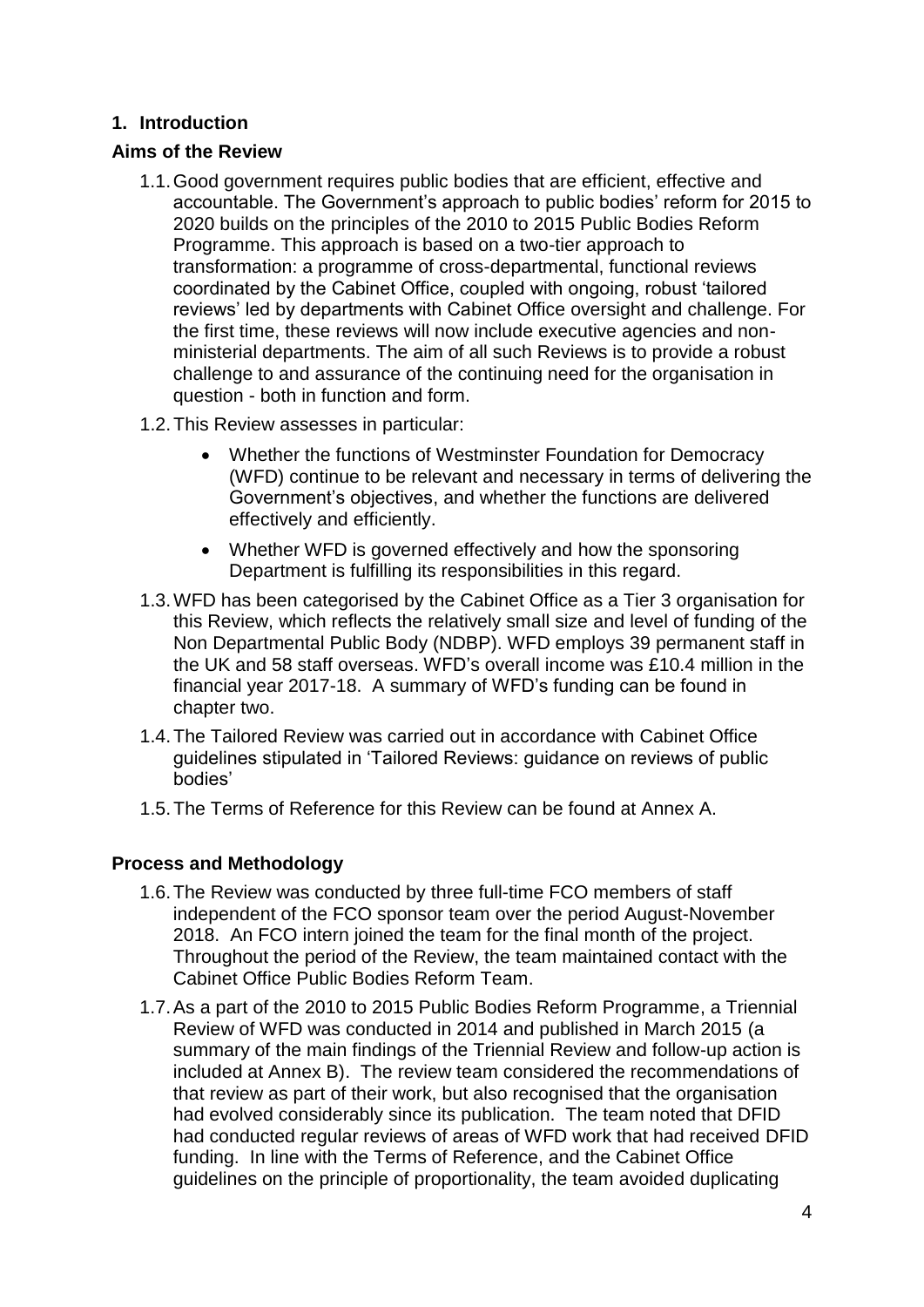## 1. Introduction

### Aims of the Review

1.1. Good government requires public bodies that are efficient, effective and accountable. The Government's approach to public bodies' reform for 2015 to 2020 builds on the principles of the 2010 to 2015 Public Bodies Reform Programme. This approach is based on a two-tier approach to transformation: a programme of cross-departmental, functional reviews coordinated by the Cabinet Office, coupled with ongoing, robust 'tailored reviews' led by departments with Cabinet Office oversight and challenge. For the first time, these reviews will now include executive agencies and non-ministerial departments. The aim of all such Reviews is to provide a robust challenge to and assurance of the continuing need for the organisation in question - both in function and form.

1.2. This Review assesses in particular:

- Whether the functions of Westminster Foundation for Democracy (WFD) continue to be relevant and necessary in terms of delivering the Government's objectives, and whether the functions are delivered effectively and efficiently.
- Whether WFD is governed effectively and how the sponsoring Department is fulfilling its responsibilities in this regard.

1.3. WFD has been categorised by the Cabinet Office as a Tier 3 organisation for this Review, which reflects the relatively small size and level of funding of the Non Departmental Public Body (NDBP). WFD employs 39 permanent staff in the UK and 58 staff overseas. WFD's overall income was £10.4 million in the financial year 2017-18. A summary of WFD's funding can be found in chapter two.

1.4. The Tailored Review was carried out in accordance with Cabinet Office guidelines stipulated in 'Tailored Reviews: guidance on reviews of public bodies'

1.5. The Terms of Reference for this Review can be found at Annex A.

### Process and Methodology

1.6. The Review was conducted by three full-time FCO members of staff independent of the FCO sponsor team over the period August-November 2018. An FCO intern joined the team for the final month of the project. Throughout the period of the Review, the team maintained contact with the Cabinet Office Public Bodies Reform Team.

1.7. As a part of the 2010 to 2015 Public Bodies Reform Programme, a Triennial Review of WFD was conducted in 2014 and published in March 2015 (a summary of the main findings of the Triennial Review and follow-up action is included at Annex B). The review team considered the recommendations of that review as part of their work, but also recognised that the organisation had evolved considerably since its publication. The team noted that DFID had conducted regular reviews of areas of WFD work that had received DFID funding. In line with the Terms of Reference, and the Cabinet Office guidelines on the principle of proportionality, the team avoided duplicating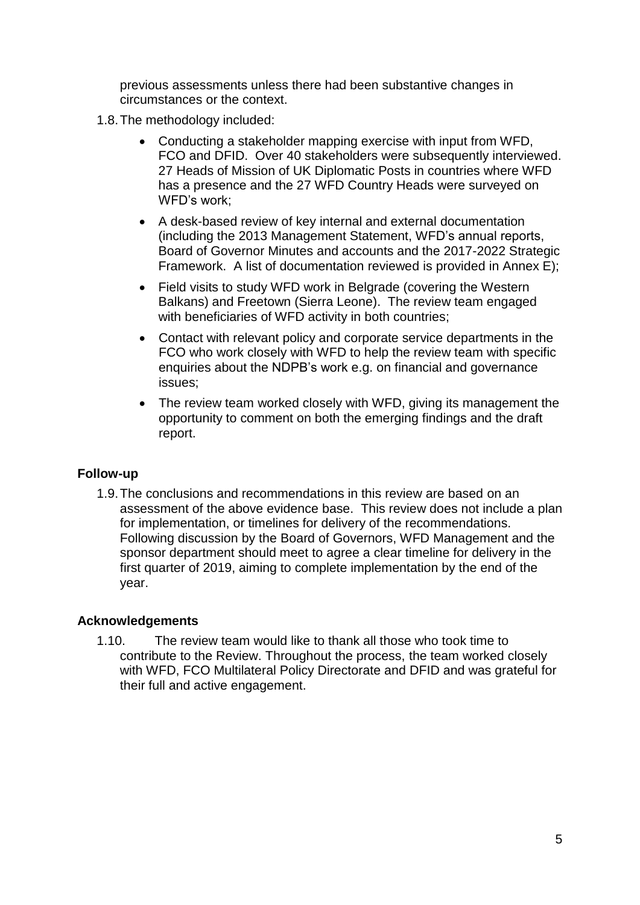previous assessments unless there had been substantive changes in circumstances or the context.

1.8. The methodology included:

- Conducting a stakeholder mapping exercise with input from WFD, FCO and DFID. Over 40 stakeholders were subsequently interviewed. 27 Heads of Mission of UK Diplomatic Posts in countries where WFD has a presence and the 27 WFD Country Heads were surveyed on WFD's work;
- A desk-based review of key internal and external documentation (including the 2013 Management Statement, WFD's annual reports, Board of Governor Minutes and accounts and the 2017-2022 Strategic Framework. A list of documentation reviewed is provided in Annex E);
- Field visits to study WFD work in Belgrade (covering the Western Balkans) and Freetown (Sierra Leone). The review team engaged with beneficiaries of WFD activity in both countries;
- Contact with relevant policy and corporate service departments in the FCO who work closely with WFD to help the review team with specific enquiries about the NDPB's work e.g. on financial and governance issues;
- The review team worked closely with WFD, giving its management the opportunity to comment on both the emerging findings and the draft report.

## Follow-up

1.9. The conclusions and recommendations in this review are based on an assessment of the above evidence base. This review does not include a plan for implementation, or timelines for delivery of the recommendations. Following discussion by the Board of Governors, WFD Management and the sponsor department should meet to agree a clear timeline for delivery in the first quarter of 2019, aiming to complete implementation by the end of the year.

## Acknowledgements

1.10. The review team would like to thank all those who took time to contribute to the Review. Throughout the process, the team worked closely with WFD, FCO Multilateral Policy Directorate and DFID and was grateful for their full and active engagement.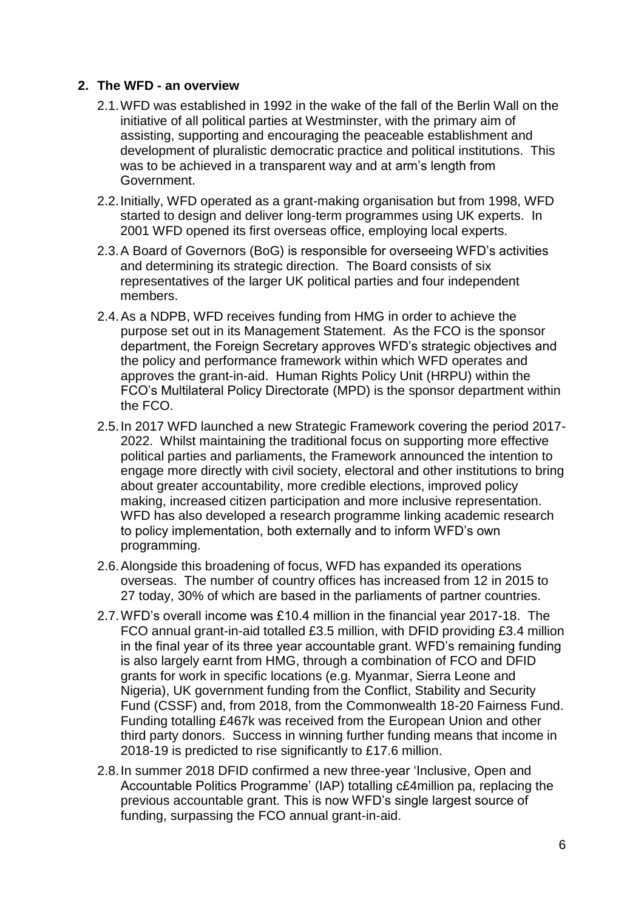## 2. The WFD - an overview

2.1. WFD was established in 1992 in the wake of the fall of the Berlin Wall on the initiative of all political parties at Westminster, with the primary aim of assisting, supporting and encouraging the peaceable establishment and development of pluralistic democratic practice and political institutions. This was to be achieved in a transparent way and at arm's length from Government.

2.2. Initially, WFD operated as a grant-making organisation but from 1998, WFD started to design and deliver long-term programmes using UK experts. In 2001 WFD opened its first overseas office, employing local experts.

2.3. A Board of Governors (BoG) is responsible for overseeing WFD's activities and determining its strategic direction. The Board consists of six representatives of the larger UK political parties and four independent members.

2.4. As a NDPB, WFD receives funding from HMG in order to achieve the purpose set out in its Management Statement. As the FCO is the sponsor department, the Foreign Secretary approves WFD's strategic objectives and the policy and performance framework within which WFD operates and approves the grant-in-aid. Human Rights Policy Unit (HRPU) within the FCO's Multilateral Policy Directorate (MPD) is the sponsor department within the FCO.

2.5. In 2017 WFD launched a new Strategic Framework covering the period 2017-2022. Whilst maintaining the traditional focus on supporting more effective political parties and parliaments, the Framework announced the intention to engage more directly with civil society, electoral and other institutions to bring about greater accountability, more credible elections, improved policy making, increased citizen participation and more inclusive representation. WFD has also developed a research programme linking academic research to policy implementation, both externally and to inform WFD's own programming.

2.6. Alongside this broadening of focus, WFD has expanded its operations overseas. The number of country offices has increased from 12 in 2015 to 27 today, 30% of which are based in the parliaments of partner countries.

2.7. WFD's overall income was £10.4 million in the financial year 2017-18. The FCO annual grant-in-aid totalled £3.5 million, with DFID providing £3.4 million in the final year of its three year accountable grant. WFD's remaining funding is also largely earnt from HMG, through a combination of FCO and DFID grants for work in specific locations (e.g. Myanmar, Sierra Leone and Nigeria), UK government funding from the Conflict, Stability and Security Fund (CSSF) and, from 2018, from the Commonwealth 18-20 Fairness Fund. Funding totalling £467k was received from the European Union and other third party donors. Success in winning further funding means that income in 2018-19 is predicted to rise significantly to £17.6 million.

2.8. In summer 2018 DFID confirmed a new three-year 'Inclusive, Open and Accountable Politics Programme' (IAP) totalling c£4million pa, replacing the previous accountable grant. This is now WFD's single largest source of funding, surpassing the FCO annual grant-in-aid.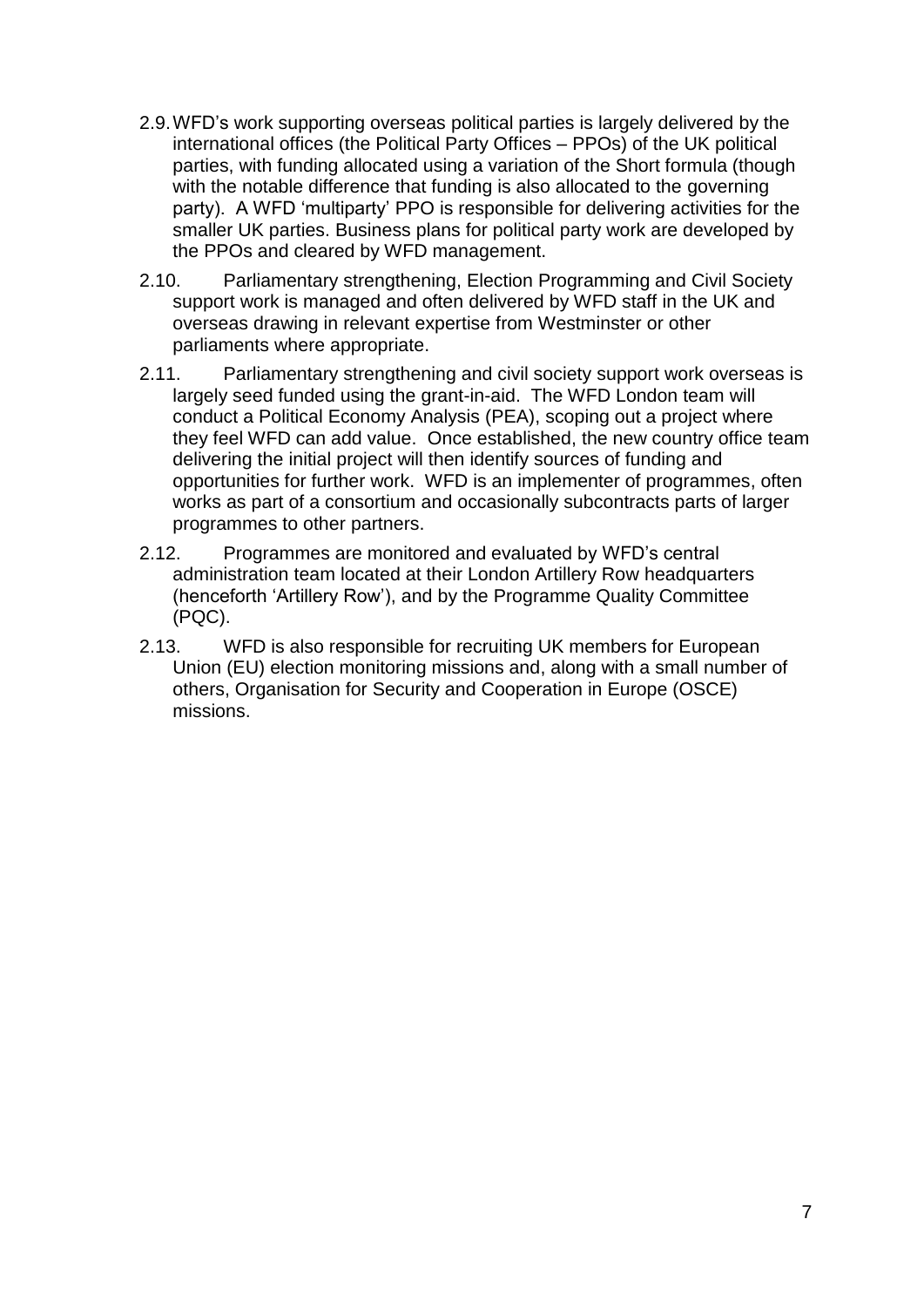2.9. WFD's work supporting overseas political parties is largely delivered by the international offices (the Political Party Offices – PPOs) of the UK political parties, with funding allocated using a variation of the Short formula (though with the notable difference that funding is also allocated to the governing party). A WFD 'multiparty' PPO is responsible for delivering activities for the smaller UK parties. Business plans for political party work are developed by the PPOs and cleared by WFD management.

2.10. Parliamentary strengthening, Election Programming and Civil Society support work is managed and often delivered by WFD staff in the UK and overseas drawing in relevant expertise from Westminster or other parliaments where appropriate.

2.11. Parliamentary strengthening and civil society support work overseas is largely seed funded using the grant-in-aid. The WFD London team will conduct a Political Economy Analysis (PEA), scoping out a project where they feel WFD can add value. Once established, the new country office team delivering the initial project will then identify sources of funding and opportunities for further work. WFD is an implementer of programmes, often works as part of a consortium and occasionally subcontracts parts of larger programmes to other partners.

2.12. Programmes are monitored and evaluated by WFD's central administration team located at their London Artillery Row headquarters (henceforth 'Artillery Row'), and by the Programme Quality Committee (PQC).

2.13. WFD is also responsible for recruiting UK members for European Union (EU) election monitoring missions and, along with a small number of others, Organisation for Security and Cooperation in Europe (OSCE) missions.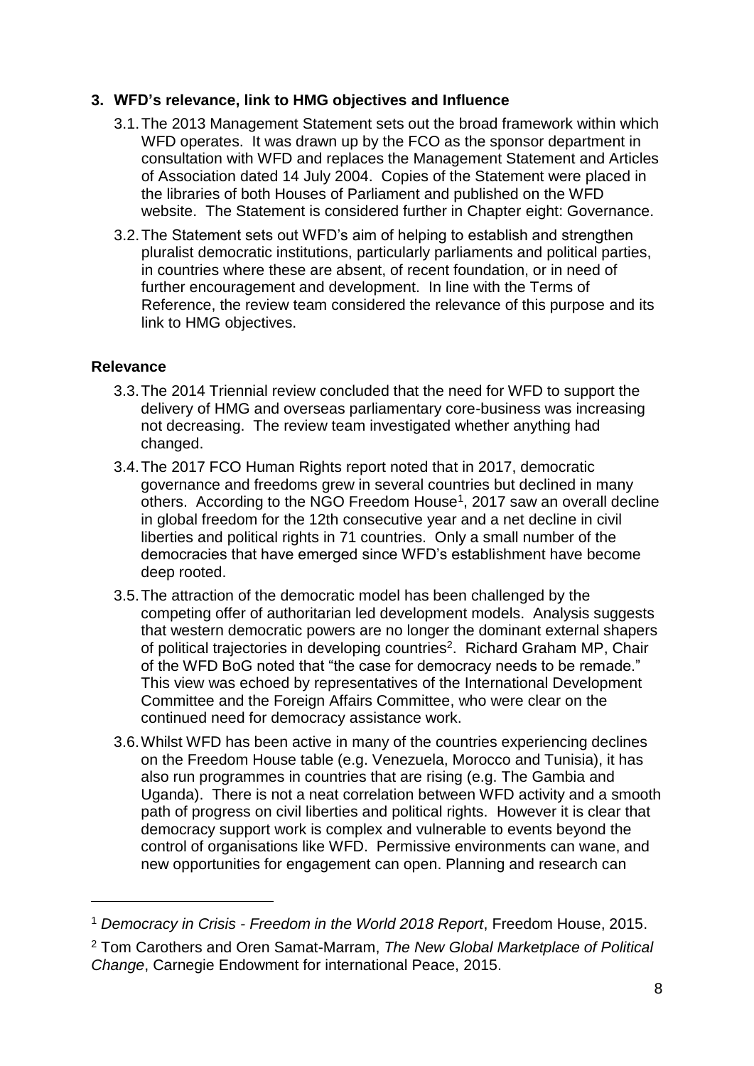## 3. WFD's relevance, link to HMG objectives and Influence

3.1. The 2013 Management Statement sets out the broad framework within which WFD operates. It was drawn up by the FCO as the sponsor department in consultation with WFD and replaces the Management Statement and Articles of Association dated 14 July 2004. Copies of the Statement were placed in the libraries of both Houses of Parliament and published on the WFD website. The Statement is considered further in Chapter eight: Governance.

3.2. The Statement sets out WFD's aim of helping to establish and strengthen pluralist democratic institutions, particularly parliaments and political parties, in countries where these are absent, of recent foundation, or in need of further encouragement and development. In line with the Terms of Reference, the review team considered the relevance of this purpose and its link to HMG objectives.

### Relevance

3.3. The 2014 Triennial review concluded that the need for WFD to support the delivery of HMG and overseas parliamentary core-business was increasing not decreasing. The review team investigated whether anything had changed.

3.4. The 2017 FCO Human Rights report noted that in 2017, democratic governance and freedoms grew in several countries but declined in many others. According to the NGO Freedom House[1], 2017 saw an overall decline in global freedom for the 12th consecutive year and a net decline in civil liberties and political rights in 71 countries. Only a small number of the democracies that have emerged since WFD's establishment have become deep rooted.

3.5. The attraction of the democratic model has been challenged by the competing offer of authoritarian led development models. Analysis suggests that western democratic powers are no longer the dominant external shapers of political trajectories in developing countries[2]. Richard Graham MP, Chair of the WFD BoG noted that "the case for democracy needs to be remade." This view was echoed by representatives of the International Development Committee and the Foreign Affairs Committee, who were clear on the continued need for democracy assistance work.

3.6. Whilst WFD has been active in many of the countries experiencing declines on the Freedom House table (e.g. Venezuela, Morocco and Tunisia), it has also run programmes in countries that are rising (e.g. The Gambia and Uganda). There is not a neat correlation between WFD activity and a smooth path of progress on civil liberties and political rights. However it is clear that democracy support work is complex and vulnerable to events beyond the control of organisations like WFD. Permissive environments can wane, and new opportunities for engagement can open. Planning and research can

---

[1] *Democracy in Crisis - Freedom in the World 2018 Report*, Freedom House, 2015.

[2] Tom Carothers and Oren Samat-Marram, *The New Global Marketplace of Political Change*, Carnegie Endowment for international Peace, 2015.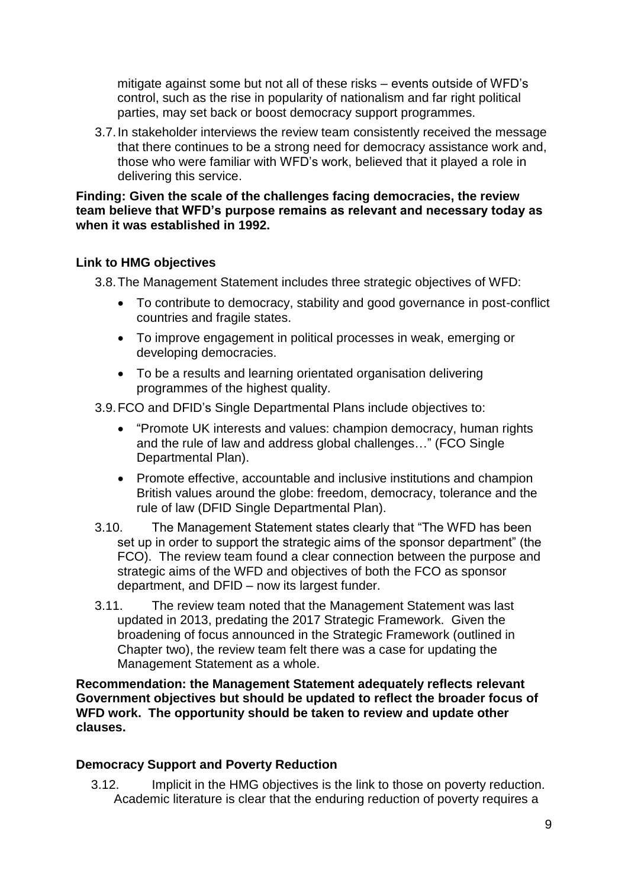mitigate against some but not all of these risks – events outside of WFD's control, such as the rise in popularity of nationalism and far right political parties, may set back or boost democracy support programmes.

3.7. In stakeholder interviews the review team consistently received the message that there continues to be a strong need for democracy assistance work and, those who were familiar with WFD's work, believed that it played a role in delivering this service.

**Finding: Given the scale of the challenges facing democracies, the review team believe that WFD's purpose remains as relevant and necessary today as when it was established in 1992.**

### Link to HMG objectives

3.8. The Management Statement includes three strategic objectives of WFD:

- To contribute to democracy, stability and good governance in post-conflict countries and fragile states.
- To improve engagement in political processes in weak, emerging or developing democracies.
- To be a results and learning orientated organisation delivering programmes of the highest quality.

3.9. FCO and DFID's Single Departmental Plans include objectives to:

- "Promote UK interests and values: champion democracy, human rights and the rule of law and address global challenges…" (FCO Single Departmental Plan).
- Promote effective, accountable and inclusive institutions and champion British values around the globe: freedom, democracy, tolerance and the rule of law (DFID Single Departmental Plan).

3.10. The Management Statement states clearly that "The WFD has been set up in order to support the strategic aims of the sponsor department" (the FCO). The review team found a clear connection between the purpose and strategic aims of the WFD and objectives of both the FCO as sponsor department, and DFID – now its largest funder.

3.11. The review team noted that the Management Statement was last updated in 2013, predating the 2017 Strategic Framework. Given the broadening of focus announced in the Strategic Framework (outlined in Chapter two), the review team felt there was a case for updating the Management Statement as a whole.

**Recommendation: the Management Statement adequately reflects relevant Government objectives but should be updated to reflect the broader focus of WFD work. The opportunity should be taken to review and update other clauses.**

### Democracy Support and Poverty Reduction

3.12. Implicit in the HMG objectives is the link to those on poverty reduction. Academic literature is clear that the enduring reduction of poverty requires a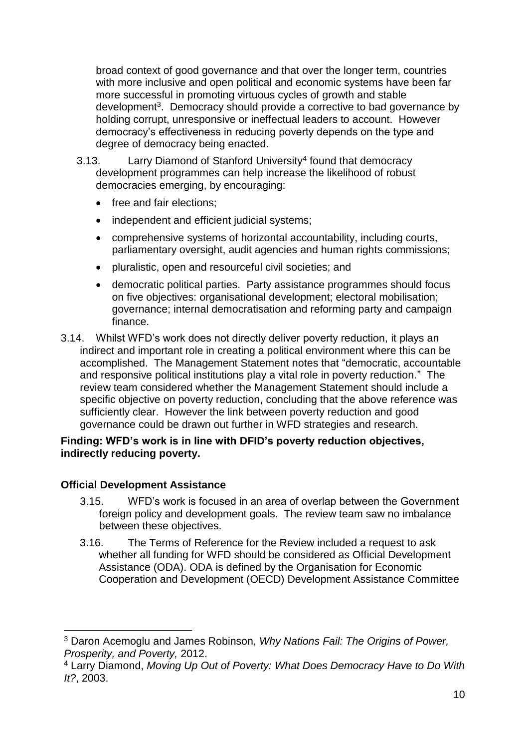broad context of good governance and that over the longer term, countries with more inclusive and open political and economic systems have been far more successful in promoting virtuous cycles of growth and stable development[3]. Democracy should provide a corrective to bad governance by holding corrupt, unresponsive or ineffectual leaders to account. However democracy's effectiveness in reducing poverty depends on the type and degree of democracy being enacted.

3.13. Larry Diamond of Stanford University[4] found that democracy development programmes can help increase the likelihood of robust democracies emerging, by encouraging:

- free and fair elections;
- independent and efficient judicial systems;
- comprehensive systems of horizontal accountability, including courts, parliamentary oversight, audit agencies and human rights commissions;
- pluralistic, open and resourceful civil societies; and
- democratic political parties. Party assistance programmes should focus on five objectives: organisational development; electoral mobilisation; governance; internal democratisation and reforming party and campaign finance.

3.14. Whilst WFD's work does not directly deliver poverty reduction, it plays an indirect and important role in creating a political environment where this can be accomplished. The Management Statement notes that "democratic, accountable and responsive political institutions play a vital role in poverty reduction." The review team considered whether the Management Statement should include a specific objective on poverty reduction, concluding that the above reference was sufficiently clear. However the link between poverty reduction and good governance could be drawn out further in WFD strategies and research.

**Finding: WFD's work is in line with DFID's poverty reduction objectives, indirectly reducing poverty.**

### Official Development Assistance

3.15. WFD's work is focused in an area of overlap between the Government foreign policy and development goals. The review team saw no imbalance between these objectives.

3.16. The Terms of Reference for the Review included a request to ask whether all funding for WFD should be considered as Official Development Assistance (ODA). ODA is defined by the Organisation for Economic Cooperation and Development (OECD) Development Assistance Committee

---

[3] Daron Acemoglu and James Robinson, *Why Nations Fail: The Origins of Power, Prosperity, and Poverty,* 2012.

[4] Larry Diamond, *Moving Up Out of Poverty: What Does Democracy Have to Do With It?*, 2003.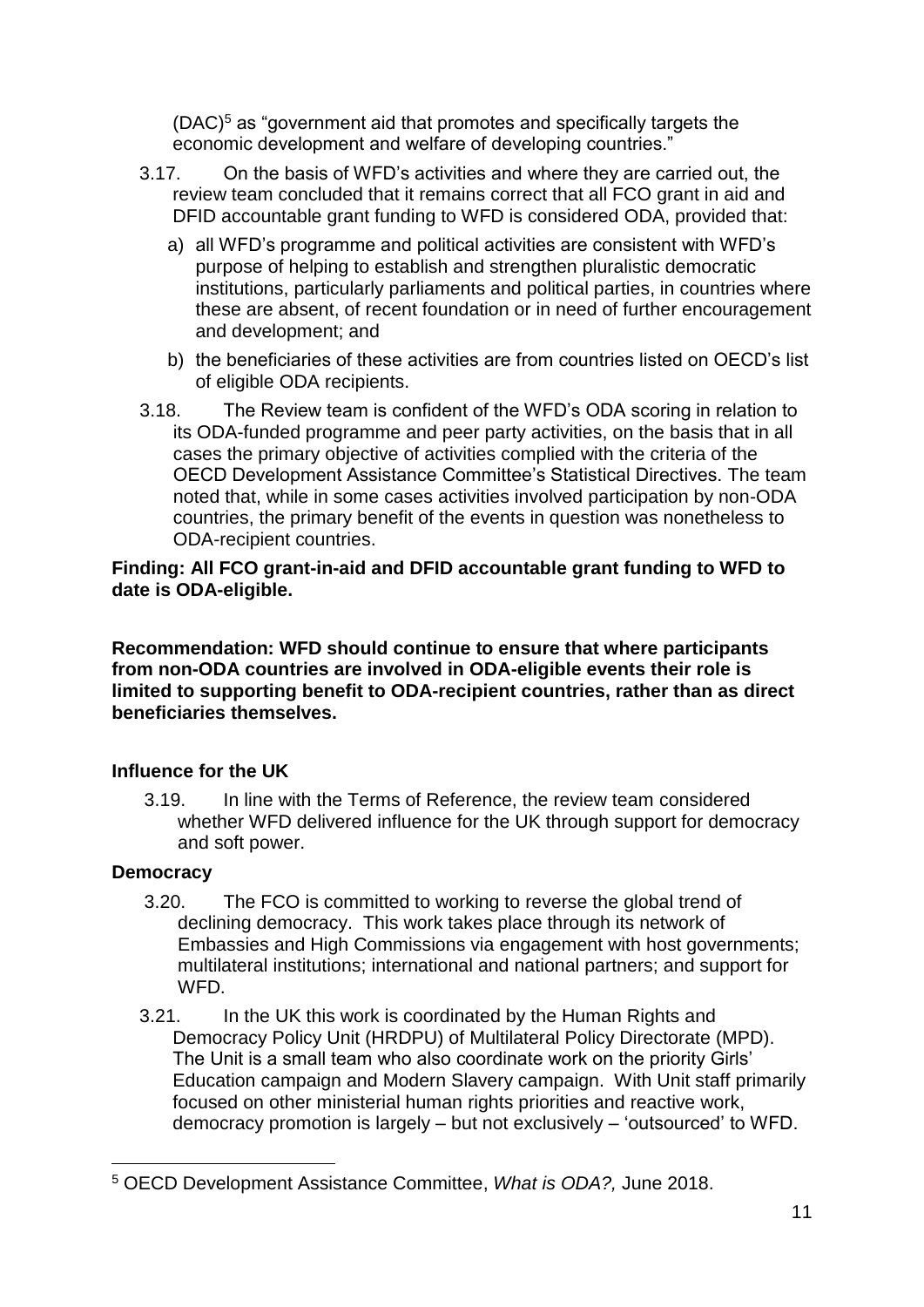(DAC)[5] as "government aid that promotes and specifically targets the economic development and welfare of developing countries."

3.17. On the basis of WFD's activities and where they are carried out, the review team concluded that it remains correct that all FCO grant in aid and DFID accountable grant funding to WFD is considered ODA, provided that:

a) all WFD's programme and political activities are consistent with WFD's purpose of helping to establish and strengthen pluralistic democratic institutions, particularly parliaments and political parties, in countries where these are absent, of recent foundation or in need of further encouragement and development; and

b) the beneficiaries of these activities are from countries listed on OECD's list of eligible ODA recipients.

3.18. The Review team is confident of the WFD's ODA scoring in relation to its ODA-funded programme and peer party activities, on the basis that in all cases the primary objective of activities complied with the criteria of the OECD Development Assistance Committee's Statistical Directives. The team noted that, while in some cases activities involved participation by non-ODA countries, the primary benefit of the events in question was nonetheless to ODA-recipient countries.

**Finding: All FCO grant-in-aid and DFID accountable grant funding to WFD to date is ODA-eligible.**

**Recommendation: WFD should continue to ensure that where participants from non-ODA countries are involved in ODA-eligible events their role is limited to supporting benefit to ODA-recipient countries, rather than as direct beneficiaries themselves.**

**Influence for the UK**

3.19. In line with the Terms of Reference, the review team considered whether WFD delivered influence for the UK through support for democracy and soft power.

**Democracy**

3.20. The FCO is committed to working to reverse the global trend of declining democracy. This work takes place through its network of Embassies and High Commissions via engagement with host governments; multilateral institutions; international and national partners; and support for WFD.

3.21. In the UK this work is coordinated by the Human Rights and Democracy Policy Unit (HRDPU) of Multilateral Policy Directorate (MPD). The Unit is a small team who also coordinate work on the priority Girls' Education campaign and Modern Slavery campaign. With Unit staff primarily focused on other ministerial human rights priorities and reactive work, democracy promotion is largely – but not exclusively – 'outsourced' to WFD.

[5] OECD Development Assistance Committee, *What is ODA?,* June 2018.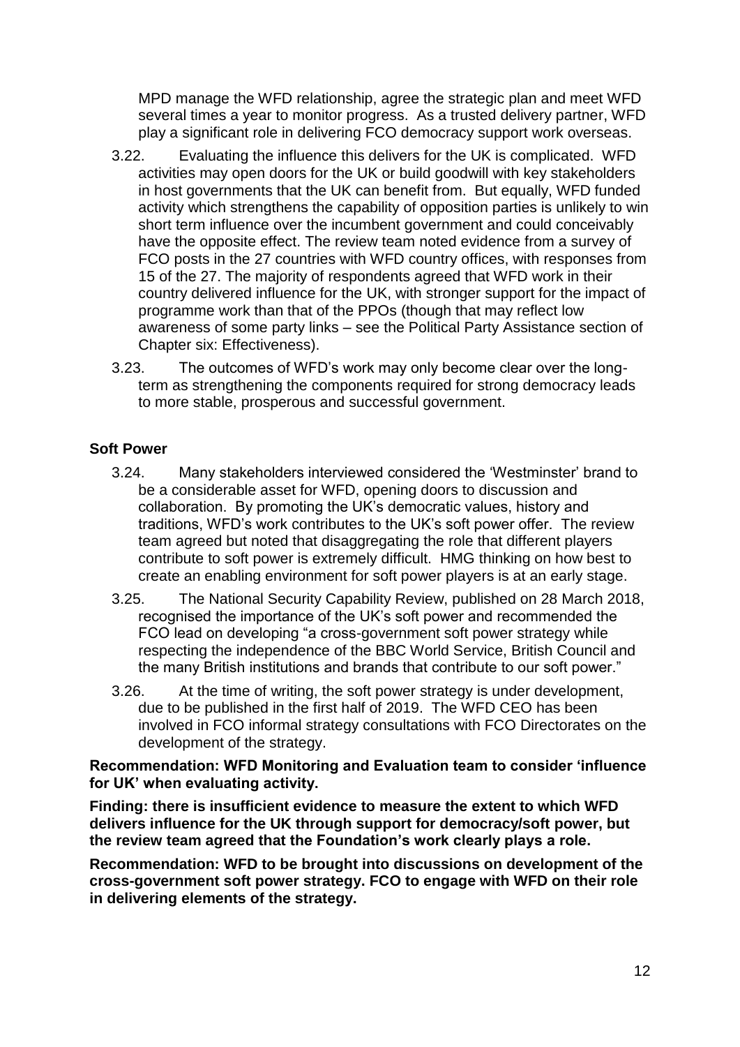MPD manage the WFD relationship, agree the strategic plan and meet WFD several times a year to monitor progress. As a trusted delivery partner, WFD play a significant role in delivering FCO democracy support work overseas.

3.22. Evaluating the influence this delivers for the UK is complicated. WFD activities may open doors for the UK or build goodwill with key stakeholders in host governments that the UK can benefit from. But equally, WFD funded activity which strengthens the capability of opposition parties is unlikely to win short term influence over the incumbent government and could conceivably have the opposite effect. The review team noted evidence from a survey of FCO posts in the 27 countries with WFD country offices, with responses from 15 of the 27. The majority of respondents agreed that WFD work in their country delivered influence for the UK, with stronger support for the impact of programme work than that of the PPOs (though that may reflect low awareness of some party links – see the Political Party Assistance section of Chapter six: Effectiveness).

3.23. The outcomes of WFD's work may only become clear over the long-term as strengthening the components required for strong democracy leads to more stable, prosperous and successful government.

**Soft Power**

3.24. Many stakeholders interviewed considered the 'Westminster' brand to be a considerable asset for WFD, opening doors to discussion and collaboration. By promoting the UK's democratic values, history and traditions, WFD's work contributes to the UK's soft power offer. The review team agreed but noted that disaggregating the role that different players contribute to soft power is extremely difficult. HMG thinking on how best to create an enabling environment for soft power players is at an early stage.

3.25. The National Security Capability Review, published on 28 March 2018, recognised the importance of the UK's soft power and recommended the FCO lead on developing "a cross-government soft power strategy while respecting the independence of the BBC World Service, British Council and the many British institutions and brands that contribute to our soft power."

3.26. At the time of writing, the soft power strategy is under development, due to be published in the first half of 2019. The WFD CEO has been involved in FCO informal strategy consultations with FCO Directorates on the development of the strategy.

**Recommendation: WFD Monitoring and Evaluation team to consider 'influence for UK' when evaluating activity.**

**Finding: there is insufficient evidence to measure the extent to which WFD delivers influence for the UK through support for democracy/soft power, but the review team agreed that the Foundation's work clearly plays a role.**

**Recommendation: WFD to be brought into discussions on development of the cross-government soft power strategy. FCO to engage with WFD on their role in delivering elements of the strategy.**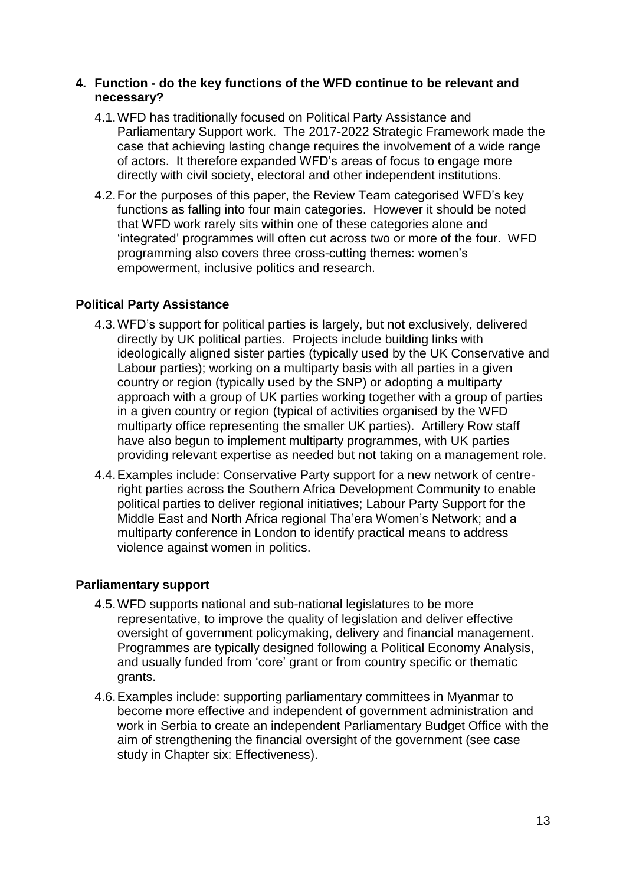## 4. Function - do the key functions of the WFD continue to be relevant and necessary?

4.1. WFD has traditionally focused on Political Party Assistance and Parliamentary Support work. The 2017-2022 Strategic Framework made the case that achieving lasting change requires the involvement of a wide range of actors. It therefore expanded WFD's areas of focus to engage more directly with civil society, electoral and other independent institutions.

4.2. For the purposes of this paper, the Review Team categorised WFD's key functions as falling into four main categories. However it should be noted that WFD work rarely sits within one of these categories alone and 'integrated' programmes will often cut across two or more of the four. WFD programming also covers three cross-cutting themes: women's empowerment, inclusive politics and research.

### Political Party Assistance

4.3. WFD's support for political parties is largely, but not exclusively, delivered directly by UK political parties. Projects include building links with ideologically aligned sister parties (typically used by the UK Conservative and Labour parties); working on a multiparty basis with all parties in a given country or region (typically used by the SNP) or adopting a multiparty approach with a group of UK parties working together with a group of parties in a given country or region (typical of activities organised by the WFD multiparty office representing the smaller UK parties). Artillery Row staff have also begun to implement multiparty programmes, with UK parties providing relevant expertise as needed but not taking on a management role.

4.4. Examples include: Conservative Party support for a new network of centre-right parties across the Southern Africa Development Community to enable political parties to deliver regional initiatives; Labour Party Support for the Middle East and North Africa regional Tha'era Women's Network; and a multiparty conference in London to identify practical means to address violence against women in politics.

### Parliamentary support

4.5. WFD supports national and sub-national legislatures to be more representative, to improve the quality of legislation and deliver effective oversight of government policymaking, delivery and financial management. Programmes are typically designed following a Political Economy Analysis, and usually funded from 'core' grant or from country specific or thematic grants.

4.6. Examples include: supporting parliamentary committees in Myanmar to become more effective and independent of government administration and work in Serbia to create an independent Parliamentary Budget Office with the aim of strengthening the financial oversight of the government (see case study in Chapter six: Effectiveness).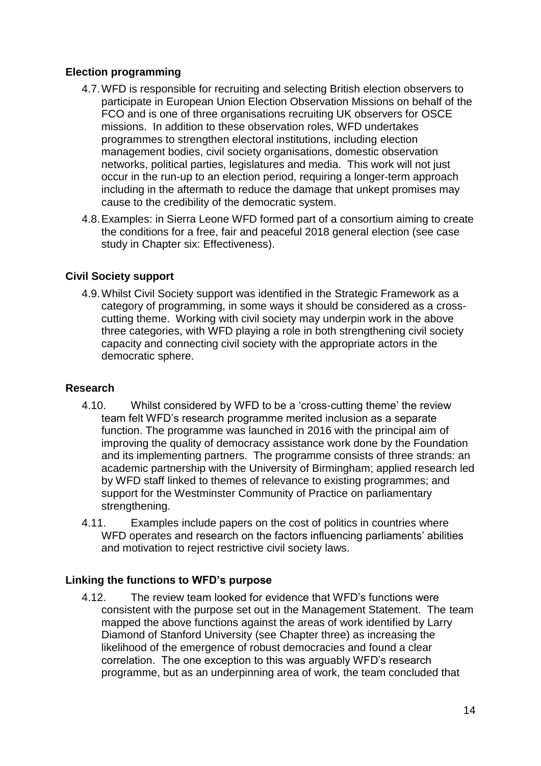### Election programming

4.7. WFD is responsible for recruiting and selecting British election observers to participate in European Union Election Observation Missions on behalf of the FCO and is one of three organisations recruiting UK observers for OSCE missions. In addition to these observation roles, WFD undertakes programmes to strengthen electoral institutions, including election management bodies, civil society organisations, domestic observation networks, political parties, legislatures and media. This work will not just occur in the run-up to an election period, requiring a longer-term approach including in the aftermath to reduce the damage that unkept promises may cause to the credibility of the democratic system.

4.8. Examples: in Sierra Leone WFD formed part of a consortium aiming to create the conditions for a free, fair and peaceful 2018 general election (see case study in Chapter six: Effectiveness).

### Civil Society support

4.9. Whilst Civil Society support was identified in the Strategic Framework as a category of programming, in some ways it should be considered as a cross-cutting theme. Working with civil society may underpin work in the above three categories, with WFD playing a role in both strengthening civil society capacity and connecting civil society with the appropriate actors in the democratic sphere.

### Research

4.10. Whilst considered by WFD to be a 'cross-cutting theme' the review team felt WFD's research programme merited inclusion as a separate function. The programme was launched in 2016 with the principal aim of improving the quality of democracy assistance work done by the Foundation and its implementing partners. The programme consists of three strands: an academic partnership with the University of Birmingham; applied research led by WFD staff linked to themes of relevance to existing programmes; and support for the Westminster Community of Practice on parliamentary strengthening.

4.11. Examples include papers on the cost of politics in countries where WFD operates and research on the factors influencing parliaments' abilities and motivation to reject restrictive civil society laws.

### Linking the functions to WFD's purpose

4.12. The review team looked for evidence that WFD's functions were consistent with the purpose set out in the Management Statement. The team mapped the above functions against the areas of work identified by Larry Diamond of Stanford University (see Chapter three) as increasing the likelihood of the emergence of robust democracies and found a clear correlation. The one exception to this was arguably WFD's research programme, but as an underpinning area of work, the team concluded that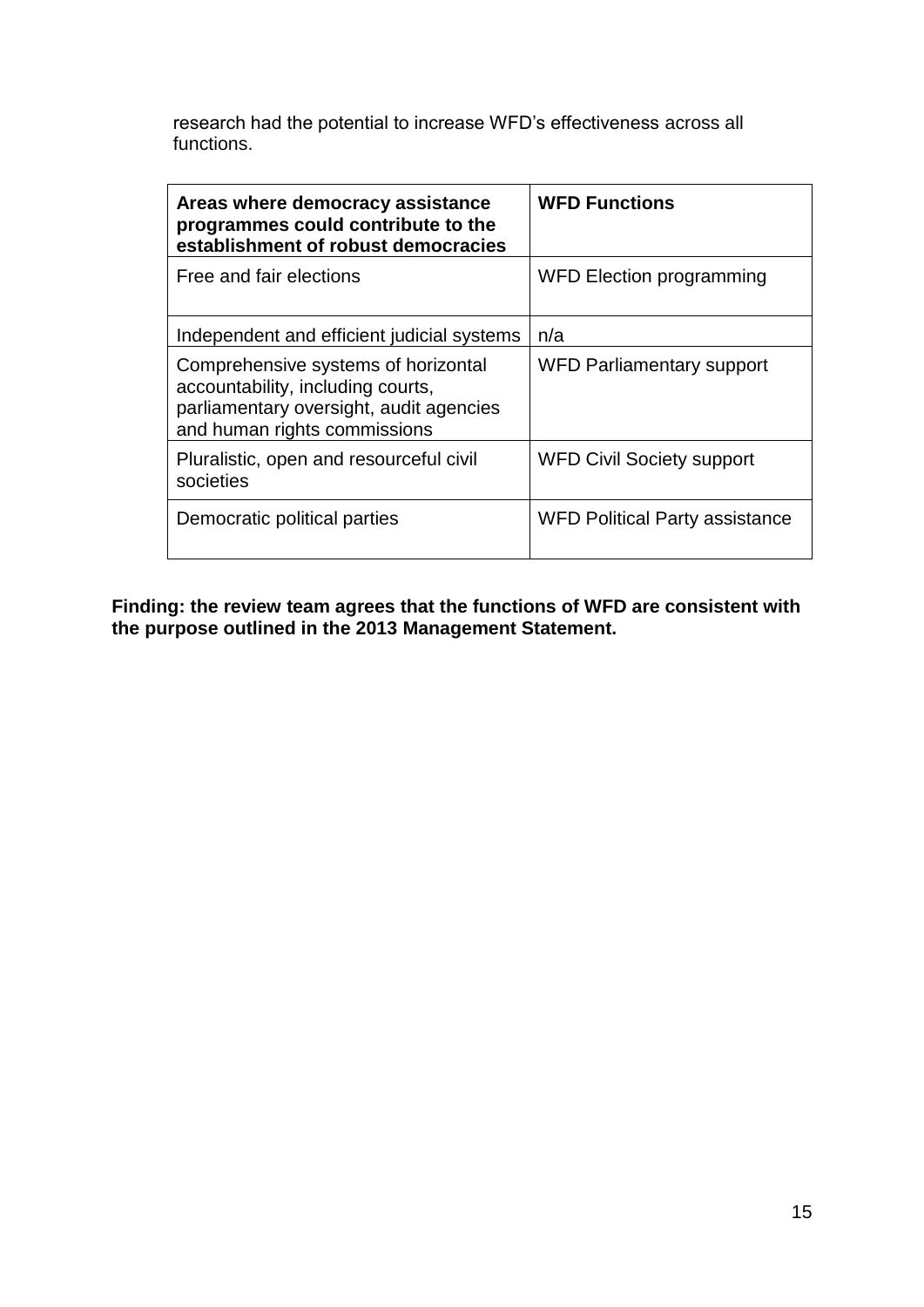research had the potential to increase WFD's effectiveness across all functions.

| Areas where democracy assistance programmes could contribute to the establishment of robust democracies | WFD Functions |
|---|---|
| Free and fair elections | WFD Election programming |
| Independent and efficient judicial systems | n/a |
| Comprehensive systems of horizontal accountability, including courts, parliamentary oversight, audit agencies and human rights commissions | WFD Parliamentary support |
| Pluralistic, open and resourceful civil societies | WFD Civil Society support |
| Democratic political parties | WFD Political Party assistance |

**Finding: the review team agrees that the functions of WFD are consistent with the purpose outlined in the 2013 Management Statement.**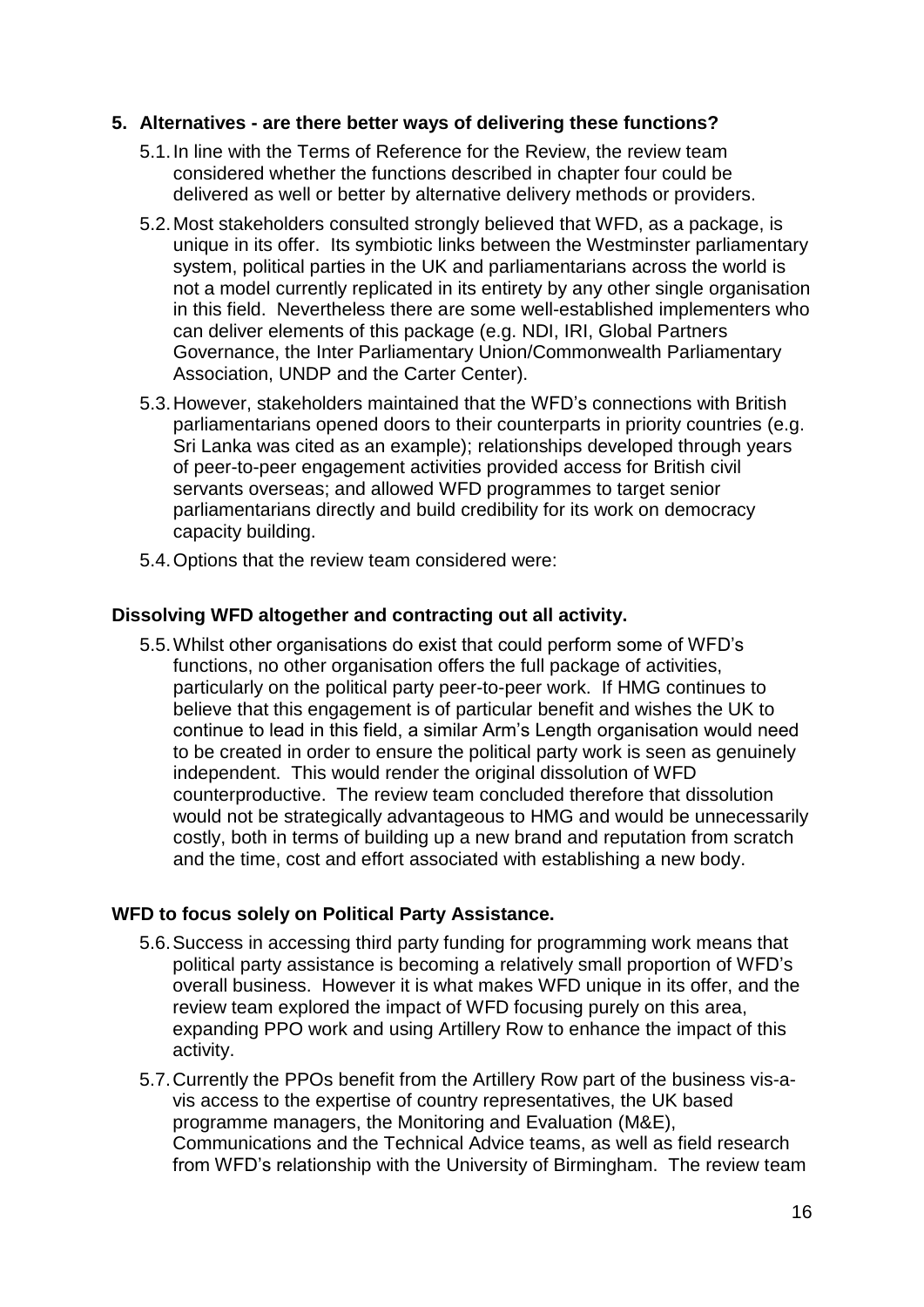## 5. Alternatives - are there better ways of delivering these functions?

5.1. In line with the Terms of Reference for the Review, the review team considered whether the functions described in chapter four could be delivered as well or better by alternative delivery methods or providers.

5.2. Most stakeholders consulted strongly believed that WFD, as a package, is unique in its offer. Its symbiotic links between the Westminster parliamentary system, political parties in the UK and parliamentarians across the world is not a model currently replicated in its entirety by any other single organisation in this field. Nevertheless there are some well-established implementers who can deliver elements of this package (e.g. NDI, IRI, Global Partners Governance, the Inter Parliamentary Union/Commonwealth Parliamentary Association, UNDP and the Carter Center).

5.3. However, stakeholders maintained that the WFD's connections with British parliamentarians opened doors to their counterparts in priority countries (e.g. Sri Lanka was cited as an example); relationships developed through years of peer-to-peer engagement activities provided access for British civil servants overseas; and allowed WFD programmes to target senior parliamentarians directly and build credibility for its work on democracy capacity building.

5.4. Options that the review team considered were:

### Dissolving WFD altogether and contracting out all activity.

5.5. Whilst other organisations do exist that could perform some of WFD's functions, no other organisation offers the full package of activities, particularly on the political party peer-to-peer work. If HMG continues to believe that this engagement is of particular benefit and wishes the UK to continue to lead in this field, a similar Arm's Length organisation would need to be created in order to ensure the political party work is seen as genuinely independent. This would render the original dissolution of WFD counterproductive. The review team concluded therefore that dissolution would not be strategically advantageous to HMG and would be unnecessarily costly, both in terms of building up a new brand and reputation from scratch and the time, cost and effort associated with establishing a new body.

### WFD to focus solely on Political Party Assistance.

5.6. Success in accessing third party funding for programming work means that political party assistance is becoming a relatively small proportion of WFD's overall business. However it is what makes WFD unique in its offer, and the review team explored the impact of WFD focusing purely on this area, expanding PPO work and using Artillery Row to enhance the impact of this activity.

5.7. Currently the PPOs benefit from the Artillery Row part of the business vis-a-vis access to the expertise of country representatives, the UK based programme managers, the Monitoring and Evaluation (M&E), Communications and the Technical Advice teams, as well as field research from WFD's relationship with the University of Birmingham. The review team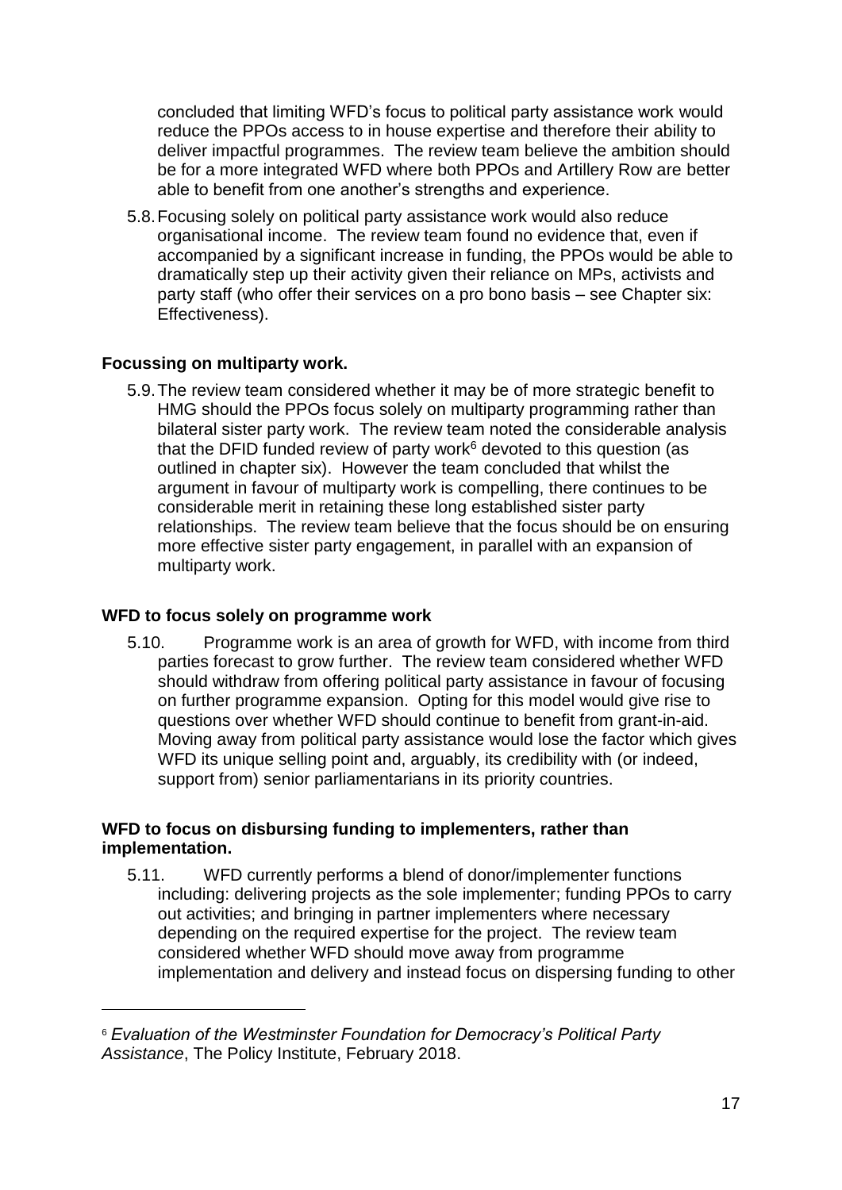concluded that limiting WFD's focus to political party assistance work would reduce the PPOs access to in house expertise and therefore their ability to deliver impactful programmes. The review team believe the ambition should be for a more integrated WFD where both PPOs and Artillery Row are better able to benefit from one another's strengths and experience.

5.8. Focusing solely on political party assistance work would also reduce organisational income. The review team found no evidence that, even if accompanied by a significant increase in funding, the PPOs would be able to dramatically step up their activity given their reliance on MPs, activists and party staff (who offer their services on a pro bono basis – see Chapter six: Effectiveness).

**Focussing on multiparty work.**

5.9. The review team considered whether it may be of more strategic benefit to HMG should the PPOs focus solely on multiparty programming rather than bilateral sister party work. The review team noted the considerable analysis that the DFID funded review of party work[6] devoted to this question (as outlined in chapter six). However the team concluded that whilst the argument in favour of multiparty work is compelling, there continues to be considerable merit in retaining these long established sister party relationships. The review team believe that the focus should be on ensuring more effective sister party engagement, in parallel with an expansion of multiparty work.

**WFD to focus solely on programme work**

5.10. Programme work is an area of growth for WFD, with income from third parties forecast to grow further. The review team considered whether WFD should withdraw from offering political party assistance in favour of focusing on further programme expansion. Opting for this model would give rise to questions over whether WFD should continue to benefit from grant-in-aid. Moving away from political party assistance would lose the factor which gives WFD its unique selling point and, arguably, its credibility with (or indeed, support from) senior parliamentarians in its priority countries.

**WFD to focus on disbursing funding to implementers, rather than implementation.**

5.11. WFD currently performs a blend of donor/implementer functions including: delivering projects as the sole implementer; funding PPOs to carry out activities; and bringing in partner implementers where necessary depending on the required expertise for the project. The review team considered whether WFD should move away from programme implementation and delivery and instead focus on dispersing funding to other

[6] *Evaluation of the Westminster Foundation for Democracy's Political Party Assistance*, The Policy Institute, February 2018.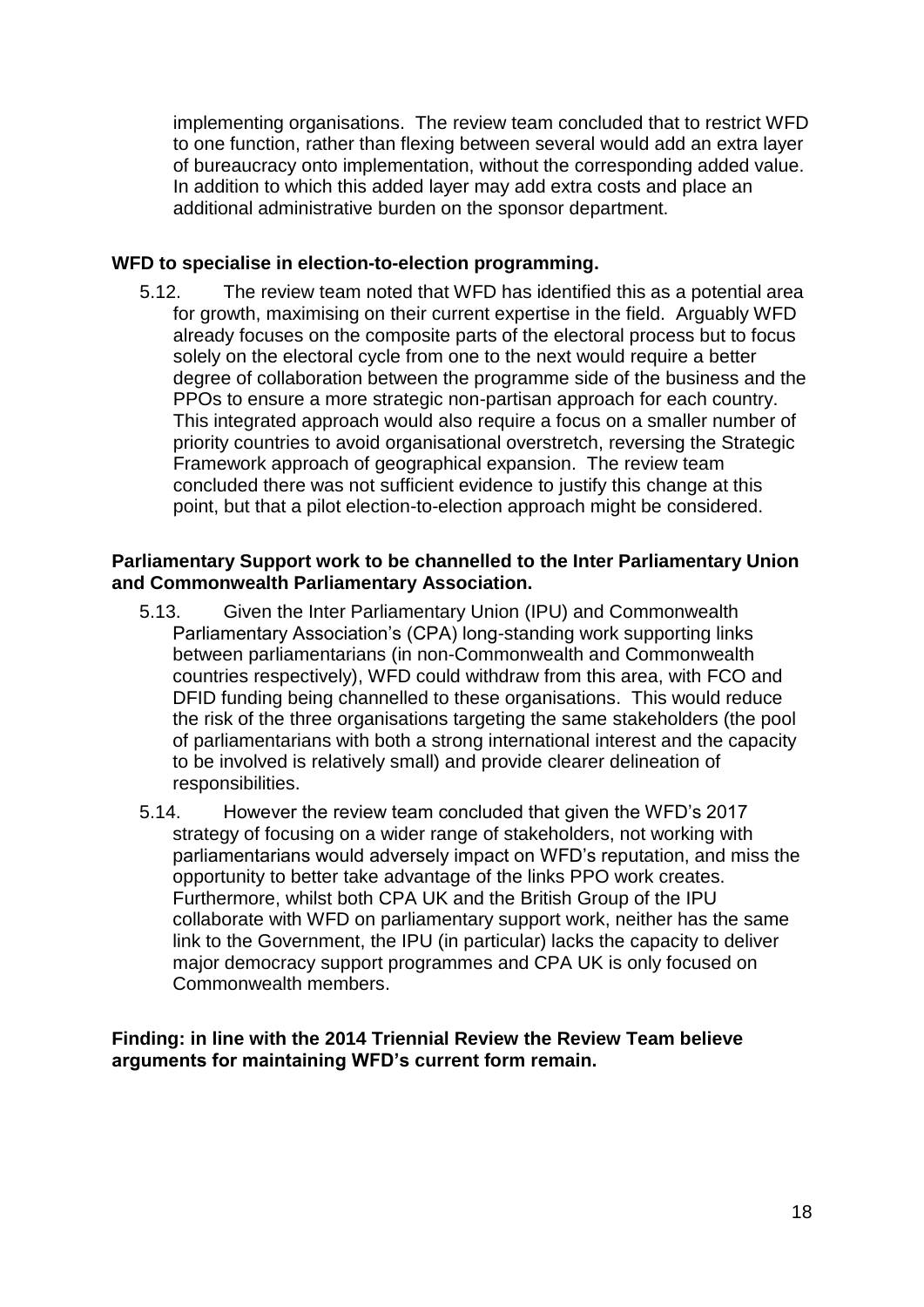implementing organisations. The review team concluded that to restrict WFD to one function, rather than flexing between several would add an extra layer of bureaucracy onto implementation, without the corresponding added value. In addition to which this added layer may add extra costs and place an additional administrative burden on the sponsor department.

**WFD to specialise in election-to-election programming.**

5.12. The review team noted that WFD has identified this as a potential area for growth, maximising on their current expertise in the field. Arguably WFD already focuses on the composite parts of the electoral process but to focus solely on the electoral cycle from one to the next would require a better degree of collaboration between the programme side of the business and the PPOs to ensure a more strategic non-partisan approach for each country. This integrated approach would also require a focus on a smaller number of priority countries to avoid organisational overstretch, reversing the Strategic Framework approach of geographical expansion. The review team concluded there was not sufficient evidence to justify this change at this point, but that a pilot election-to-election approach might be considered.

**Parliamentary Support work to be channelled to the Inter Parliamentary Union and Commonwealth Parliamentary Association.**

5.13. Given the Inter Parliamentary Union (IPU) and Commonwealth Parliamentary Association's (CPA) long-standing work supporting links between parliamentarians (in non-Commonwealth and Commonwealth countries respectively), WFD could withdraw from this area, with FCO and DFID funding being channelled to these organisations. This would reduce the risk of the three organisations targeting the same stakeholders (the pool of parliamentarians with both a strong international interest and the capacity to be involved is relatively small) and provide clearer delineation of responsibilities.

5.14. However the review team concluded that given the WFD's 2017 strategy of focusing on a wider range of stakeholders, not working with parliamentarians would adversely impact on WFD's reputation, and miss the opportunity to better take advantage of the links PPO work creates. Furthermore, whilst both CPA UK and the British Group of the IPU collaborate with WFD on parliamentary support work, neither has the same link to the Government, the IPU (in particular) lacks the capacity to deliver major democracy support programmes and CPA UK is only focused on Commonwealth members.

**Finding: in line with the 2014 Triennial Review the Review Team believe arguments for maintaining WFD's current form remain.**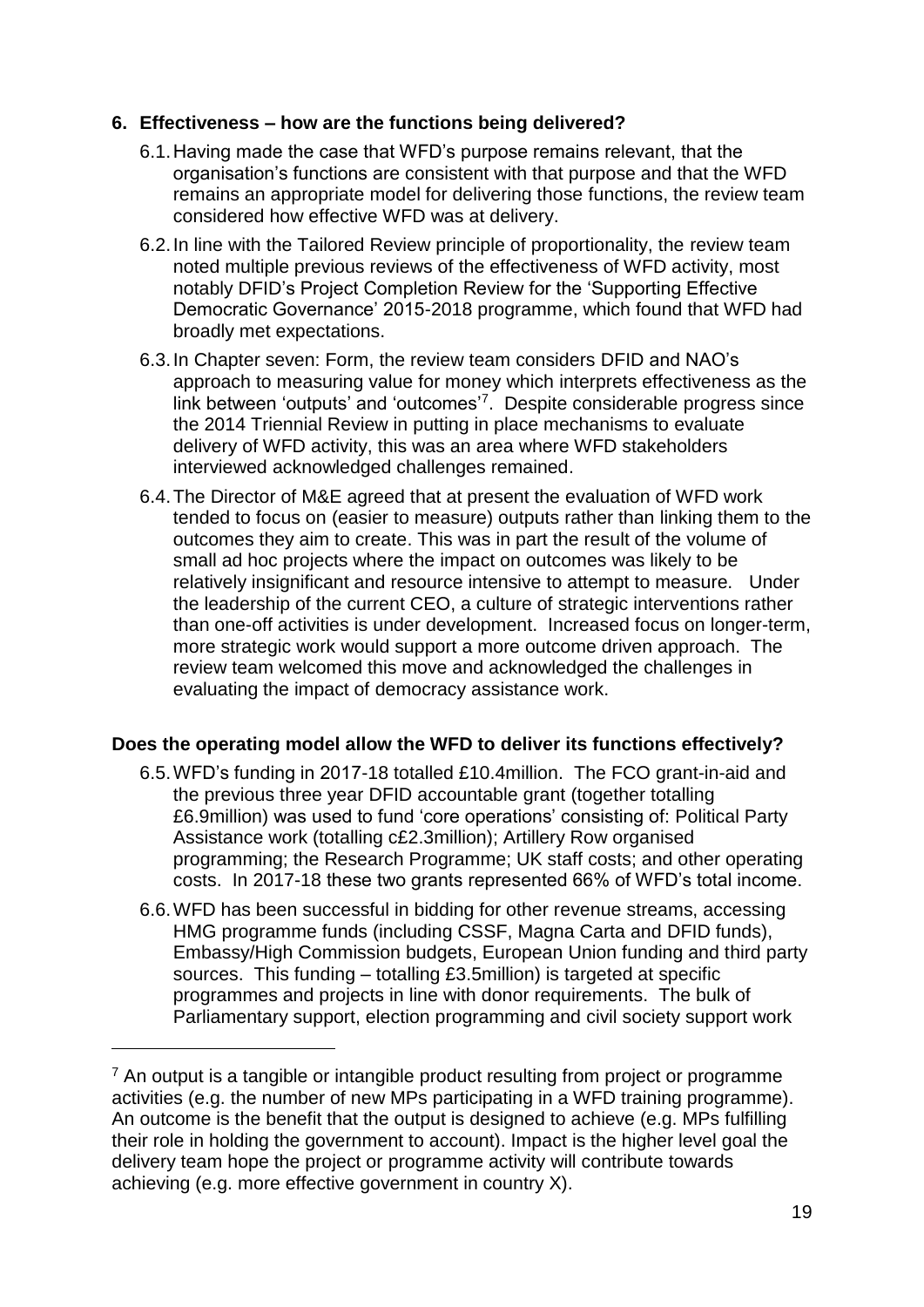## 6. Effectiveness – how are the functions being delivered?

6.1. Having made the case that WFD's purpose remains relevant, that the organisation's functions are consistent with that purpose and that the WFD remains an appropriate model for delivering those functions, the review team considered how effective WFD was at delivery.

6.2. In line with the Tailored Review principle of proportionality, the review team noted multiple previous reviews of the effectiveness of WFD activity, most notably DFID's Project Completion Review for the 'Supporting Effective Democratic Governance' 2015-2018 programme, which found that WFD had broadly met expectations.

6.3. In Chapter seven: Form, the review team considers DFID and NAO's approach to measuring value for money which interprets effectiveness as the link between 'outputs' and 'outcomes'[7]. Despite considerable progress since the 2014 Triennial Review in putting in place mechanisms to evaluate delivery of WFD activity, this was an area where WFD stakeholders interviewed acknowledged challenges remained.

6.4. The Director of M&E agreed that at present the evaluation of WFD work tended to focus on (easier to measure) outputs rather than linking them to the outcomes they aim to create. This was in part the result of the volume of small ad hoc projects where the impact on outcomes was likely to be relatively insignificant and resource intensive to attempt to measure. Under the leadership of the current CEO, a culture of strategic interventions rather than one-off activities is under development. Increased focus on longer-term, more strategic work would support a more outcome driven approach. The review team welcomed this move and acknowledged the challenges in evaluating the impact of democracy assistance work.

### Does the operating model allow the WFD to deliver its functions effectively?

6.5. WFD's funding in 2017-18 totalled £10.4million. The FCO grant-in-aid and the previous three year DFID accountable grant (together totalling £6.9million) was used to fund 'core operations' consisting of: Political Party Assistance work (totalling c£2.3million); Artillery Row organised programming; the Research Programme; UK staff costs; and other operating costs. In 2017-18 these two grants represented 66% of WFD's total income.

6.6. WFD has been successful in bidding for other revenue streams, accessing HMG programme funds (including CSSF, Magna Carta and DFID funds), Embassy/High Commission budgets, European Union funding and third party sources. This funding – totalling £3.5million) is targeted at specific programmes and projects in line with donor requirements. The bulk of Parliamentary support, election programming and civil society support work

[7] An output is a tangible or intangible product resulting from project or programme activities (e.g. the number of new MPs participating in a WFD training programme). An outcome is the benefit that the output is designed to achieve (e.g. MPs fulfilling their role in holding the government to account). Impact is the higher level goal the delivery team hope the project or programme activity will contribute towards achieving (e.g. more effective government in country X).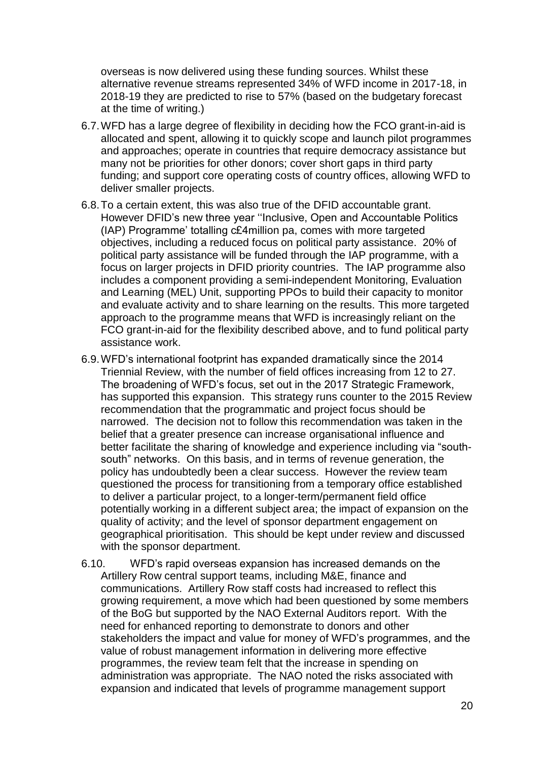overseas is now delivered using these funding sources. Whilst these alternative revenue streams represented 34% of WFD income in 2017-18, in 2018-19 they are predicted to rise to 57% (based on the budgetary forecast at the time of writing.)

6.7. WFD has a large degree of flexibility in deciding how the FCO grant-in-aid is allocated and spent, allowing it to quickly scope and launch pilot programmes and approaches; operate in countries that require democracy assistance but many not be priorities for other donors; cover short gaps in third party funding; and support core operating costs of country offices, allowing WFD to deliver smaller projects.

6.8. To a certain extent, this was also true of the DFID accountable grant. However DFID's new three year ''Inclusive, Open and Accountable Politics (IAP) Programme' totalling c£4million pa, comes with more targeted objectives, including a reduced focus on political party assistance. 20% of political party assistance will be funded through the IAP programme, with a focus on larger projects in DFID priority countries. The IAP programme also includes a component providing a semi-independent Monitoring, Evaluation and Learning (MEL) Unit, supporting PPOs to build their capacity to monitor and evaluate activity and to share learning on the results. This more targeted approach to the programme means that WFD is increasingly reliant on the FCO grant-in-aid for the flexibility described above, and to fund political party assistance work.

6.9. WFD's international footprint has expanded dramatically since the 2014 Triennial Review, with the number of field offices increasing from 12 to 27. The broadening of WFD's focus, set out in the 2017 Strategic Framework, has supported this expansion. This strategy runs counter to the 2015 Review recommendation that the programmatic and project focus should be narrowed. The decision not to follow this recommendation was taken in the belief that a greater presence can increase organisational influence and better facilitate the sharing of knowledge and experience including via "south-south" networks. On this basis, and in terms of revenue generation, the policy has undoubtedly been a clear success. However the review team questioned the process for transitioning from a temporary office established to deliver a particular project, to a longer-term/permanent field office potentially working in a different subject area; the impact of expansion on the quality of activity; and the level of sponsor department engagement on geographical prioritisation. This should be kept under review and discussed with the sponsor department.

6.10. WFD's rapid overseas expansion has increased demands on the Artillery Row central support teams, including M&E, finance and communications. Artillery Row staff costs had increased to reflect this growing requirement, a move which had been questioned by some members of the BoG but supported by the NAO External Auditors report. With the need for enhanced reporting to demonstrate to donors and other stakeholders the impact and value for money of WFD's programmes, and the value of robust management information in delivering more effective programmes, the review team felt that the increase in spending on administration was appropriate. The NAO noted the risks associated with expansion and indicated that levels of programme management support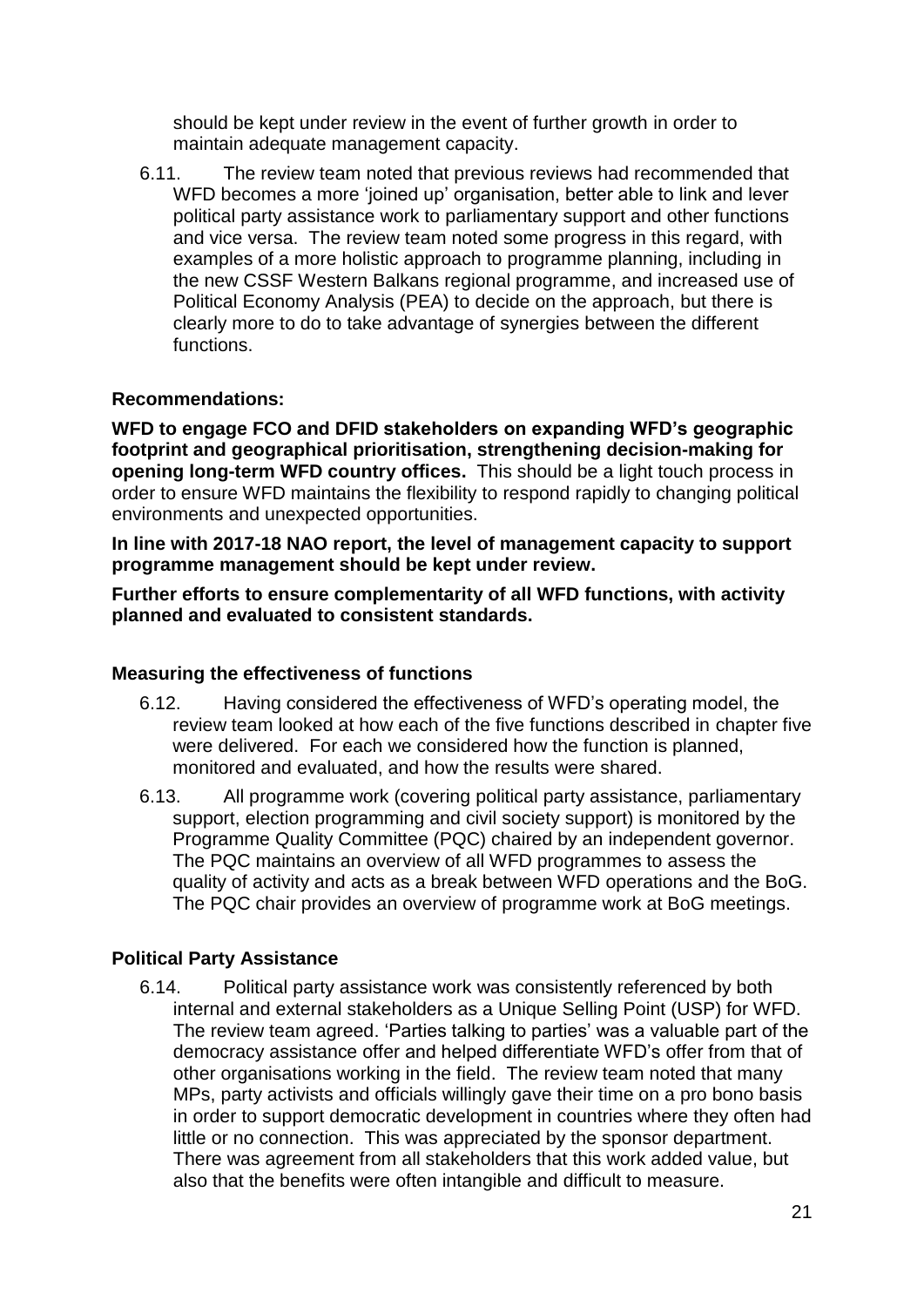should be kept under review in the event of further growth in order to maintain adequate management capacity.

6.11. The review team noted that previous reviews had recommended that WFD becomes a more 'joined up' organisation, better able to link and lever political party assistance work to parliamentary support and other functions and vice versa. The review team noted some progress in this regard, with examples of a more holistic approach to programme planning, including in the new CSSF Western Balkans regional programme, and increased use of Political Economy Analysis (PEA) to decide on the approach, but there is clearly more to do to take advantage of synergies between the different functions.

**Recommendations:**

**WFD to engage FCO and DFID stakeholders on expanding WFD's geographic footprint and geographical prioritisation, strengthening decision-making for opening long-term WFD country offices.** This should be a light touch process in order to ensure WFD maintains the flexibility to respond rapidly to changing political environments and unexpected opportunities.

**In line with 2017-18 NAO report, the level of management capacity to support programme management should be kept under review.**

**Further efforts to ensure complementarity of all WFD functions, with activity planned and evaluated to consistent standards.**

**Measuring the effectiveness of functions**

6.12. Having considered the effectiveness of WFD's operating model, the review team looked at how each of the five functions described in chapter five were delivered. For each we considered how the function is planned, monitored and evaluated, and how the results were shared.

6.13. All programme work (covering political party assistance, parliamentary support, election programming and civil society support) is monitored by the Programme Quality Committee (PQC) chaired by an independent governor. The PQC maintains an overview of all WFD programmes to assess the quality of activity and acts as a break between WFD operations and the BoG. The PQC chair provides an overview of programme work at BoG meetings.

**Political Party Assistance**

6.14. Political party assistance work was consistently referenced by both internal and external stakeholders as a Unique Selling Point (USP) for WFD. The review team agreed. 'Parties talking to parties' was a valuable part of the democracy assistance offer and helped differentiate WFD's offer from that of other organisations working in the field. The review team noted that many MPs, party activists and officials willingly gave their time on a pro bono basis in order to support democratic development in countries where they often had little or no connection. This was appreciated by the sponsor department. There was agreement from all stakeholders that this work added value, but also that the benefits were often intangible and difficult to measure.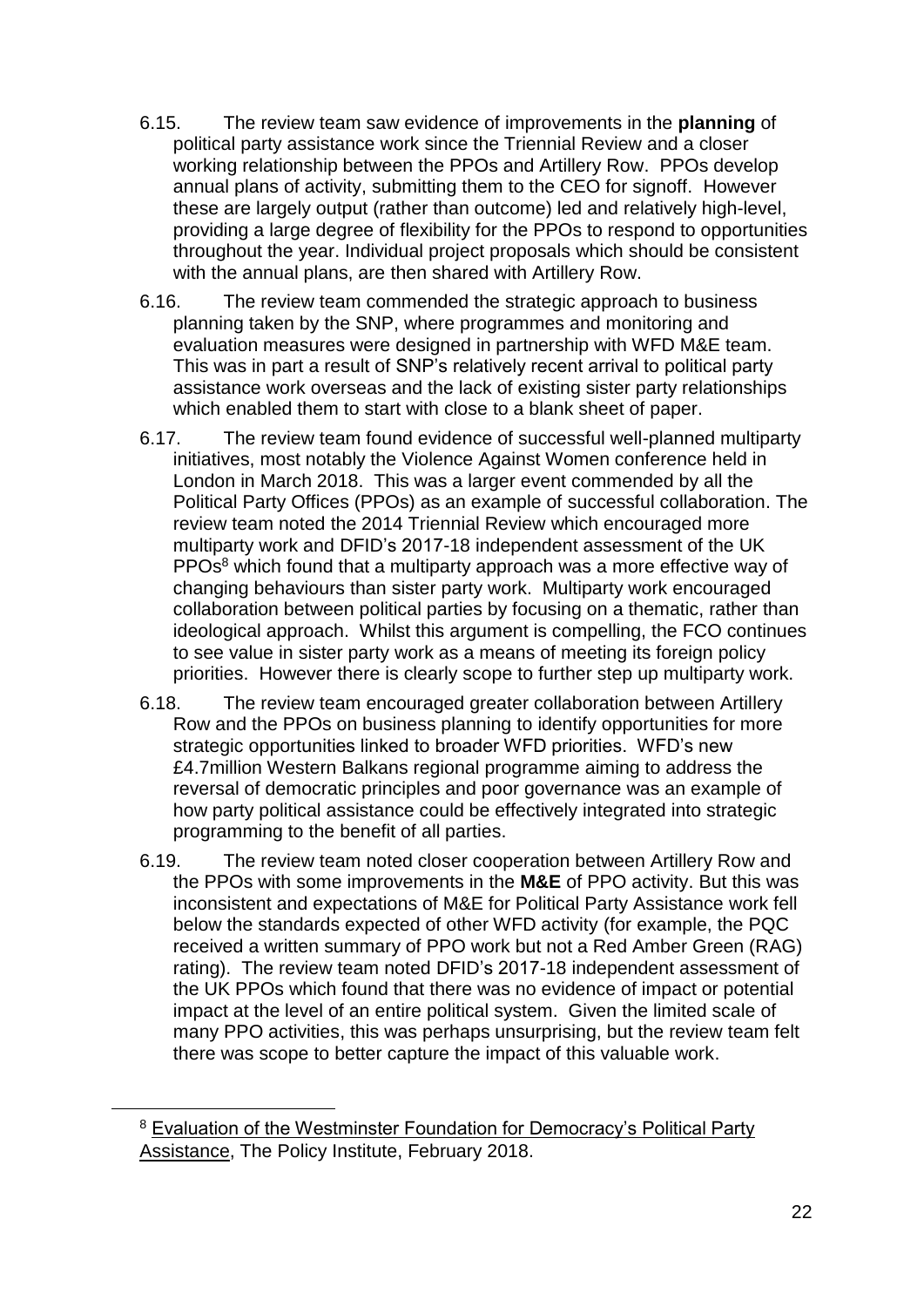6.15. The review team saw evidence of improvements in the **planning** of political party assistance work since the Triennial Review and a closer working relationship between the PPOs and Artillery Row. PPOs develop annual plans of activity, submitting them to the CEO for signoff. However these are largely output (rather than outcome) led and relatively high-level, providing a large degree of flexibility for the PPOs to respond to opportunities throughout the year. Individual project proposals which should be consistent with the annual plans, are then shared with Artillery Row.

6.16. The review team commended the strategic approach to business planning taken by the SNP, where programmes and monitoring and evaluation measures were designed in partnership with WFD M&E team. This was in part a result of SNP's relatively recent arrival to political party assistance work overseas and the lack of existing sister party relationships which enabled them to start with close to a blank sheet of paper.

6.17. The review team found evidence of successful well-planned multiparty initiatives, most notably the Violence Against Women conference held in London in March 2018. This was a larger event commended by all the Political Party Offices (PPOs) as an example of successful collaboration. The review team noted the 2014 Triennial Review which encouraged more multiparty work and DFID's 2017-18 independent assessment of the UK PPOs[8] which found that a multiparty approach was a more effective way of changing behaviours than sister party work. Multiparty work encouraged collaboration between political parties by focusing on a thematic, rather than ideological approach. Whilst this argument is compelling, the FCO continues to see value in sister party work as a means of meeting its foreign policy priorities. However there is clearly scope to further step up multiparty work.

6.18. The review team encouraged greater collaboration between Artillery Row and the PPOs on business planning to identify opportunities for more strategic opportunities linked to broader WFD priorities. WFD's new £4.7million Western Balkans regional programme aiming to address the reversal of democratic principles and poor governance was an example of how party political assistance could be effectively integrated into strategic programming to the benefit of all parties.

6.19. The review team noted closer cooperation between Artillery Row and the PPOs with some improvements in the **M&E** of PPO activity. But this was inconsistent and expectations of M&E for Political Party Assistance work fell below the standards expected of other WFD activity (for example, the PQC received a written summary of PPO work but not a Red Amber Green (RAG) rating). The review team noted DFID's 2017-18 independent assessment of the UK PPOs which found that there was no evidence of impact or potential impact at the level of an entire political system. Given the limited scale of many PPO activities, this was perhaps unsurprising, but the review team felt there was scope to better capture the impact of this valuable work.

[8] Evaluation of the Westminster Foundation for Democracy's Political Party Assistance, The Policy Institute, February 2018.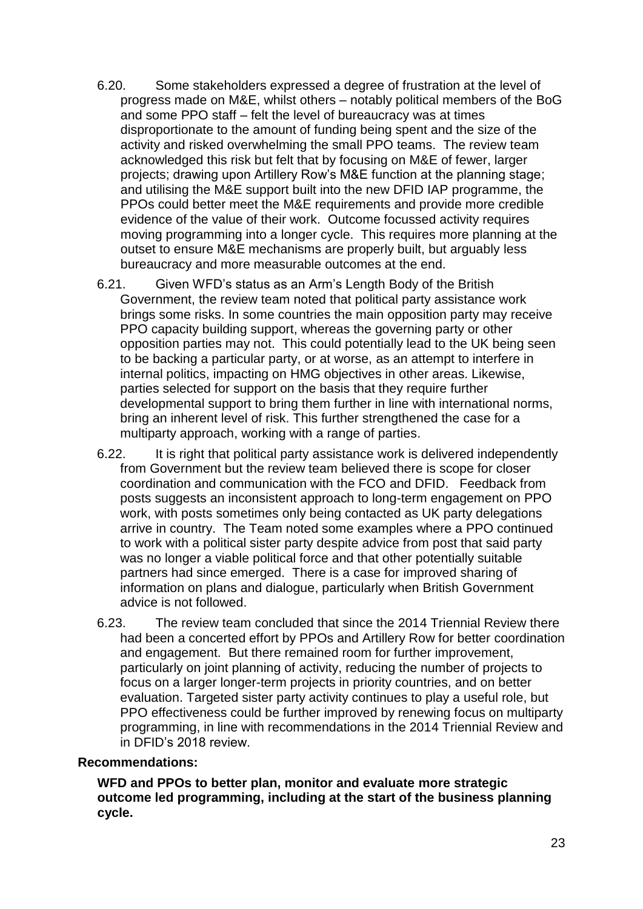6.20. Some stakeholders expressed a degree of frustration at the level of progress made on M&E, whilst others – notably political members of the BoG and some PPO staff – felt the level of bureaucracy was at times disproportionate to the amount of funding being spent and the size of the activity and risked overwhelming the small PPO teams. The review team acknowledged this risk but felt that by focusing on M&E of fewer, larger projects; drawing upon Artillery Row's M&E function at the planning stage; and utilising the M&E support built into the new DFID IAP programme, the PPOs could better meet the M&E requirements and provide more credible evidence of the value of their work. Outcome focussed activity requires moving programming into a longer cycle. This requires more planning at the outset to ensure M&E mechanisms are properly built, but arguably less bureaucracy and more measurable outcomes at the end.

6.21. Given WFD's status as an Arm's Length Body of the British Government, the review team noted that political party assistance work brings some risks. In some countries the main opposition party may receive PPO capacity building support, whereas the governing party or other opposition parties may not. This could potentially lead to the UK being seen to be backing a particular party, or at worse, as an attempt to interfere in internal politics, impacting on HMG objectives in other areas. Likewise, parties selected for support on the basis that they require further developmental support to bring them further in line with international norms, bring an inherent level of risk. This further strengthened the case for a multiparty approach, working with a range of parties.

6.22. It is right that political party assistance work is delivered independently from Government but the review team believed there is scope for closer coordination and communication with the FCO and DFID. Feedback from posts suggests an inconsistent approach to long-term engagement on PPO work, with posts sometimes only being contacted as UK party delegations arrive in country. The Team noted some examples where a PPO continued to work with a political sister party despite advice from post that said party was no longer a viable political force and that other potentially suitable partners had since emerged. There is a case for improved sharing of information on plans and dialogue, particularly when British Government advice is not followed.

6.23. The review team concluded that since the 2014 Triennial Review there had been a concerted effort by PPOs and Artillery Row for better coordination and engagement. But there remained room for further improvement, particularly on joint planning of activity, reducing the number of projects to focus on a larger longer-term projects in priority countries, and on better evaluation. Targeted sister party activity continues to play a useful role, but PPO effectiveness could be further improved by renewing focus on multiparty programming, in line with recommendations in the 2014 Triennial Review and in DFID's 2018 review.

**Recommendations:**

**WFD and PPOs to better plan, monitor and evaluate more strategic outcome led programming, including at the start of the business planning cycle.**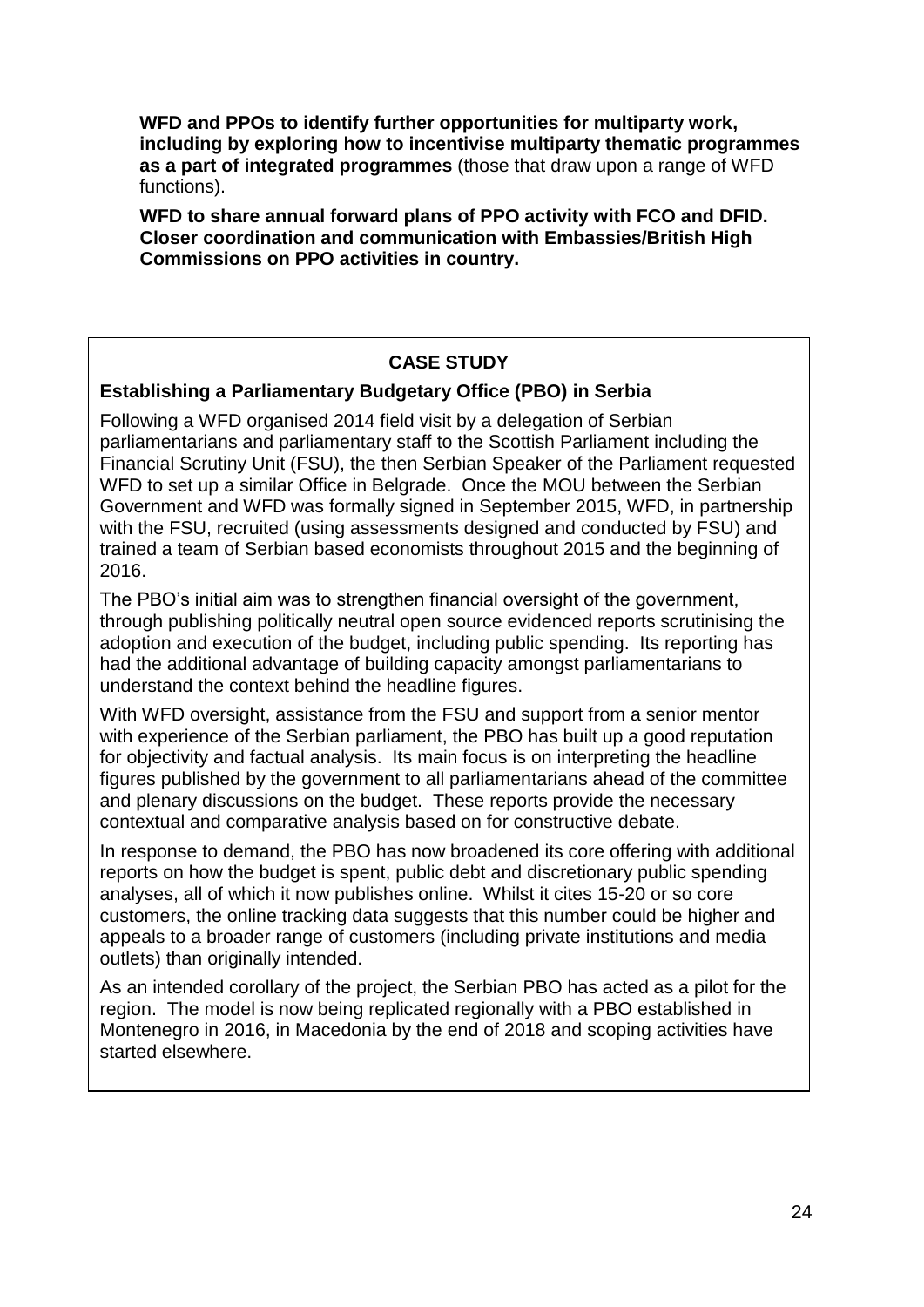**WFD and PPOs to identify further opportunities for multiparty work, including by exploring how to incentivise multiparty thematic programmes as a part of integrated programmes** (those that draw upon a range of WFD functions).

**WFD to share annual forward plans of PPO activity with FCO and DFID. Closer coordination and communication with Embassies/British High Commissions on PPO activities in country.**

---

**CASE STUDY**

**Establishing a Parliamentary Budgetary Office (PBO) in Serbia**

Following a WFD organised 2014 field visit by a delegation of Serbian parliamentarians and parliamentary staff to the Scottish Parliament including the Financial Scrutiny Unit (FSU), the then Serbian Speaker of the Parliament requested WFD to set up a similar Office in Belgrade. Once the MOU between the Serbian Government and WFD was formally signed in September 2015, WFD, in partnership with the FSU, recruited (using assessments designed and conducted by FSU) and trained a team of Serbian based economists throughout 2015 and the beginning of 2016.

The PBO's initial aim was to strengthen financial oversight of the government, through publishing politically neutral open source evidenced reports scrutinising the adoption and execution of the budget, including public spending. Its reporting has had the additional advantage of building capacity amongst parliamentarians to understand the context behind the headline figures.

With WFD oversight, assistance from the FSU and support from a senior mentor with experience of the Serbian parliament, the PBO has built up a good reputation for objectivity and factual analysis. Its main focus is on interpreting the headline figures published by the government to all parliamentarians ahead of the committee and plenary discussions on the budget. These reports provide the necessary contextual and comparative analysis based on for constructive debate.

In response to demand, the PBO has now broadened its core offering with additional reports on how the budget is spent, public debt and discretionary public spending analyses, all of which it now publishes online. Whilst it cites 15-20 or so core customers, the online tracking data suggests that this number could be higher and appeals to a broader range of customers (including private institutions and media outlets) than originally intended.

As an intended corollary of the project, the Serbian PBO has acted as a pilot for the region. The model is now being replicated regionally with a PBO established in Montenegro in 2016, in Macedonia by the end of 2018 and scoping activities have started elsewhere.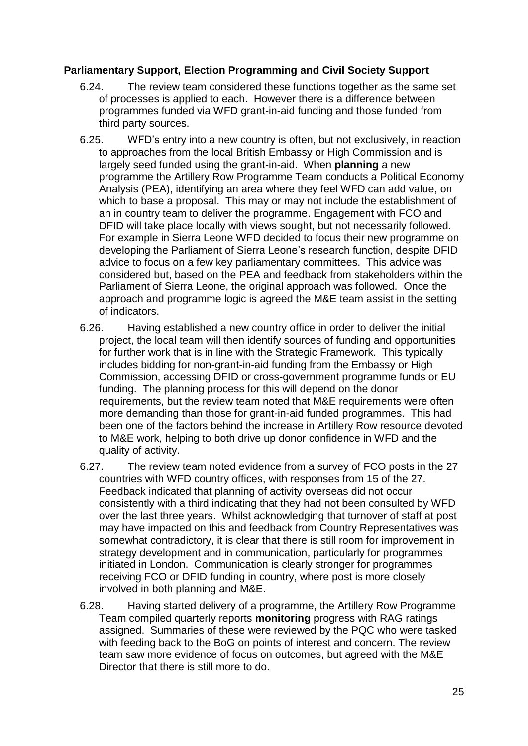### Parliamentary Support, Election Programming and Civil Society Support

6.24. The review team considered these functions together as the same set of processes is applied to each. However there is a difference between programmes funded via WFD grant-in-aid funding and those funded from third party sources.

6.25. WFD's entry into a new country is often, but not exclusively, in reaction to approaches from the local British Embassy or High Commission and is largely seed funded using the grant-in-aid. When **planning** a new programme the Artillery Row Programme Team conducts a Political Economy Analysis (PEA), identifying an area where they feel WFD can add value, on which to base a proposal. This may or may not include the establishment of an in country team to deliver the programme. Engagement with FCO and DFID will take place locally with views sought, but not necessarily followed. For example in Sierra Leone WFD decided to focus their new programme on developing the Parliament of Sierra Leone's research function, despite DFID advice to focus on a few key parliamentary committees. This advice was considered but, based on the PEA and feedback from stakeholders within the Parliament of Sierra Leone, the original approach was followed. Once the approach and programme logic is agreed the M&E team assist in the setting of indicators.

6.26. Having established a new country office in order to deliver the initial project, the local team will then identify sources of funding and opportunities for further work that is in line with the Strategic Framework. This typically includes bidding for non-grant-in-aid funding from the Embassy or High Commission, accessing DFID or cross-government programme funds or EU funding. The planning process for this will depend on the donor requirements, but the review team noted that M&E requirements were often more demanding than those for grant-in-aid funded programmes. This had been one of the factors behind the increase in Artillery Row resource devoted to M&E work, helping to both drive up donor confidence in WFD and the quality of activity.

6.27. The review team noted evidence from a survey of FCO posts in the 27 countries with WFD country offices, with responses from 15 of the 27. Feedback indicated that planning of activity overseas did not occur consistently with a third indicating that they had not been consulted by WFD over the last three years. Whilst acknowledging that turnover of staff at post may have impacted on this and feedback from Country Representatives was somewhat contradictory, it is clear that there is still room for improvement in strategy development and in communication, particularly for programmes initiated in London. Communication is clearly stronger for programmes receiving FCO or DFID funding in country, where post is more closely involved in both planning and M&E.

6.28. Having started delivery of a programme, the Artillery Row Programme Team compiled quarterly reports **monitoring** progress with RAG ratings assigned. Summaries of these were reviewed by the PQC who were tasked with feeding back to the BoG on points of interest and concern. The review team saw more evidence of focus on outcomes, but agreed with the M&E Director that there is still more to do.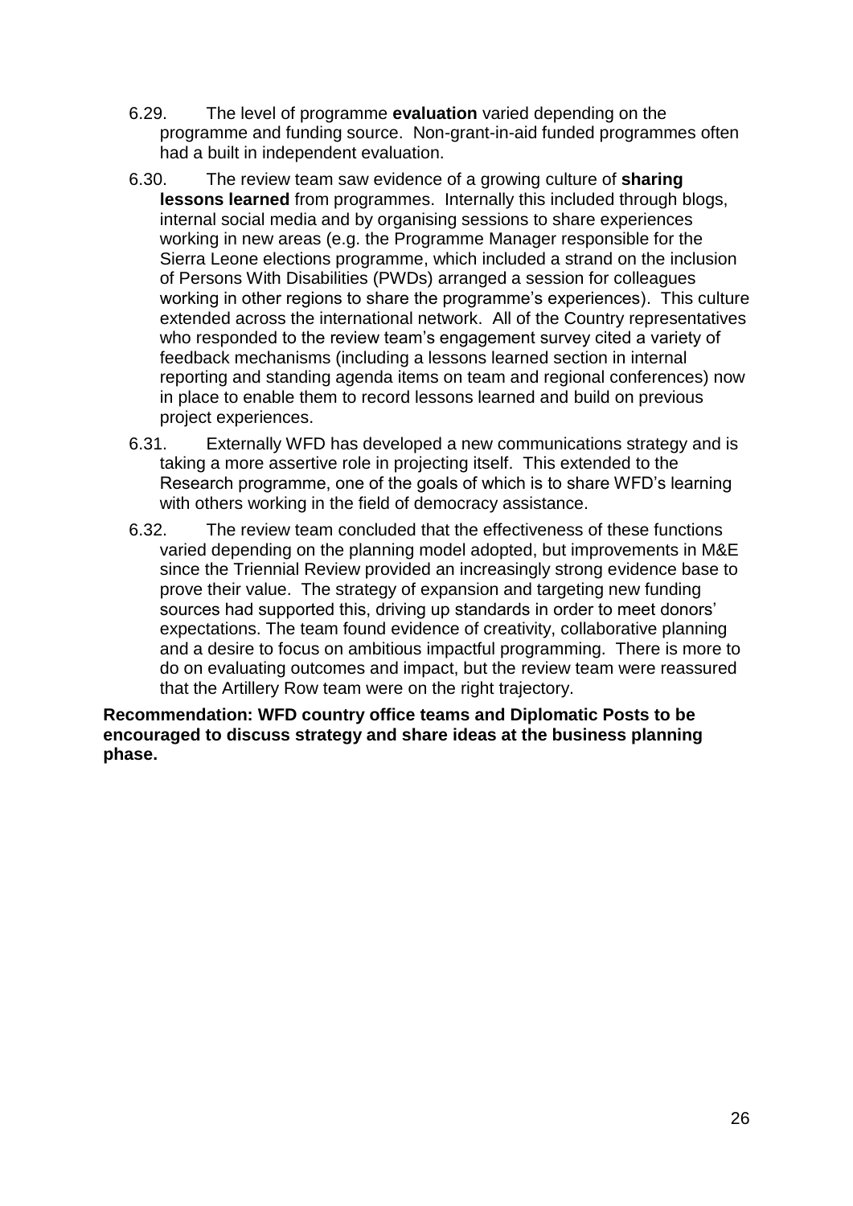6.29. The level of programme **evaluation** varied depending on the programme and funding source. Non-grant-in-aid funded programmes often had a built in independent evaluation.

6.30. The review team saw evidence of a growing culture of **sharing lessons learned** from programmes. Internally this included through blogs, internal social media and by organising sessions to share experiences working in new areas (e.g. the Programme Manager responsible for the Sierra Leone elections programme, which included a strand on the inclusion of Persons With Disabilities (PWDs) arranged a session for colleagues working in other regions to share the programme's experiences). This culture extended across the international network. All of the Country representatives who responded to the review team's engagement survey cited a variety of feedback mechanisms (including a lessons learned section in internal reporting and standing agenda items on team and regional conferences) now in place to enable them to record lessons learned and build on previous project experiences.

6.31. Externally WFD has developed a new communications strategy and is taking a more assertive role in projecting itself. This extended to the Research programme, one of the goals of which is to share WFD's learning with others working in the field of democracy assistance.

6.32. The review team concluded that the effectiveness of these functions varied depending on the planning model adopted, but improvements in M&E since the Triennial Review provided an increasingly strong evidence base to prove their value. The strategy of expansion and targeting new funding sources had supported this, driving up standards in order to meet donors' expectations. The team found evidence of creativity, collaborative planning and a desire to focus on ambitious impactful programming. There is more to do on evaluating outcomes and impact, but the review team were reassured that the Artillery Row team were on the right trajectory.

**Recommendation: WFD country office teams and Diplomatic Posts to be encouraged to discuss strategy and share ideas at the business planning phase.**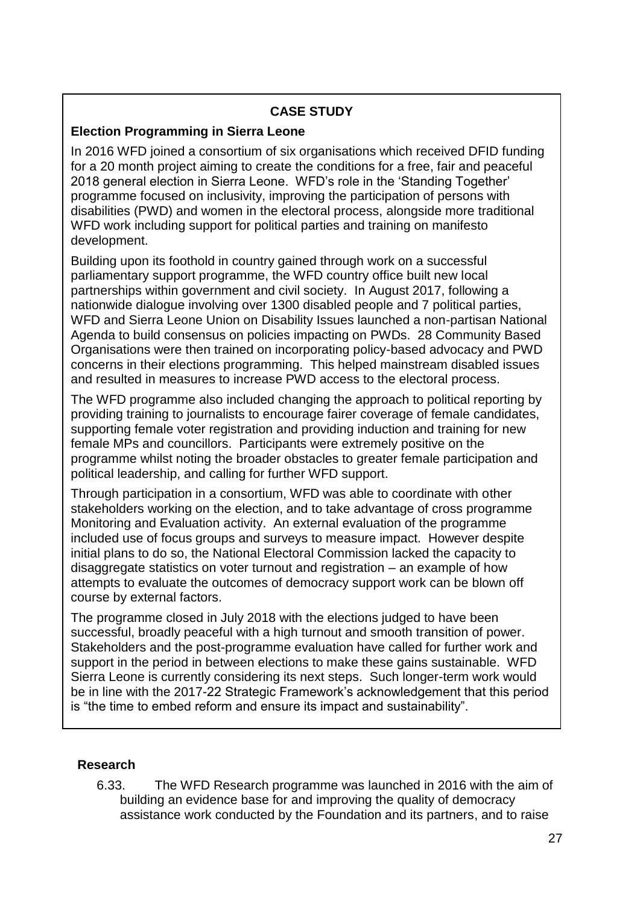**CASE STUDY**

**Election Programming in Sierra Leone**

In 2016 WFD joined a consortium of six organisations which received DFID funding for a 20 month project aiming to create the conditions for a free, fair and peaceful 2018 general election in Sierra Leone. WFD's role in the 'Standing Together' programme focused on inclusivity, improving the participation of persons with disabilities (PWD) and women in the electoral process, alongside more traditional WFD work including support for political parties and training on manifesto development.

Building upon its foothold in country gained through work on a successful parliamentary support programme, the WFD country office built new local partnerships within government and civil society. In August 2017, following a nationwide dialogue involving over 1300 disabled people and 7 political parties, WFD and Sierra Leone Union on Disability Issues launched a non-partisan National Agenda to build consensus on policies impacting on PWDs. 28 Community Based Organisations were then trained on incorporating policy-based advocacy and PWD concerns in their elections programming. This helped mainstream disabled issues and resulted in measures to increase PWD access to the electoral process.

The WFD programme also included changing the approach to political reporting by providing training to journalists to encourage fairer coverage of female candidates, supporting female voter registration and providing induction and training for new female MPs and councillors. Participants were extremely positive on the programme whilst noting the broader obstacles to greater female participation and political leadership, and calling for further WFD support.

Through participation in a consortium, WFD was able to coordinate with other stakeholders working on the election, and to take advantage of cross programme Monitoring and Evaluation activity. An external evaluation of the programme included use of focus groups and surveys to measure impact. However despite initial plans to do so, the National Electoral Commission lacked the capacity to disaggregate statistics on voter turnout and registration – an example of how attempts to evaluate the outcomes of democracy support work can be blown off course by external factors.

The programme closed in July 2018 with the elections judged to have been successful, broadly peaceful with a high turnout and smooth transition of power. Stakeholders and the post-programme evaluation have called for further work and support in the period in between elections to make these gains sustainable. WFD Sierra Leone is currently considering its next steps. Such longer-term work would be in line with the 2017-22 Strategic Framework's acknowledgement that this period is "the time to embed reform and ensure its impact and sustainability".

**Research**

6.33. The WFD Research programme was launched in 2016 with the aim of building an evidence base for and improving the quality of democracy assistance work conducted by the Foundation and its partners, and to raise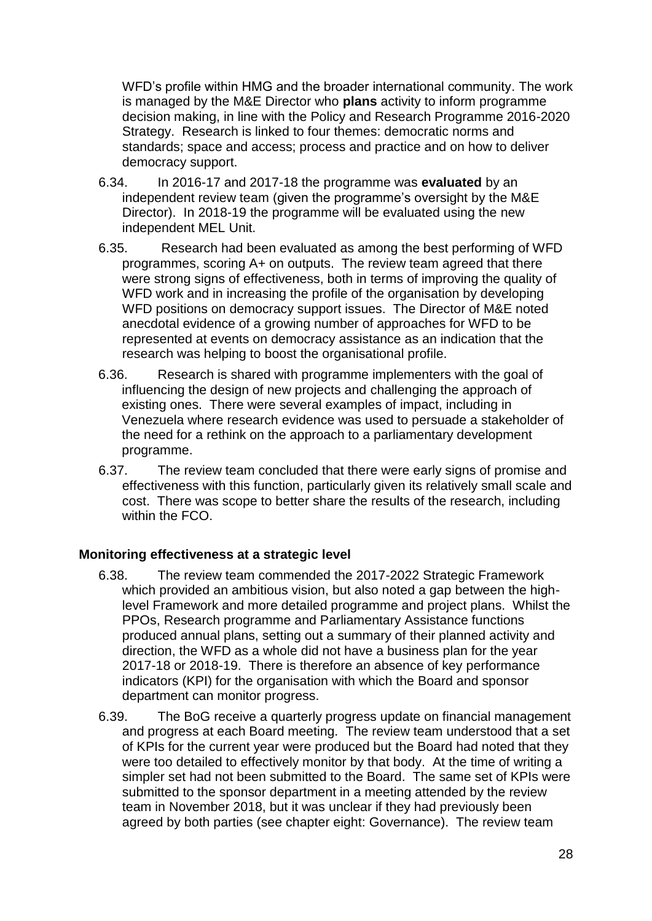WFD's profile within HMG and the broader international community. The work is managed by the M&E Director who **plans** activity to inform programme decision making, in line with the Policy and Research Programme 2016-2020 Strategy. Research is linked to four themes: democratic norms and standards; space and access; process and practice and on how to deliver democracy support.

6.34. In 2016-17 and 2017-18 the programme was **evaluated** by an independent review team (given the programme's oversight by the M&E Director). In 2018-19 the programme will be evaluated using the new independent MEL Unit.

6.35. Research had been evaluated as among the best performing of WFD programmes, scoring A+ on outputs. The review team agreed that there were strong signs of effectiveness, both in terms of improving the quality of WFD work and in increasing the profile of the organisation by developing WFD positions on democracy support issues. The Director of M&E noted anecdotal evidence of a growing number of approaches for WFD to be represented at events on democracy assistance as an indication that the research was helping to boost the organisational profile.

6.36. Research is shared with programme implementers with the goal of influencing the design of new projects and challenging the approach of existing ones. There were several examples of impact, including in Venezuela where research evidence was used to persuade a stakeholder of the need for a rethink on the approach to a parliamentary development programme.

6.37. The review team concluded that there were early signs of promise and effectiveness with this function, particularly given its relatively small scale and cost. There was scope to better share the results of the research, including within the FCO.

### Monitoring effectiveness at a strategic level

6.38. The review team commended the 2017-2022 Strategic Framework which provided an ambitious vision, but also noted a gap between the high-level Framework and more detailed programme and project plans. Whilst the PPOs, Research programme and Parliamentary Assistance functions produced annual plans, setting out a summary of their planned activity and direction, the WFD as a whole did not have a business plan for the year 2017-18 or 2018-19. There is therefore an absence of key performance indicators (KPI) for the organisation with which the Board and sponsor department can monitor progress.

6.39. The BoG receive a quarterly progress update on financial management and progress at each Board meeting. The review team understood that a set of KPIs for the current year were produced but the Board had noted that they were too detailed to effectively monitor by that body. At the time of writing a simpler set had not been submitted to the Board. The same set of KPIs were submitted to the sponsor department in a meeting attended by the review team in November 2018, but it was unclear if they had previously been agreed by both parties (see chapter eight: Governance). The review team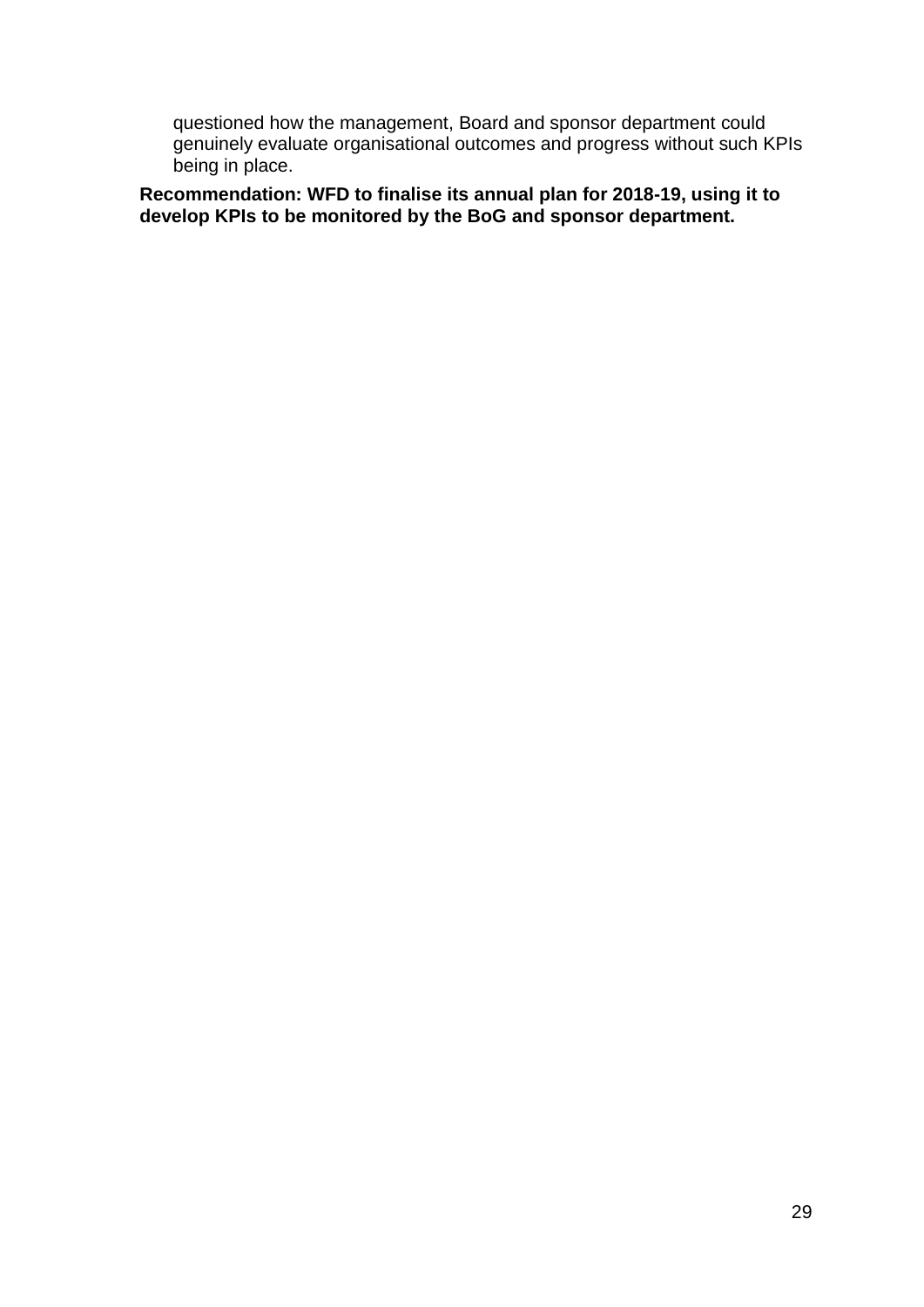questioned how the management, Board and sponsor department could genuinely evaluate organisational outcomes and progress without such KPIs being in place.

**Recommendation: WFD to finalise its annual plan for 2018-19, using it to develop KPIs to be monitored by the BoG and sponsor department.**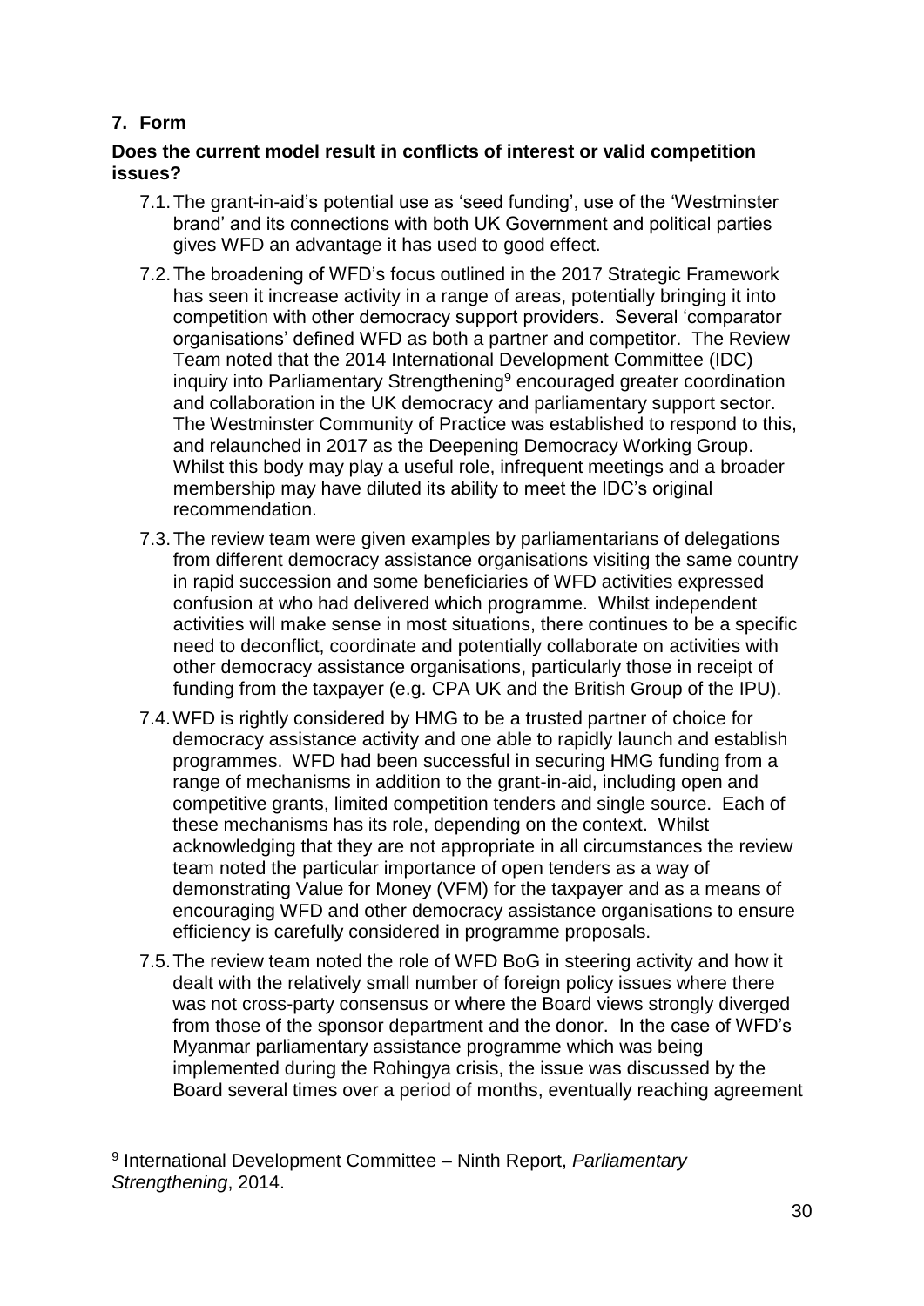## 7. Form

**Does the current model result in conflicts of interest or valid competition issues?**

7.1. The grant-in-aid's potential use as 'seed funding', use of the 'Westminster brand' and its connections with both UK Government and political parties gives WFD an advantage it has used to good effect.

7.2. The broadening of WFD's focus outlined in the 2017 Strategic Framework has seen it increase activity in a range of areas, potentially bringing it into competition with other democracy support providers. Several 'comparator organisations' defined WFD as both a partner and competitor. The Review Team noted that the 2014 International Development Committee (IDC) inquiry into Parliamentary Strengthening[9] encouraged greater coordination and collaboration in the UK democracy and parliamentary support sector. The Westminster Community of Practice was established to respond to this, and relaunched in 2017 as the Deepening Democracy Working Group. Whilst this body may play a useful role, infrequent meetings and a broader membership may have diluted its ability to meet the IDC's original recommendation.

7.3. The review team were given examples by parliamentarians of delegations from different democracy assistance organisations visiting the same country in rapid succession and some beneficiaries of WFD activities expressed confusion at who had delivered which programme. Whilst independent activities will make sense in most situations, there continues to be a specific need to deconflict, coordinate and potentially collaborate on activities with other democracy assistance organisations, particularly those in receipt of funding from the taxpayer (e.g. CPA UK and the British Group of the IPU).

7.4. WFD is rightly considered by HMG to be a trusted partner of choice for democracy assistance activity and one able to rapidly launch and establish programmes. WFD had been successful in securing HMG funding from a range of mechanisms in addition to the grant-in-aid, including open and competitive grants, limited competition tenders and single source. Each of these mechanisms has its role, depending on the context. Whilst acknowledging that they are not appropriate in all circumstances the review team noted the particular importance of open tenders as a way of demonstrating Value for Money (VFM) for the taxpayer and as a means of encouraging WFD and other democracy assistance organisations to ensure efficiency is carefully considered in programme proposals.

7.5. The review team noted the role of WFD BoG in steering activity and how it dealt with the relatively small number of foreign policy issues where there was not cross-party consensus or where the Board views strongly diverged from those of the sponsor department and the donor. In the case of WFD's Myanmar parliamentary assistance programme which was being implemented during the Rohingya crisis, the issue was discussed by the Board several times over a period of months, eventually reaching agreement

---

[9] International Development Committee – Ninth Report, *Parliamentary Strengthening*, 2014.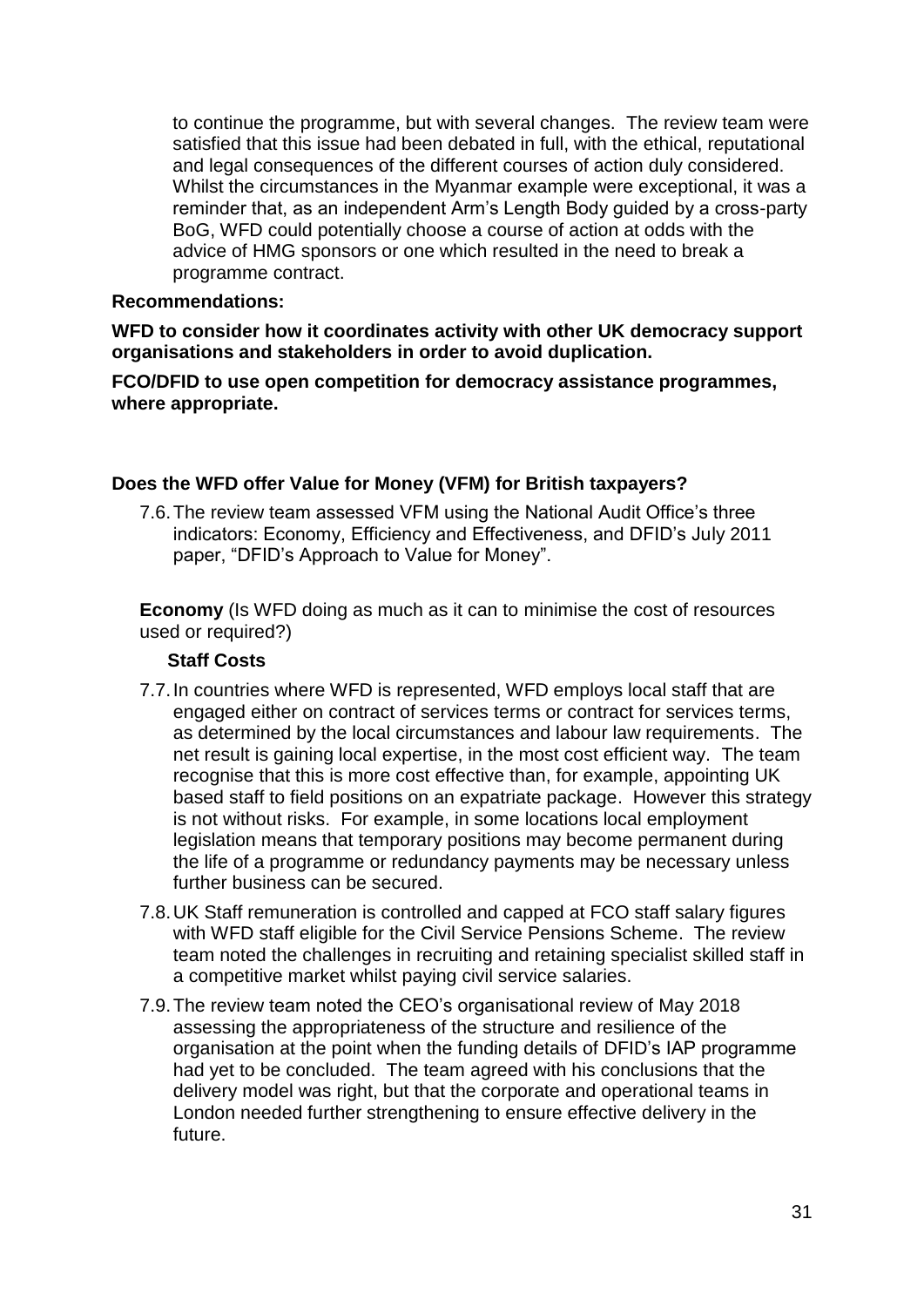to continue the programme, but with several changes. The review team were satisfied that this issue had been debated in full, with the ethical, reputational and legal consequences of the different courses of action duly considered. Whilst the circumstances in the Myanmar example were exceptional, it was a reminder that, as an independent Arm's Length Body guided by a cross-party BoG, WFD could potentially choose a course of action at odds with the advice of HMG sponsors or one which resulted in the need to break a programme contract.

**Recommendations:**

**WFD to consider how it coordinates activity with other UK democracy support organisations and stakeholders in order to avoid duplication.**

**FCO/DFID to use open competition for democracy assistance programmes, where appropriate.**

**Does the WFD offer Value for Money (VFM) for British taxpayers?**

7.6. The review team assessed VFM using the National Audit Office's three indicators: Economy, Efficiency and Effectiveness, and DFID's July 2011 paper, "DFID's Approach to Value for Money".

**Economy** (Is WFD doing as much as it can to minimise the cost of resources used or required?)

**Staff Costs**

7.7. In countries where WFD is represented, WFD employs local staff that are engaged either on contract of services terms or contract for services terms, as determined by the local circumstances and labour law requirements. The net result is gaining local expertise, in the most cost efficient way. The team recognise that this is more cost effective than, for example, appointing UK based staff to field positions on an expatriate package. However this strategy is not without risks. For example, in some locations local employment legislation means that temporary positions may become permanent during the life of a programme or redundancy payments may be necessary unless further business can be secured.

7.8. UK Staff remuneration is controlled and capped at FCO staff salary figures with WFD staff eligible for the Civil Service Pensions Scheme. The review team noted the challenges in recruiting and retaining specialist skilled staff in a competitive market whilst paying civil service salaries.

7.9. The review team noted the CEO's organisational review of May 2018 assessing the appropriateness of the structure and resilience of the organisation at the point when the funding details of DFID's IAP programme had yet to be concluded. The team agreed with his conclusions that the delivery model was right, but that the corporate and operational teams in London needed further strengthening to ensure effective delivery in the future.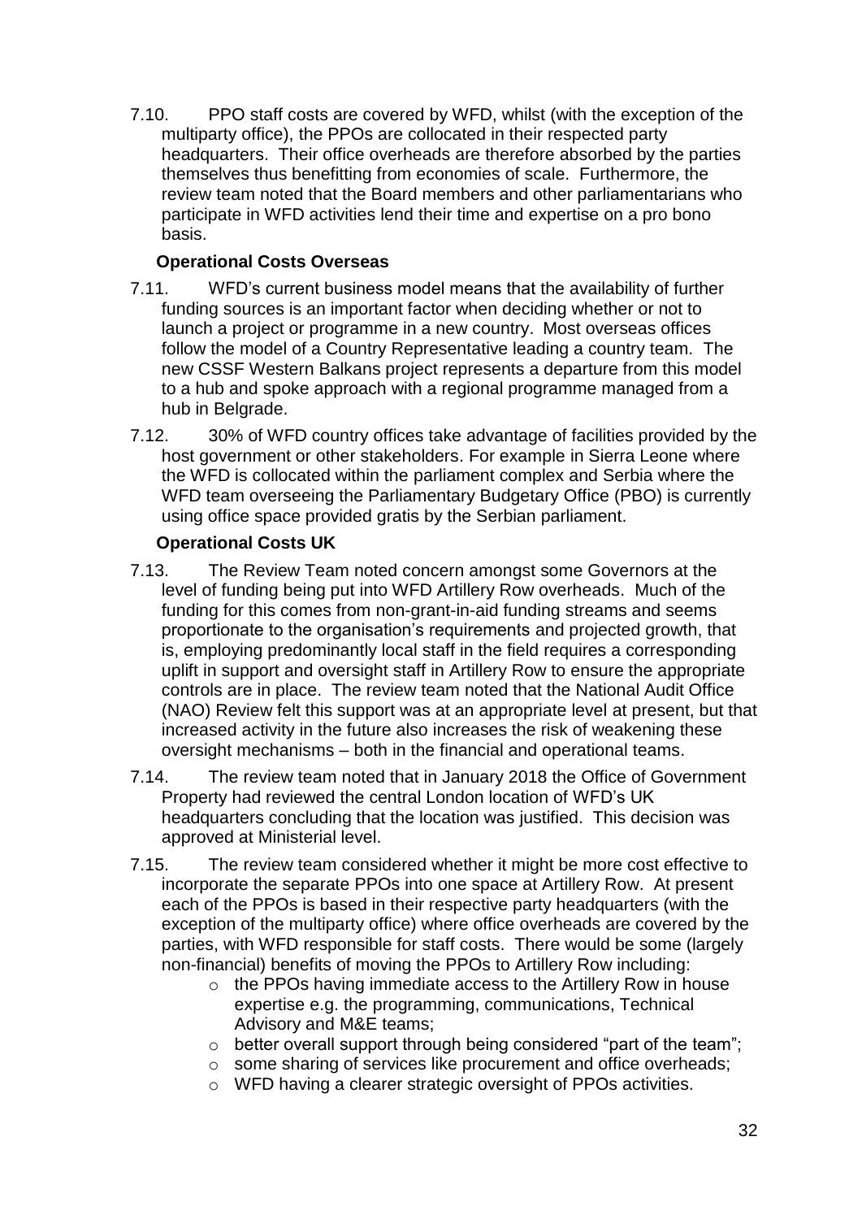7.10. PPO staff costs are covered by WFD, whilst (with the exception of the multiparty office), the PPOs are collocated in their respected party headquarters. Their office overheads are therefore absorbed by the parties themselves thus benefitting from economies of scale. Furthermore, the review team noted that the Board members and other parliamentarians who participate in WFD activities lend their time and expertise on a pro bono basis.

**Operational Costs Overseas**

7.11. WFD's current business model means that the availability of further funding sources is an important factor when deciding whether or not to launch a project or programme in a new country. Most overseas offices follow the model of a Country Representative leading a country team. The new CSSF Western Balkans project represents a departure from this model to a hub and spoke approach with a regional programme managed from a hub in Belgrade.

7.12. 30% of WFD country offices take advantage of facilities provided by the host government or other stakeholders. For example in Sierra Leone where the WFD is collocated within the parliament complex and Serbia where the WFD team overseeing the Parliamentary Budgetary Office (PBO) is currently using office space provided gratis by the Serbian parliament.

**Operational Costs UK**

7.13. The Review Team noted concern amongst some Governors at the level of funding being put into WFD Artillery Row overheads. Much of the funding for this comes from non-grant-in-aid funding streams and seems proportionate to the organisation's requirements and projected growth, that is, employing predominantly local staff in the field requires a corresponding uplift in support and oversight staff in Artillery Row to ensure the appropriate controls are in place. The review team noted that the National Audit Office (NAO) Review felt this support was at an appropriate level at present, but that increased activity in the future also increases the risk of weakening these oversight mechanisms – both in the financial and operational teams.

7.14. The review team noted that in January 2018 the Office of Government Property had reviewed the central London location of WFD's UK headquarters concluding that the location was justified. This decision was approved at Ministerial level.

7.15. The review team considered whether it might be more cost effective to incorporate the separate PPOs into one space at Artillery Row. At present each of the PPOs is based in their respective party headquarters (with the exception of the multiparty office) where office overheads are covered by the parties, with WFD responsible for staff costs. There would be some (largely non-financial) benefits of moving the PPOs to Artillery Row including:

- the PPOs having immediate access to the Artillery Row in house expertise e.g. the programming, communications, Technical Advisory and M&E teams;
- better overall support through being considered "part of the team";
- some sharing of services like procurement and office overheads;
- WFD having a clearer strategic oversight of PPOs activities.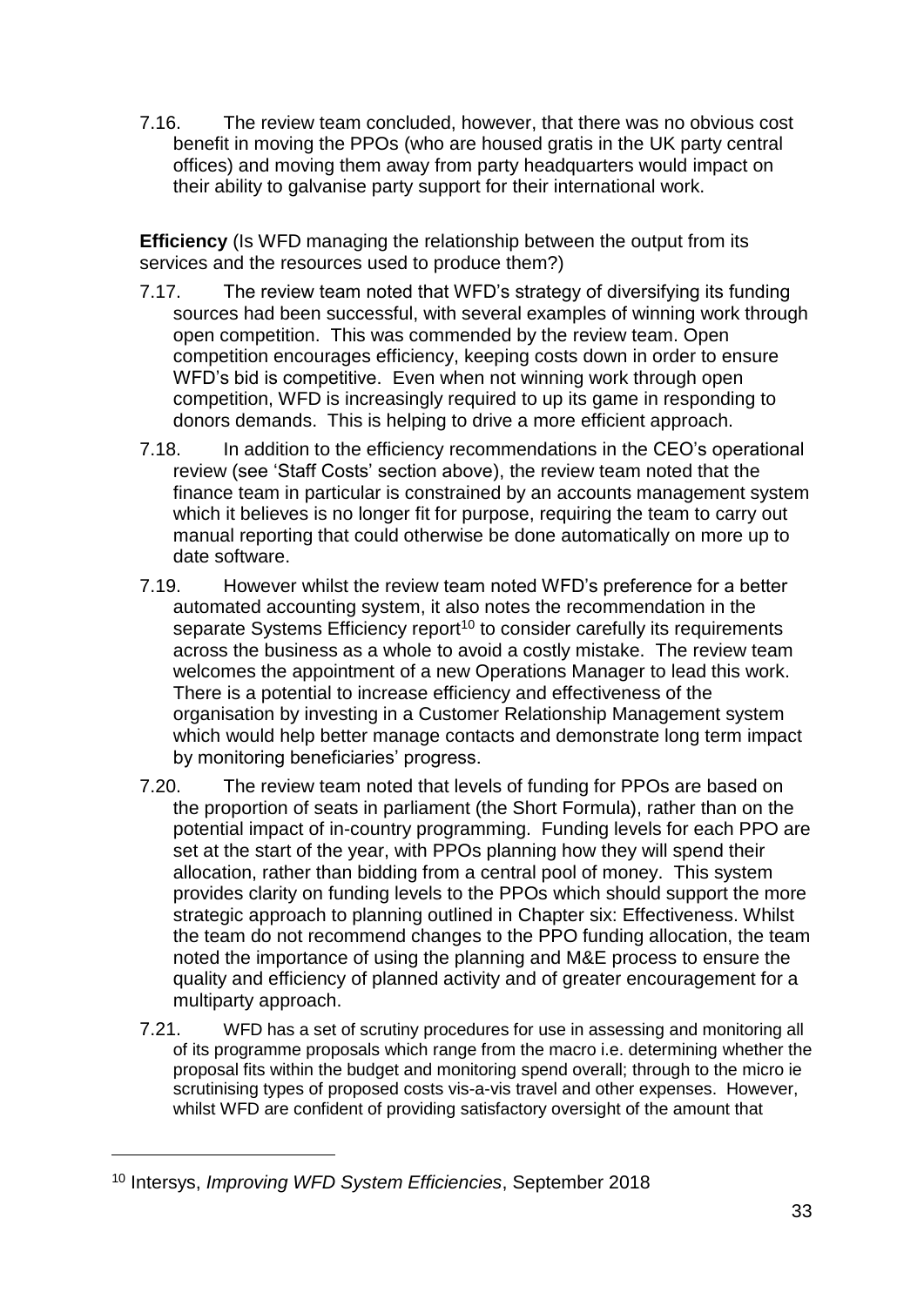7.16. The review team concluded, however, that there was no obvious cost benefit in moving the PPOs (who are housed gratis in the UK party central offices) and moving them away from party headquarters would impact on their ability to galvanise party support for their international work.

**Efficiency** (Is WFD managing the relationship between the output from its services and the resources used to produce them?)

7.17. The review team noted that WFD's strategy of diversifying its funding sources had been successful, with several examples of winning work through open competition. This was commended by the review team. Open competition encourages efficiency, keeping costs down in order to ensure WFD's bid is competitive. Even when not winning work through open competition, WFD is increasingly required to up its game in responding to donors demands. This is helping to drive a more efficient approach.

7.18. In addition to the efficiency recommendations in the CEO's operational review (see 'Staff Costs' section above), the review team noted that the finance team in particular is constrained by an accounts management system which it believes is no longer fit for purpose, requiring the team to carry out manual reporting that could otherwise be done automatically on more up to date software.

7.19. However whilst the review team noted WFD's preference for a better automated accounting system, it also notes the recommendation in the separate Systems Efficiency report[10] to consider carefully its requirements across the business as a whole to avoid a costly mistake. The review team welcomes the appointment of a new Operations Manager to lead this work. There is a potential to increase efficiency and effectiveness of the organisation by investing in a Customer Relationship Management system which would help better manage contacts and demonstrate long term impact by monitoring beneficiaries' progress.

7.20. The review team noted that levels of funding for PPOs are based on the proportion of seats in parliament (the Short Formula), rather than on the potential impact of in-country programming. Funding levels for each PPO are set at the start of the year, with PPOs planning how they will spend their allocation, rather than bidding from a central pool of money. This system provides clarity on funding levels to the PPOs which should support the more strategic approach to planning outlined in Chapter six: Effectiveness. Whilst the team do not recommend changes to the PPO funding allocation, the team noted the importance of using the planning and M&E process to ensure the quality and efficiency of planned activity and of greater encouragement for a multiparty approach.

7.21. WFD has a set of scrutiny procedures for use in assessing and monitoring all of its programme proposals which range from the macro i.e. determining whether the proposal fits within the budget and monitoring spend overall; through to the micro ie scrutinising types of proposed costs vis-a-vis travel and other expenses. However, whilst WFD are confident of providing satisfactory oversight of the amount that

---

[10] Intersys, *Improving WFD System Efficiencies*, September 2018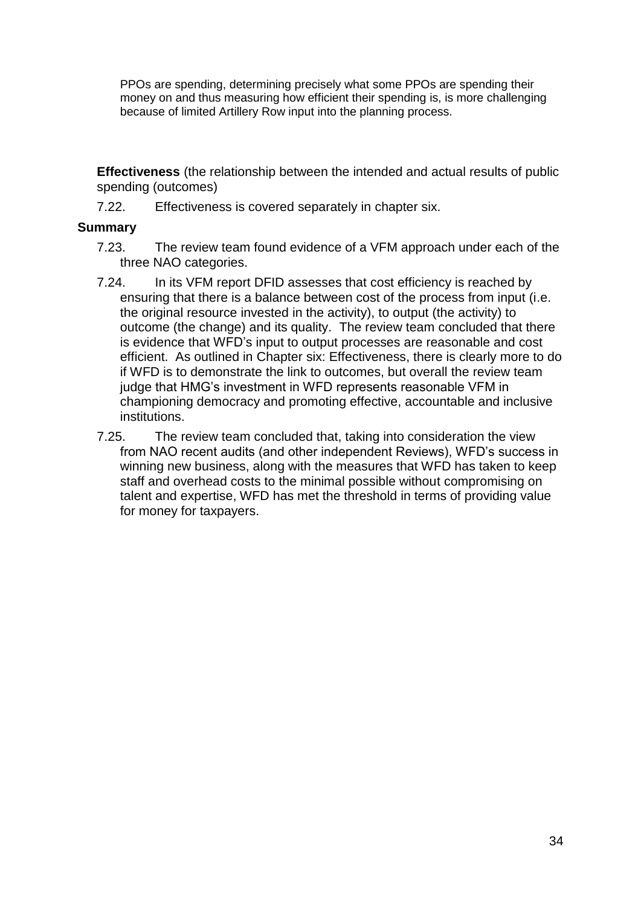PPOs are spending, determining precisely what some PPOs are spending their money on and thus measuring how efficient their spending is, is more challenging because of limited Artillery Row input into the planning process.

**Effectiveness** (the relationship between the intended and actual results of public spending (outcomes)

7.22. Effectiveness is covered separately in chapter six.

**Summary**

7.23. The review team found evidence of a VFM approach under each of the three NAO categories.

7.24. In its VFM report DFID assesses that cost efficiency is reached by ensuring that there is a balance between cost of the process from input (i.e. the original resource invested in the activity), to output (the activity) to outcome (the change) and its quality. The review team concluded that there is evidence that WFD's input to output processes are reasonable and cost efficient. As outlined in Chapter six: Effectiveness, there is clearly more to do if WFD is to demonstrate the link to outcomes, but overall the review team judge that HMG's investment in WFD represents reasonable VFM in championing democracy and promoting effective, accountable and inclusive institutions.

7.25. The review team concluded that, taking into consideration the view from NAO recent audits (and other independent Reviews), WFD's success in winning new business, along with the measures that WFD has taken to keep staff and overhead costs to the minimal possible without compromising on talent and expertise, WFD has met the threshold in terms of providing value for money for taxpayers.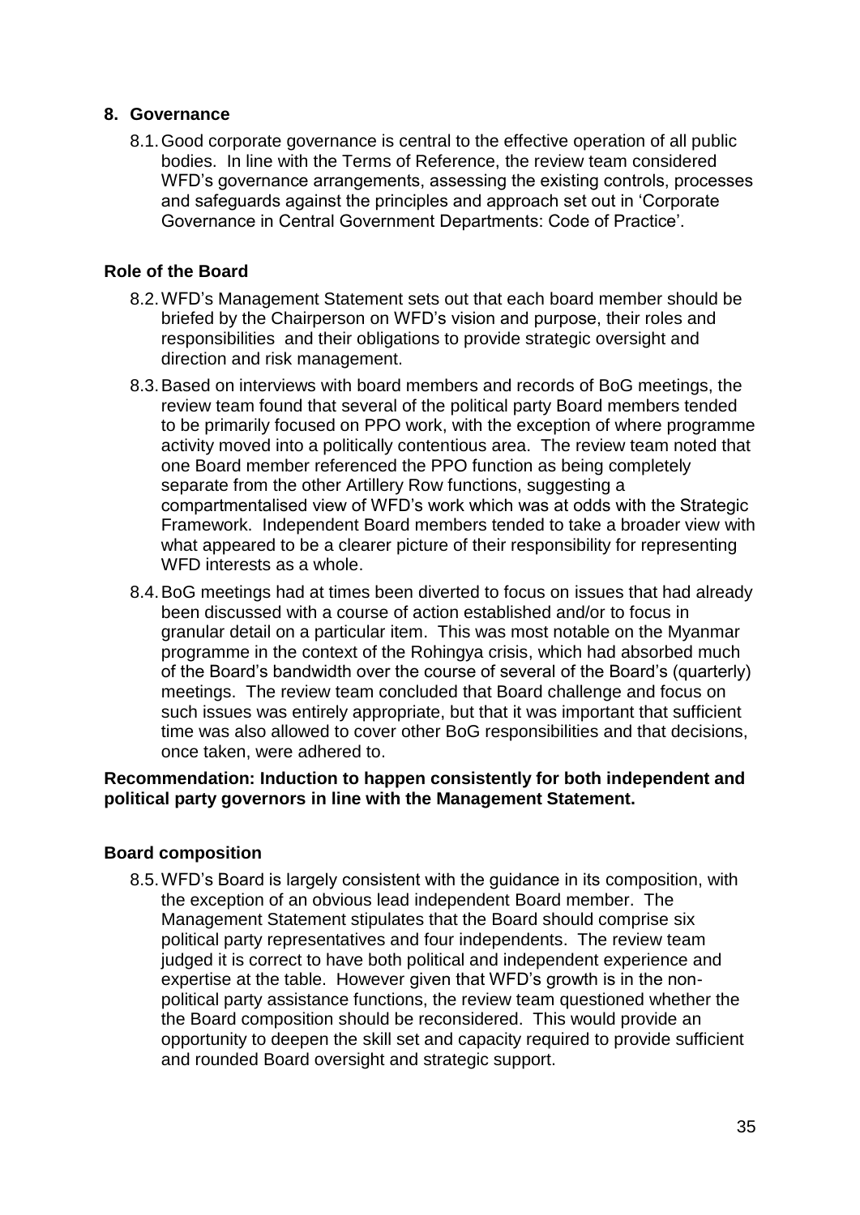## 8. Governance

8.1. Good corporate governance is central to the effective operation of all public bodies. In line with the Terms of Reference, the review team considered WFD's governance arrangements, assessing the existing controls, processes and safeguards against the principles and approach set out in 'Corporate Governance in Central Government Departments: Code of Practice'.

### Role of the Board

8.2. WFD's Management Statement sets out that each board member should be briefed by the Chairperson on WFD's vision and purpose, their roles and responsibilities and their obligations to provide strategic oversight and direction and risk management.

8.3. Based on interviews with board members and records of BoG meetings, the review team found that several of the political party Board members tended to be primarily focused on PPO work, with the exception of where programme activity moved into a politically contentious area. The review team noted that one Board member referenced the PPO function as being completely separate from the other Artillery Row functions, suggesting a compartmentalised view of WFD's work which was at odds with the Strategic Framework. Independent Board members tended to take a broader view with what appeared to be a clearer picture of their responsibility for representing WFD interests as a whole.

8.4. BoG meetings had at times been diverted to focus on issues that had already been discussed with a course of action established and/or to focus in granular detail on a particular item. This was most notable on the Myanmar programme in the context of the Rohingya crisis, which had absorbed much of the Board's bandwidth over the course of several of the Board's (quarterly) meetings. The review team concluded that Board challenge and focus on such issues was entirely appropriate, but that it was important that sufficient time was also allowed to cover other BoG responsibilities and that decisions, once taken, were adhered to.

**Recommendation: Induction to happen consistently for both independent and political party governors in line with the Management Statement.**

### Board composition

8.5. WFD's Board is largely consistent with the guidance in its composition, with the exception of an obvious lead independent Board member. The Management Statement stipulates that the Board should comprise six political party representatives and four independents. The review team judged it is correct to have both political and independent experience and expertise at the table. However given that WFD's growth is in the non-political party assistance functions, the review team questioned whether the the Board composition should be reconsidered. This would provide an opportunity to deepen the skill set and capacity required to provide sufficient and rounded Board oversight and strategic support.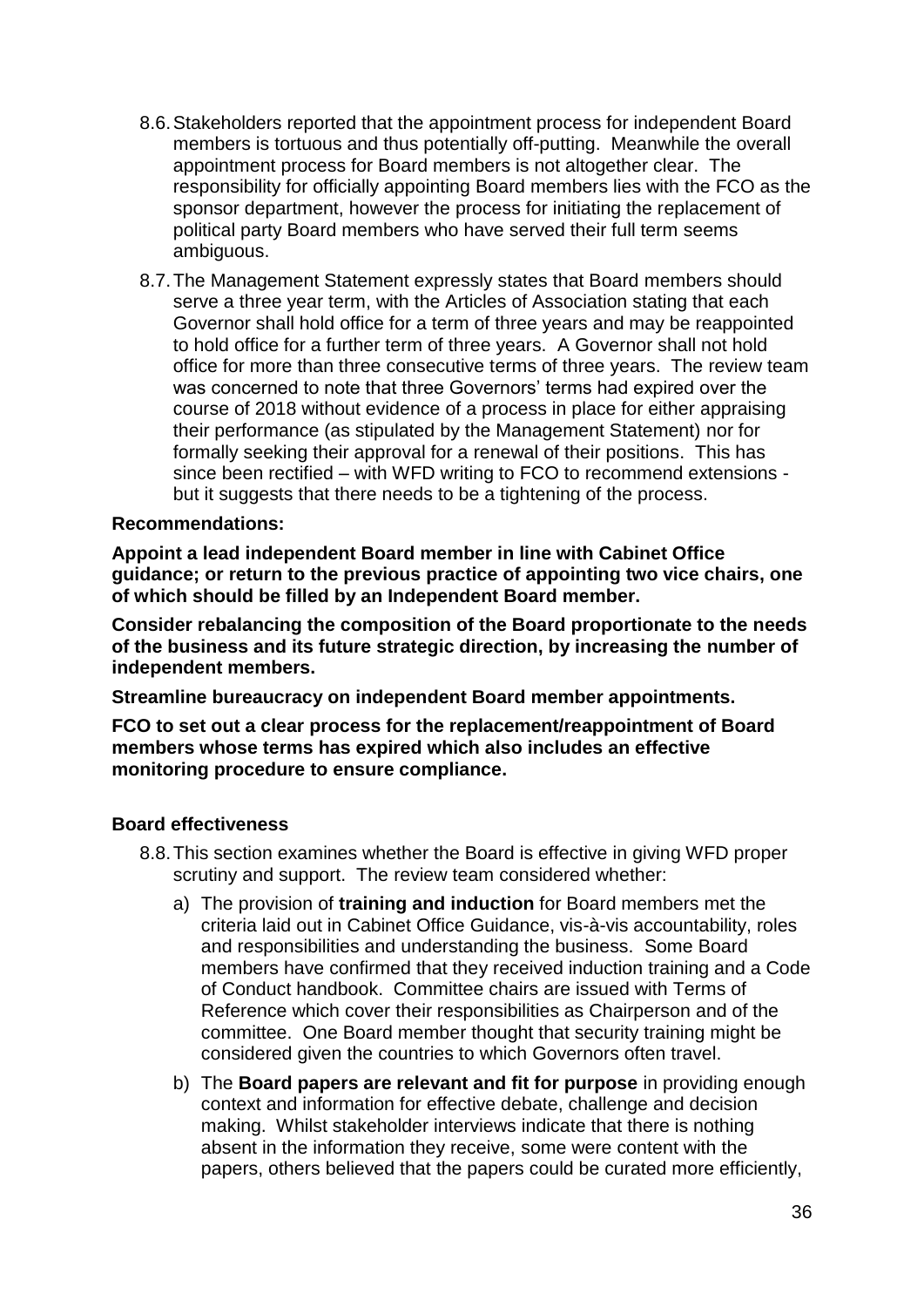8.6. Stakeholders reported that the appointment process for independent Board members is tortuous and thus potentially off-putting. Meanwhile the overall appointment process for Board members is not altogether clear. The responsibility for officially appointing Board members lies with the FCO as the sponsor department, however the process for initiating the replacement of political party Board members who have served their full term seems ambiguous.

8.7. The Management Statement expressly states that Board members should serve a three year term, with the Articles of Association stating that each Governor shall hold office for a term of three years and may be reappointed to hold office for a further term of three years. A Governor shall not hold office for more than three consecutive terms of three years. The review team was concerned to note that three Governors' terms had expired over the course of 2018 without evidence of a process in place for either appraising their performance (as stipulated by the Management Statement) nor for formally seeking their approval for a renewal of their positions. This has since been rectified – with WFD writing to FCO to recommend extensions - but it suggests that there needs to be a tightening of the process.

**Recommendations:**

**Appoint a lead independent Board member in line with Cabinet Office guidance; or return to the previous practice of appointing two vice chairs, one of which should be filled by an Independent Board member.**

**Consider rebalancing the composition of the Board proportionate to the needs of the business and its future strategic direction, by increasing the number of independent members.**

**Streamline bureaucracy on independent Board member appointments.**

**FCO to set out a clear process for the replacement/reappointment of Board members whose terms has expired which also includes an effective monitoring procedure to ensure compliance.**

**Board effectiveness**

8.8. This section examines whether the Board is effective in giving WFD proper scrutiny and support. The review team considered whether:

a) The provision of **training and induction** for Board members met the criteria laid out in Cabinet Office Guidance, vis-à-vis accountability, roles and responsibilities and understanding the business. Some Board members have confirmed that they received induction training and a Code of Conduct handbook. Committee chairs are issued with Terms of Reference which cover their responsibilities as Chairperson and of the committee. One Board member thought that security training might be considered given the countries to which Governors often travel.

b) The **Board papers are relevant and fit for purpose** in providing enough context and information for effective debate, challenge and decision making. Whilst stakeholder interviews indicate that there is nothing absent in the information they receive, some were content with the papers, others believed that the papers could be curated more efficiently,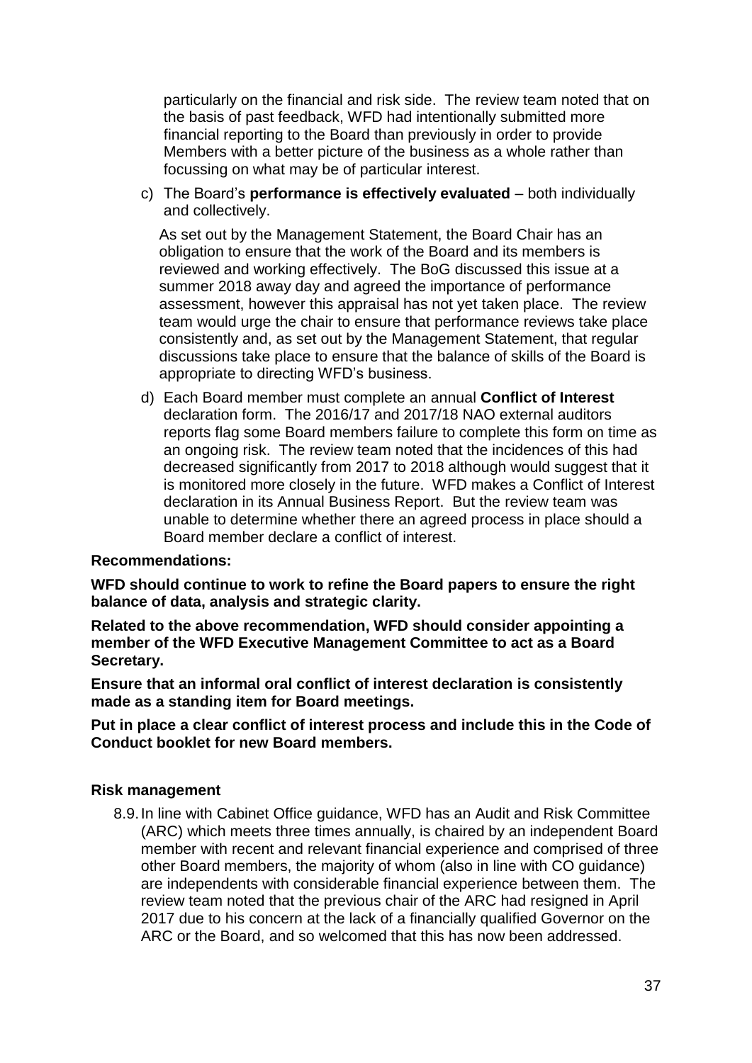particularly on the financial and risk side. The review team noted that on the basis of past feedback, WFD had intentionally submitted more financial reporting to the Board than previously in order to provide Members with a better picture of the business as a whole rather than focussing on what may be of particular interest.

c) The Board's **performance is effectively evaluated** – both individually and collectively.

   As set out by the Management Statement, the Board Chair has an obligation to ensure that the work of the Board and its members is reviewed and working effectively. The BoG discussed this issue at a summer 2018 away day and agreed the importance of performance assessment, however this appraisal has not yet taken place. The review team would urge the chair to ensure that performance reviews take place consistently and, as set out by the Management Statement, that regular discussions take place to ensure that the balance of skills of the Board is appropriate to directing WFD's business.

d) Each Board member must complete an annual **Conflict of Interest** declaration form. The 2016/17 and 2017/18 NAO external auditors reports flag some Board members failure to complete this form on time as an ongoing risk. The review team noted that the incidences of this had decreased significantly from 2017 to 2018 although would suggest that it is monitored more closely in the future. WFD makes a Conflict of Interest declaration in its Annual Business Report. But the review team was unable to determine whether there an agreed process in place should a Board member declare a conflict of interest.

**Recommendations:**

**WFD should continue to work to refine the Board papers to ensure the right balance of data, analysis and strategic clarity.**

**Related to the above recommendation, WFD should consider appointing a member of the WFD Executive Management Committee to act as a Board Secretary.**

**Ensure that an informal oral conflict of interest declaration is consistently made as a standing item for Board meetings.**

**Put in place a clear conflict of interest process and include this in the Code of Conduct booklet for new Board members.**

### Risk management

8.9. In line with Cabinet Office guidance, WFD has an Audit and Risk Committee (ARC) which meets three times annually, is chaired by an independent Board member with recent and relevant financial experience and comprised of three other Board members, the majority of whom (also in line with CO guidance) are independents with considerable financial experience between them. The review team noted that the previous chair of the ARC had resigned in April 2017 due to his concern at the lack of a financially qualified Governor on the ARC or the Board, and so welcomed that this has now been addressed.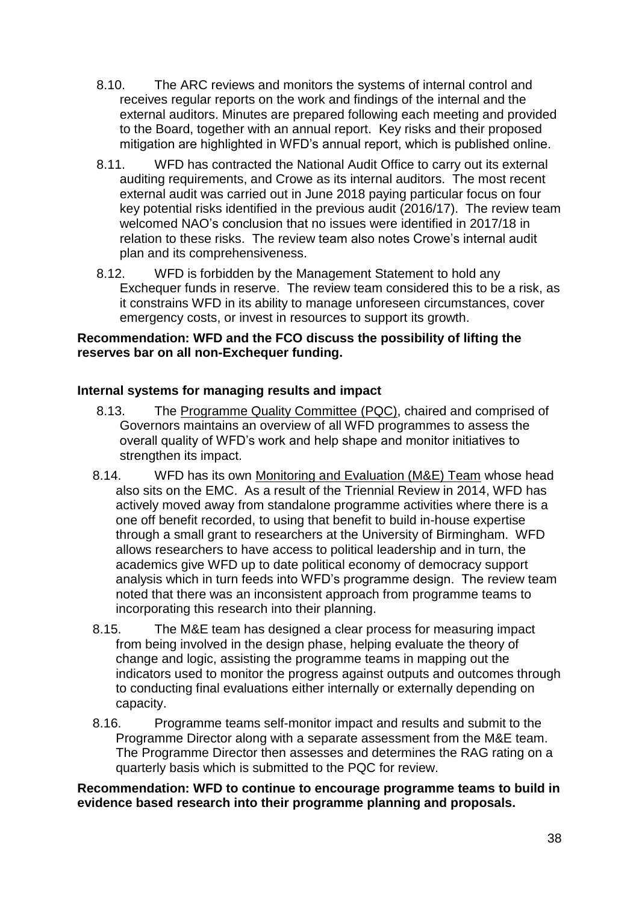8.10. The ARC reviews and monitors the systems of internal control and receives regular reports on the work and findings of the internal and the external auditors. Minutes are prepared following each meeting and provided to the Board, together with an annual report. Key risks and their proposed mitigation are highlighted in WFD's annual report, which is published online.

8.11. WFD has contracted the National Audit Office to carry out its external auditing requirements, and Crowe as its internal auditors. The most recent external audit was carried out in June 2018 paying particular focus on four key potential risks identified in the previous audit (2016/17). The review team welcomed NAO's conclusion that no issues were identified in 2017/18 in relation to these risks. The review team also notes Crowe's internal audit plan and its comprehensiveness.

8.12. WFD is forbidden by the Management Statement to hold any Exchequer funds in reserve. The review team considered this to be a risk, as it constrains WFD in its ability to manage unforeseen circumstances, cover emergency costs, or invest in resources to support its growth.

**Recommendation: WFD and the FCO discuss the possibility of lifting the reserves bar on all non-Exchequer funding.**

**Internal systems for managing results and impact**

8.13. The Programme Quality Committee (PQC), chaired and comprised of Governors maintains an overview of all WFD programmes to assess the overall quality of WFD's work and help shape and monitor initiatives to strengthen its impact.

8.14. WFD has its own Monitoring and Evaluation (M&E) Team whose head also sits on the EMC. As a result of the Triennial Review in 2014, WFD has actively moved away from standalone programme activities where there is a one off benefit recorded, to using that benefit to build in-house expertise through a small grant to researchers at the University of Birmingham. WFD allows researchers to have access to political leadership and in turn, the academics give WFD up to date political economy of democracy support analysis which in turn feeds into WFD's programme design. The review team noted that there was an inconsistent approach from programme teams to incorporating this research into their planning.

8.15. The M&E team has designed a clear process for measuring impact from being involved in the design phase, helping evaluate the theory of change and logic, assisting the programme teams in mapping out the indicators used to monitor the progress against outputs and outcomes through to conducting final evaluations either internally or externally depending on capacity.

8.16. Programme teams self-monitor impact and results and submit to the Programme Director along with a separate assessment from the M&E team. The Programme Director then assesses and determines the RAG rating on a quarterly basis which is submitted to the PQC for review.

**Recommendation: WFD to continue to encourage programme teams to build in evidence based research into their programme planning and proposals.**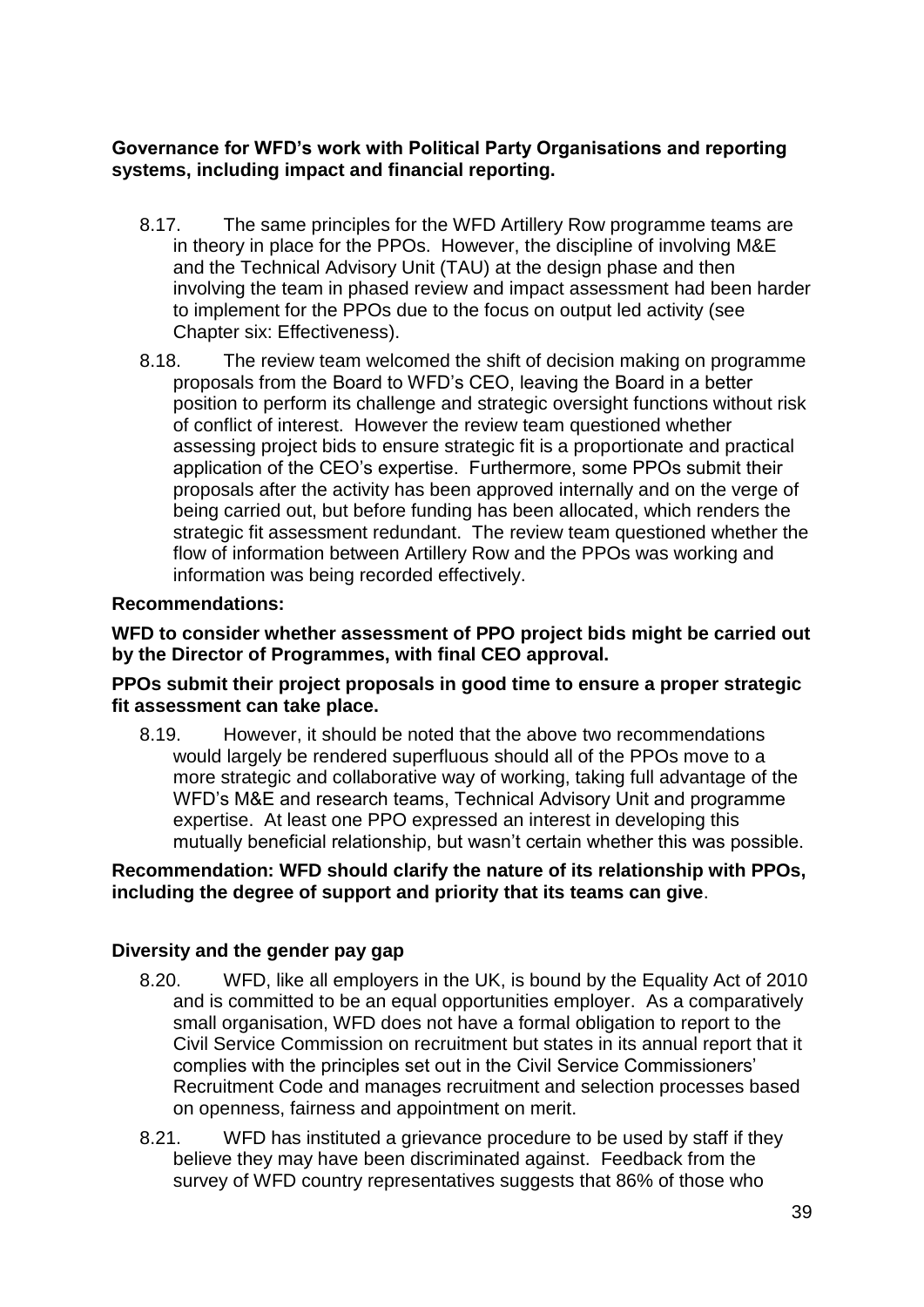**Governance for WFD's work with Political Party Organisations and reporting systems, including impact and financial reporting.**

8.17. The same principles for the WFD Artillery Row programme teams are in theory in place for the PPOs. However, the discipline of involving M&E and the Technical Advisory Unit (TAU) at the design phase and then involving the team in phased review and impact assessment had been harder to implement for the PPOs due to the focus on output led activity (see Chapter six: Effectiveness).

8.18. The review team welcomed the shift of decision making on programme proposals from the Board to WFD's CEO, leaving the Board in a better position to perform its challenge and strategic oversight functions without risk of conflict of interest. However the review team questioned whether assessing project bids to ensure strategic fit is a proportionate and practical application of the CEO's expertise. Furthermore, some PPOs submit their proposals after the activity has been approved internally and on the verge of being carried out, but before funding has been allocated, which renders the strategic fit assessment redundant. The review team questioned whether the flow of information between Artillery Row and the PPOs was working and information was being recorded effectively.

**Recommendations:**

**WFD to consider whether assessment of PPO project bids might be carried out by the Director of Programmes, with final CEO approval.**

**PPOs submit their project proposals in good time to ensure a proper strategic fit assessment can take place.**

8.19. However, it should be noted that the above two recommendations would largely be rendered superfluous should all of the PPOs move to a more strategic and collaborative way of working, taking full advantage of the WFD's M&E and research teams, Technical Advisory Unit and programme expertise. At least one PPO expressed an interest in developing this mutually beneficial relationship, but wasn't certain whether this was possible.

**Recommendation: WFD should clarify the nature of its relationship with PPOs, including the degree of support and priority that its teams can give**.

**Diversity and the gender pay gap**

8.20. WFD, like all employers in the UK, is bound by the Equality Act of 2010 and is committed to be an equal opportunities employer. As a comparatively small organisation, WFD does not have a formal obligation to report to the Civil Service Commission on recruitment but states in its annual report that it complies with the principles set out in the Civil Service Commissioners' Recruitment Code and manages recruitment and selection processes based on openness, fairness and appointment on merit.

8.21. WFD has instituted a grievance procedure to be used by staff if they believe they may have been discriminated against. Feedback from the survey of WFD country representatives suggests that 86% of those who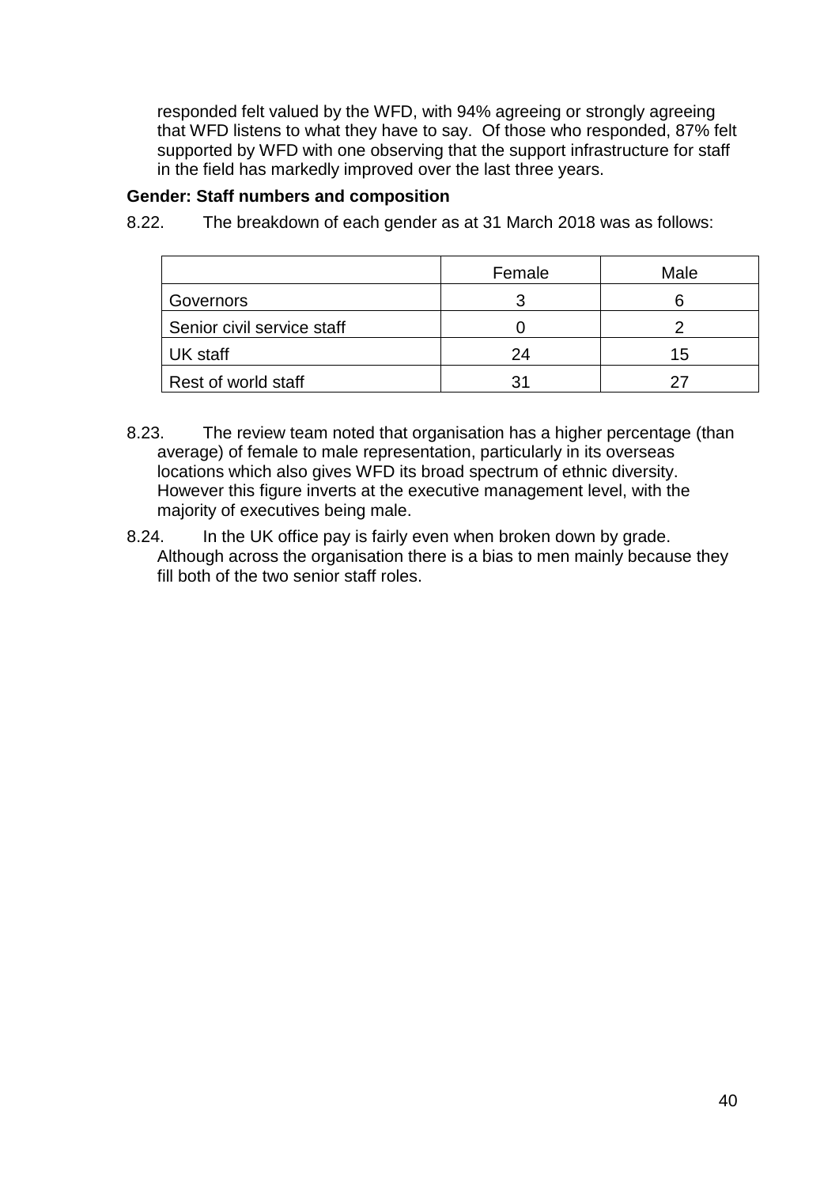responded felt valued by the WFD, with 94% agreeing or strongly agreeing that WFD listens to what they have to say. Of those who responded, 87% felt supported by WFD with one observing that the support infrastructure for staff in the field has markedly improved over the last three years.

**Gender: Staff numbers and composition**

8.22. The breakdown of each gender as at 31 March 2018 was as follows:

| | Female | Male |
|---|---|---|
| Governors | 3 | 6 |
| Senior civil service staff | 0 | 2 |
| UK staff | 24 | 15 |
| Rest of world staff | 31 | 27 |

8.23. The review team noted that organisation has a higher percentage (than average) of female to male representation, particularly in its overseas locations which also gives WFD its broad spectrum of ethnic diversity. However this figure inverts at the executive management level, with the majority of executives being male.

8.24. In the UK office pay is fairly even when broken down by grade. Although across the organisation there is a bias to men mainly because they fill both of the two senior staff roles.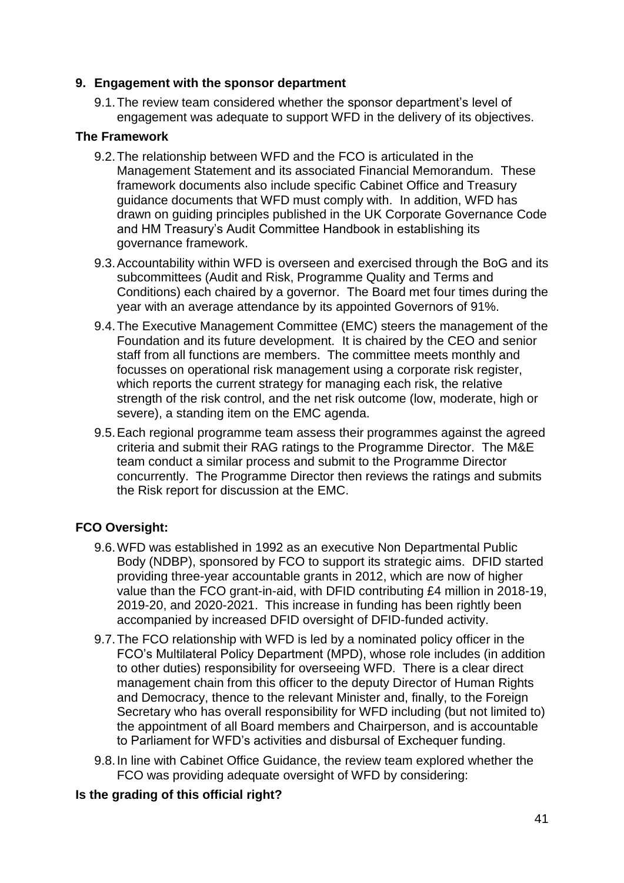## 9. Engagement with the sponsor department

9.1. The review team considered whether the sponsor department's level of engagement was adequate to support WFD in the delivery of its objectives.

### The Framework

9.2. The relationship between WFD and the FCO is articulated in the Management Statement and its associated Financial Memorandum. These framework documents also include specific Cabinet Office and Treasury guidance documents that WFD must comply with. In addition, WFD has drawn on guiding principles published in the UK Corporate Governance Code and HM Treasury's Audit Committee Handbook in establishing its governance framework.

9.3. Accountability within WFD is overseen and exercised through the BoG and its subcommittees (Audit and Risk, Programme Quality and Terms and Conditions) each chaired by a governor. The Board met four times during the year with an average attendance by its appointed Governors of 91%.

9.4. The Executive Management Committee (EMC) steers the management of the Foundation and its future development. It is chaired by the CEO and senior staff from all functions are members. The committee meets monthly and focusses on operational risk management using a corporate risk register, which reports the current strategy for managing each risk, the relative strength of the risk control, and the net risk outcome (low, moderate, high or severe), a standing item on the EMC agenda.

9.5. Each regional programme team assess their programmes against the agreed criteria and submit their RAG ratings to the Programme Director. The M&E team conduct a similar process and submit to the Programme Director concurrently. The Programme Director then reviews the ratings and submits the Risk report for discussion at the EMC.

### FCO Oversight:

9.6. WFD was established in 1992 as an executive Non Departmental Public Body (NDBP), sponsored by FCO to support its strategic aims. DFID started providing three-year accountable grants in 2012, which are now of higher value than the FCO grant-in-aid, with DFID contributing £4 million in 2018-19, 2019-20, and 2020-2021. This increase in funding has been rightly been accompanied by increased DFID oversight of DFID-funded activity.

9.7. The FCO relationship with WFD is led by a nominated policy officer in the FCO's Multilateral Policy Department (MPD), whose role includes (in addition to other duties) responsibility for overseeing WFD. There is a clear direct management chain from this officer to the deputy Director of Human Rights and Democracy, thence to the relevant Minister and, finally, to the Foreign Secretary who has overall responsibility for WFD including (but not limited to) the appointment of all Board members and Chairperson, and is accountable to Parliament for WFD's activities and disbursal of Exchequer funding.

9.8. In line with Cabinet Office Guidance, the review team explored whether the FCO was providing adequate oversight of WFD by considering:

### Is the grading of this official right?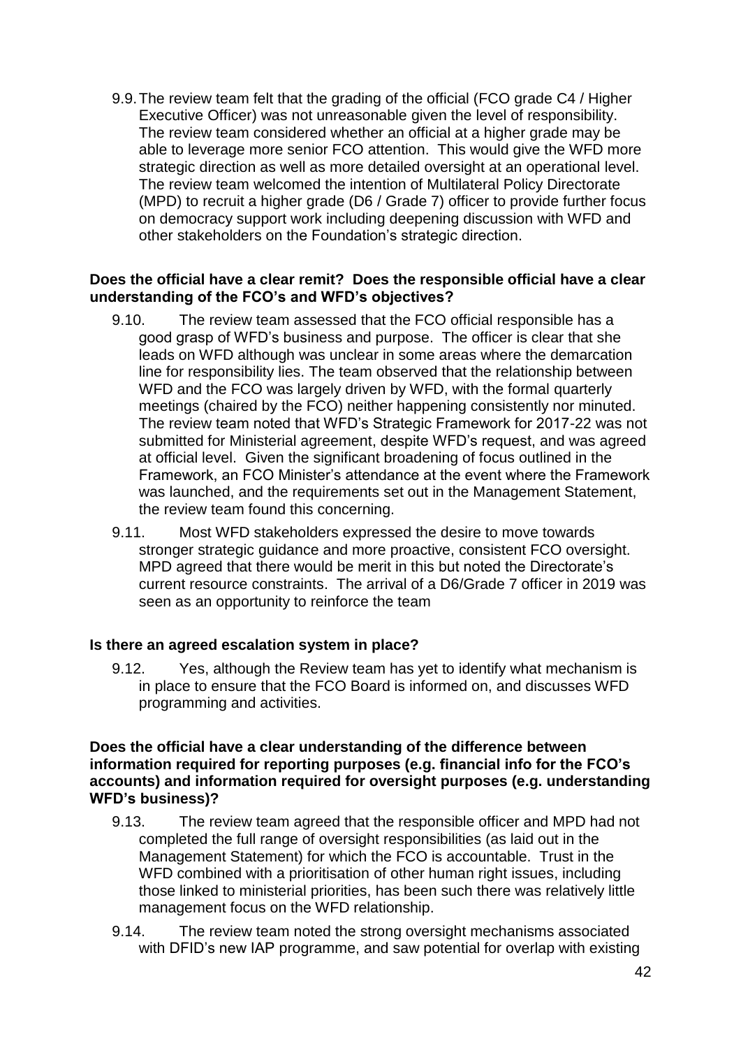9.9. The review team felt that the grading of the official (FCO grade C4 / Higher Executive Officer) was not unreasonable given the level of responsibility. The review team considered whether an official at a higher grade may be able to leverage more senior FCO attention. This would give the WFD more strategic direction as well as more detailed oversight at an operational level. The review team welcomed the intention of Multilateral Policy Directorate (MPD) to recruit a higher grade (D6 / Grade 7) officer to provide further focus on democracy support work including deepening discussion with WFD and other stakeholders on the Foundation's strategic direction.

**Does the official have a clear remit? Does the responsible official have a clear understanding of the FCO's and WFD's objectives?**

9.10. The review team assessed that the FCO official responsible has a good grasp of WFD's business and purpose. The officer is clear that she leads on WFD although was unclear in some areas where the demarcation line for responsibility lies. The team observed that the relationship between WFD and the FCO was largely driven by WFD, with the formal quarterly meetings (chaired by the FCO) neither happening consistently nor minuted. The review team noted that WFD's Strategic Framework for 2017-22 was not submitted for Ministerial agreement, despite WFD's request, and was agreed at official level. Given the significant broadening of focus outlined in the Framework, an FCO Minister's attendance at the event where the Framework was launched, and the requirements set out in the Management Statement, the review team found this concerning.

9.11. Most WFD stakeholders expressed the desire to move towards stronger strategic guidance and more proactive, consistent FCO oversight. MPD agreed that there would be merit in this but noted the Directorate's current resource constraints. The arrival of a D6/Grade 7 officer in 2019 was seen as an opportunity to reinforce the team

**Is there an agreed escalation system in place?**

9.12. Yes, although the Review team has yet to identify what mechanism is in place to ensure that the FCO Board is informed on, and discusses WFD programming and activities.

**Does the official have a clear understanding of the difference between information required for reporting purposes (e.g. financial info for the FCO's accounts) and information required for oversight purposes (e.g. understanding WFD's business)?**

9.13. The review team agreed that the responsible officer and MPD had not completed the full range of oversight responsibilities (as laid out in the Management Statement) for which the FCO is accountable. Trust in the WFD combined with a prioritisation of other human right issues, including those linked to ministerial priorities, has been such there was relatively little management focus on the WFD relationship.

9.14. The review team noted the strong oversight mechanisms associated with DFID's new IAP programme, and saw potential for overlap with existing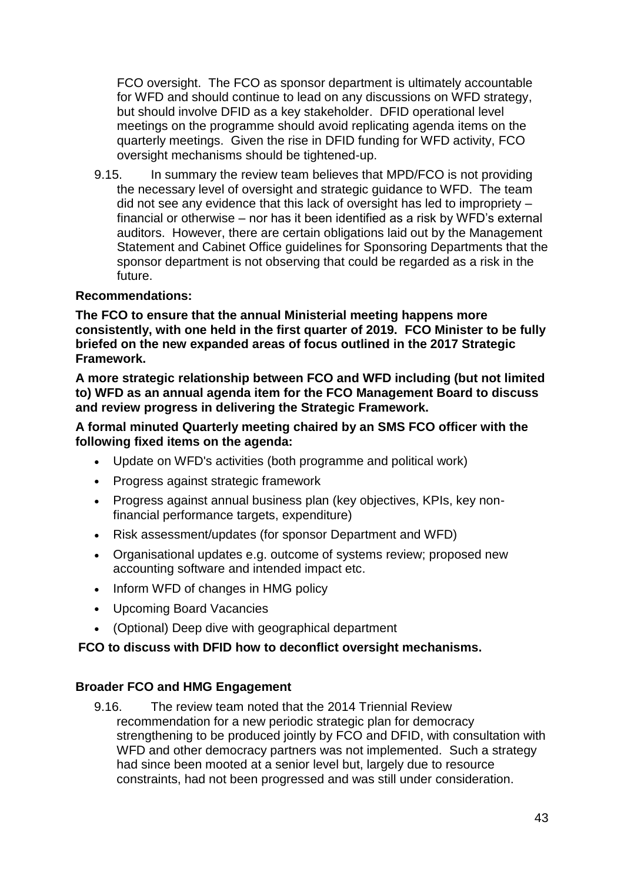FCO oversight. The FCO as sponsor department is ultimately accountable for WFD and should continue to lead on any discussions on WFD strategy, but should involve DFID as a key stakeholder. DFID operational level meetings on the programme should avoid replicating agenda items on the quarterly meetings. Given the rise in DFID funding for WFD activity, FCO oversight mechanisms should be tightened-up.

9.15. In summary the review team believes that MPD/FCO is not providing the necessary level of oversight and strategic guidance to WFD. The team did not see any evidence that this lack of oversight has led to impropriety – financial or otherwise – nor has it been identified as a risk by WFD's external auditors. However, there are certain obligations laid out by the Management Statement and Cabinet Office guidelines for Sponsoring Departments that the sponsor department is not observing that could be regarded as a risk in the future.

**Recommendations:**

**The FCO to ensure that the annual Ministerial meeting happens more consistently, with one held in the first quarter of 2019. FCO Minister to be fully briefed on the new expanded areas of focus outlined in the 2017 Strategic Framework.**

**A more strategic relationship between FCO and WFD including (but not limited to) WFD as an annual agenda item for the FCO Management Board to discuss and review progress in delivering the Strategic Framework.**

**A formal minuted Quarterly meeting chaired by an SMS FCO officer with the following fixed items on the agenda:**

- Update on WFD's activities (both programme and political work)
- Progress against strategic framework
- Progress against annual business plan (key objectives, KPIs, key non-financial performance targets, expenditure)
- Risk assessment/updates (for sponsor Department and WFD)
- Organisational updates e.g. outcome of systems review; proposed new accounting software and intended impact etc.
- Inform WFD of changes in HMG policy
- Upcoming Board Vacancies
- (Optional) Deep dive with geographical department

**FCO to discuss with DFID how to deconflict oversight mechanisms.**

### Broader FCO and HMG Engagement

9.16. The review team noted that the 2014 Triennial Review recommendation for a new periodic strategic plan for democracy strengthening to be produced jointly by FCO and DFID, with consultation with WFD and other democracy partners was not implemented. Such a strategy had since been mooted at a senior level but, largely due to resource constraints, had not been progressed and was still under consideration.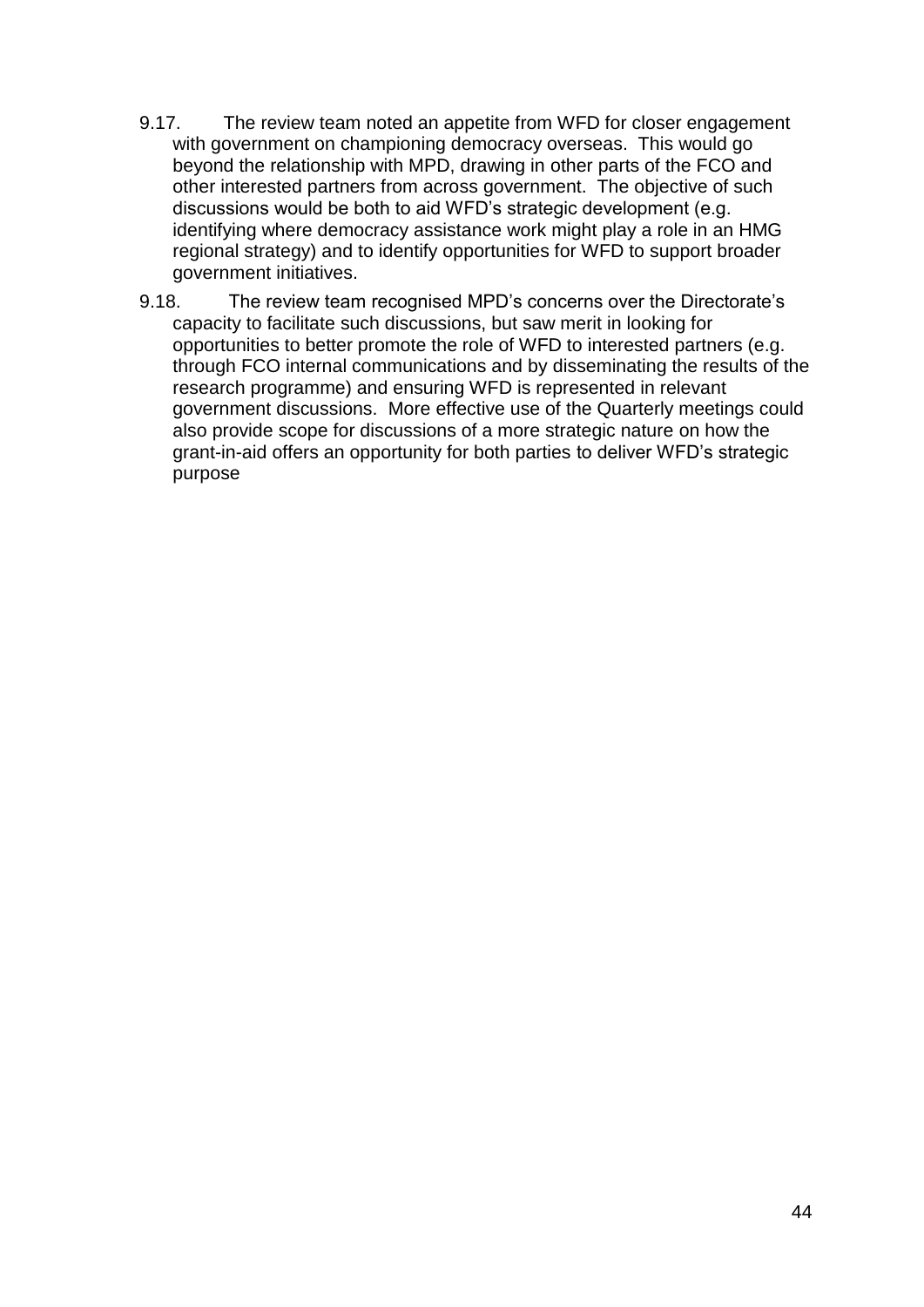9.17. The review team noted an appetite from WFD for closer engagement with government on championing democracy overseas. This would go beyond the relationship with MPD, drawing in other parts of the FCO and other interested partners from across government. The objective of such discussions would be both to aid WFD's strategic development (e.g. identifying where democracy assistance work might play a role in an HMG regional strategy) and to identify opportunities for WFD to support broader government initiatives.

9.18. The review team recognised MPD's concerns over the Directorate's capacity to facilitate such discussions, but saw merit in looking for opportunities to better promote the role of WFD to interested partners (e.g. through FCO internal communications and by disseminating the results of the research programme) and ensuring WFD is represented in relevant government discussions. More effective use of the Quarterly meetings could also provide scope for discussions of a more strategic nature on how the grant-in-aid offers an opportunity for both parties to deliver WFD's strategic purpose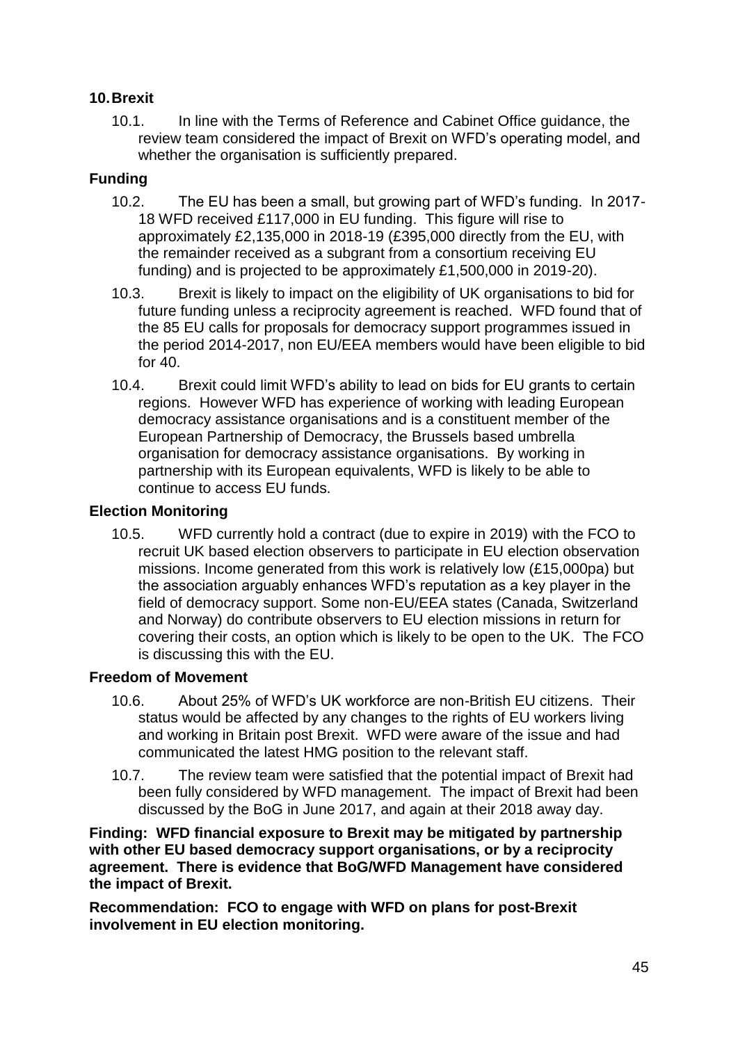## 10. Brexit

10.1. In line with the Terms of Reference and Cabinet Office guidance, the review team considered the impact of Brexit on WFD's operating model, and whether the organisation is sufficiently prepared.

### Funding

10.2. The EU has been a small, but growing part of WFD's funding. In 2017-18 WFD received £117,000 in EU funding. This figure will rise to approximately £2,135,000 in 2018-19 (£395,000 directly from the EU, with the remainder received as a subgrant from a consortium receiving EU funding) and is projected to be approximately £1,500,000 in 2019-20).

10.3. Brexit is likely to impact on the eligibility of UK organisations to bid for future funding unless a reciprocity agreement is reached. WFD found that of the 85 EU calls for proposals for democracy support programmes issued in the period 2014-2017, non EU/EEA members would have been eligible to bid for 40.

10.4. Brexit could limit WFD's ability to lead on bids for EU grants to certain regions. However WFD has experience of working with leading European democracy assistance organisations and is a constituent member of the European Partnership of Democracy, the Brussels based umbrella organisation for democracy assistance organisations. By working in partnership with its European equivalents, WFD is likely to be able to continue to access EU funds.

### Election Monitoring

10.5. WFD currently hold a contract (due to expire in 2019) with the FCO to recruit UK based election observers to participate in EU election observation missions. Income generated from this work is relatively low (£15,000pa) but the association arguably enhances WFD's reputation as a key player in the field of democracy support. Some non-EU/EEA states (Canada, Switzerland and Norway) do contribute observers to EU election missions in return for covering their costs, an option which is likely to be open to the UK. The FCO is discussing this with the EU.

### Freedom of Movement

10.6. About 25% of WFD's UK workforce are non-British EU citizens. Their status would be affected by any changes to the rights of EU workers living and working in Britain post Brexit. WFD were aware of the issue and had communicated the latest HMG position to the relevant staff.

10.7. The review team were satisfied that the potential impact of Brexit had been fully considered by WFD management. The impact of Brexit had been discussed by the BoG in June 2017, and again at their 2018 away day.

**Finding: WFD financial exposure to Brexit may be mitigated by partnership with other EU based democracy support organisations, or by a reciprocity agreement. There is evidence that BoG/WFD Management have considered the impact of Brexit.**

**Recommendation: FCO to engage with WFD on plans for post-Brexit involvement in EU election monitoring.**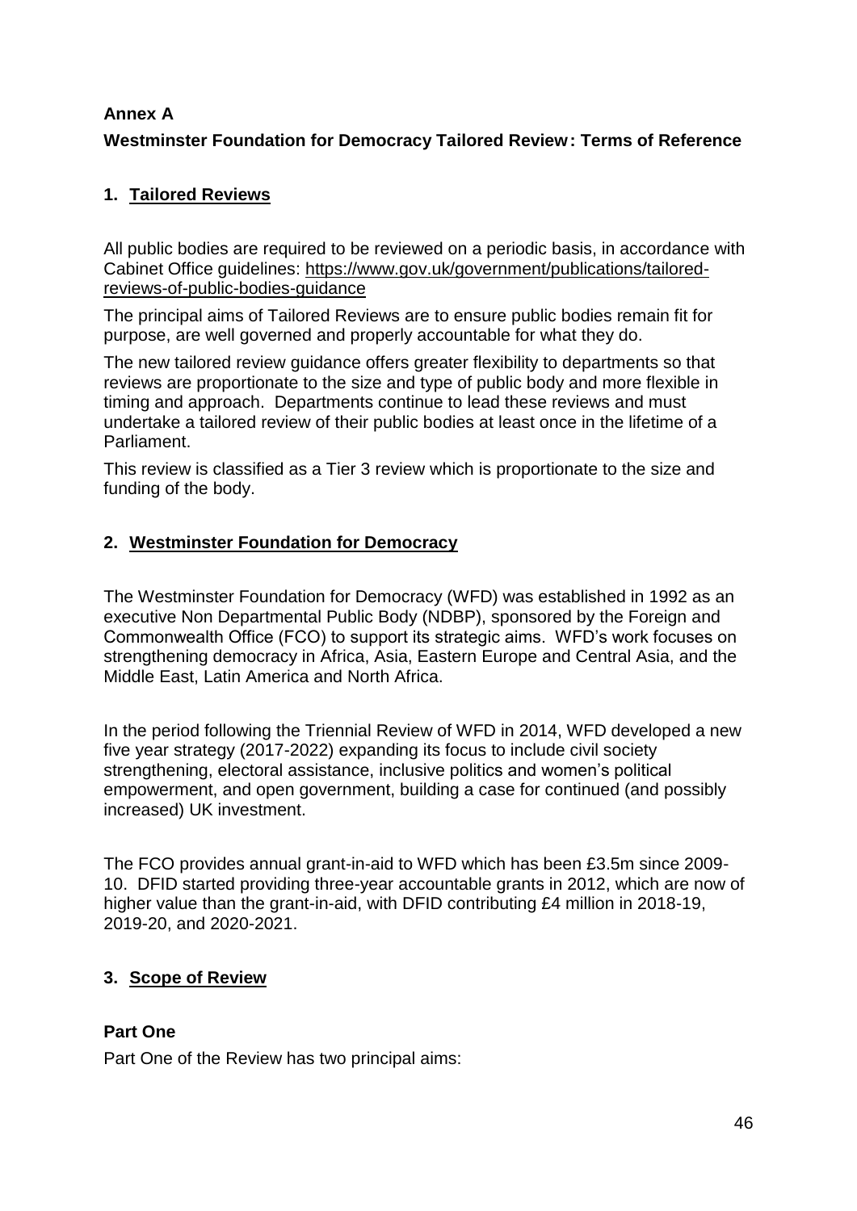**Annex A**

**Westminster Foundation for Democracy Tailored Review: Terms of Reference**

## 1. Tailored Reviews

All public bodies are required to be reviewed on a periodic basis, in accordance with Cabinet Office guidelines: https://www.gov.uk/government/publications/tailored-reviews-of-public-bodies-guidance

The principal aims of Tailored Reviews are to ensure public bodies remain fit for purpose, are well governed and properly accountable for what they do.

The new tailored review guidance offers greater flexibility to departments so that reviews are proportionate to the size and type of public body and more flexible in timing and approach. Departments continue to lead these reviews and must undertake a tailored review of their public bodies at least once in the lifetime of a Parliament.

This review is classified as a Tier 3 review which is proportionate to the size and funding of the body.

## 2. Westminster Foundation for Democracy

The Westminster Foundation for Democracy (WFD) was established in 1992 as an executive Non Departmental Public Body (NDBP), sponsored by the Foreign and Commonwealth Office (FCO) to support its strategic aims. WFD's work focuses on strengthening democracy in Africa, Asia, Eastern Europe and Central Asia, and the Middle East, Latin America and North Africa.

In the period following the Triennial Review of WFD in 2014, WFD developed a new five year strategy (2017-2022) expanding its focus to include civil society strengthening, electoral assistance, inclusive politics and women's political empowerment, and open government, building a case for continued (and possibly increased) UK investment.

The FCO provides annual grant-in-aid to WFD which has been £3.5m since 2009-10. DFID started providing three-year accountable grants in 2012, which are now of higher value than the grant-in-aid, with DFID contributing £4 million in 2018-19, 2019-20, and 2020-2021.

## 3. Scope of Review

**Part One**

Part One of the Review has two principal aims: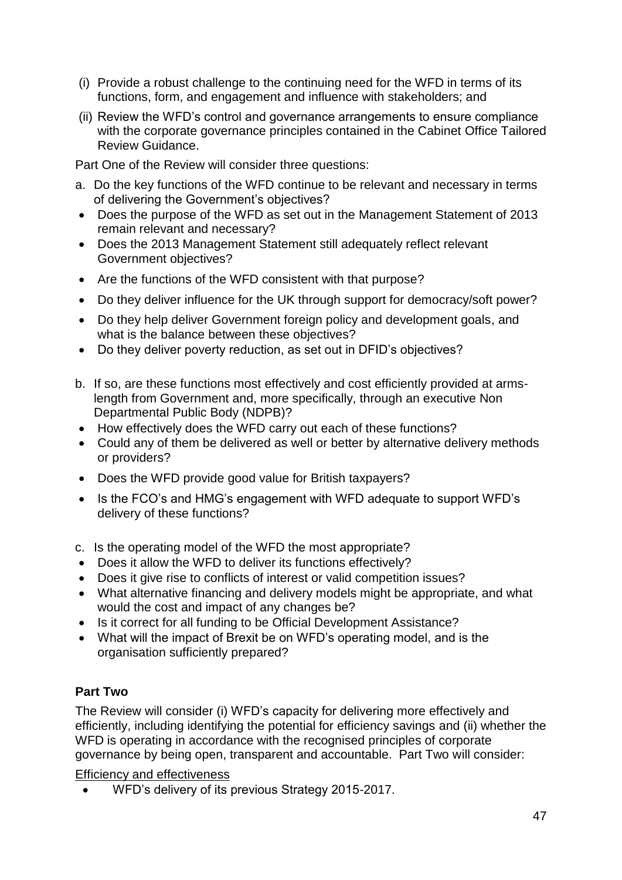(i) Provide a robust challenge to the continuing need for the WFD in terms of its functions, form, and engagement and influence with stakeholders; and

(ii) Review the WFD's control and governance arrangements to ensure compliance with the corporate governance principles contained in the Cabinet Office Tailored Review Guidance.

Part One of the Review will consider three questions:

a. Do the key functions of the WFD continue to be relevant and necessary in terms of delivering the Government's objectives?

- Does the purpose of the WFD as set out in the Management Statement of 2013 remain relevant and necessary?
- Does the 2013 Management Statement still adequately reflect relevant Government objectives?
- Are the functions of the WFD consistent with that purpose?
- Do they deliver influence for the UK through support for democracy/soft power?
- Do they help deliver Government foreign policy and development goals, and what is the balance between these objectives?
- Do they deliver poverty reduction, as set out in DFID's objectives?

b. If so, are these functions most effectively and cost efficiently provided at arms-length from Government and, more specifically, through an executive Non Departmental Public Body (NDPB)?

- How effectively does the WFD carry out each of these functions?
- Could any of them be delivered as well or better by alternative delivery methods or providers?
- Does the WFD provide good value for British taxpayers?
- Is the FCO's and HMG's engagement with WFD adequate to support WFD's delivery of these functions?

c. Is the operating model of the WFD the most appropriate?

- Does it allow the WFD to deliver its functions effectively?
- Does it give rise to conflicts of interest or valid competition issues?
- What alternative financing and delivery models might be appropriate, and what would the cost and impact of any changes be?
- Is it correct for all funding to be Official Development Assistance?
- What will the impact of Brexit be on WFD's operating model, and is the organisation sufficiently prepared?

**Part Two**

The Review will consider (i) WFD's capacity for delivering more effectively and efficiently, including identifying the potential for efficiency savings and (ii) whether the WFD is operating in accordance with the recognised principles of corporate governance by being open, transparent and accountable. Part Two will consider:

<u>Efficiency and effectiveness</u>

- WFD's delivery of its previous Strategy 2015-2017.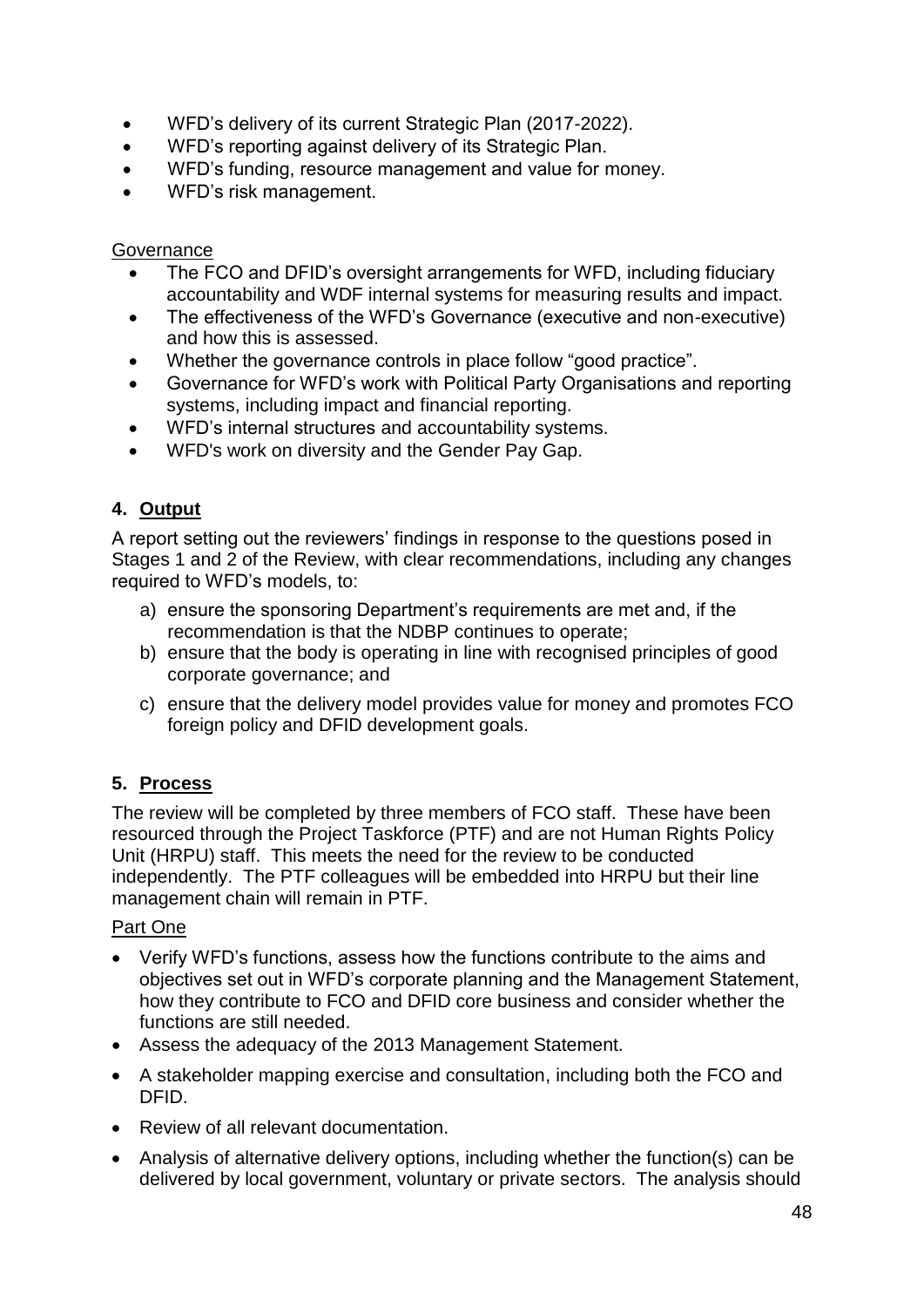- WFD's delivery of its current Strategic Plan (2017-2022).
- WFD's reporting against delivery of its Strategic Plan.
- WFD's funding, resource management and value for money.
- WFD's risk management.

Governance

- The FCO and DFID's oversight arrangements for WFD, including fiduciary accountability and WDF internal systems for measuring results and impact.
- The effectiveness of the WFD's Governance (executive and non-executive) and how this is assessed.
- Whether the governance controls in place follow "good practice".
- Governance for WFD's work with Political Party Organisations and reporting systems, including impact and financial reporting.
- WFD's internal structures and accountability systems.
- WFD's work on diversity and the Gender Pay Gap.

## 4. Output

A report setting out the reviewers' findings in response to the questions posed in Stages 1 and 2 of the Review, with clear recommendations, including any changes required to WFD's models, to:

a) ensure the sponsoring Department's requirements are met and, if the recommendation is that the NDBP continues to operate;

b) ensure that the body is operating in line with recognised principles of good corporate governance; and

c) ensure that the delivery model provides value for money and promotes FCO foreign policy and DFID development goals.

## 5. Process

The review will be completed by three members of FCO staff. These have been resourced through the Project Taskforce (PTF) and are not Human Rights Policy Unit (HRPU) staff. This meets the need for the review to be conducted independently. The PTF colleagues will be embedded into HRPU but their line management chain will remain in PTF.

Part One

- Verify WFD's functions, assess how the functions contribute to the aims and objectives set out in WFD's corporate planning and the Management Statement, how they contribute to FCO and DFID core business and consider whether the functions are still needed.
- Assess the adequacy of the 2013 Management Statement.
- A stakeholder mapping exercise and consultation, including both the FCO and DFID.
- Review of all relevant documentation.
- Analysis of alternative delivery options, including whether the function(s) can be delivered by local government, voluntary or private sectors. The analysis should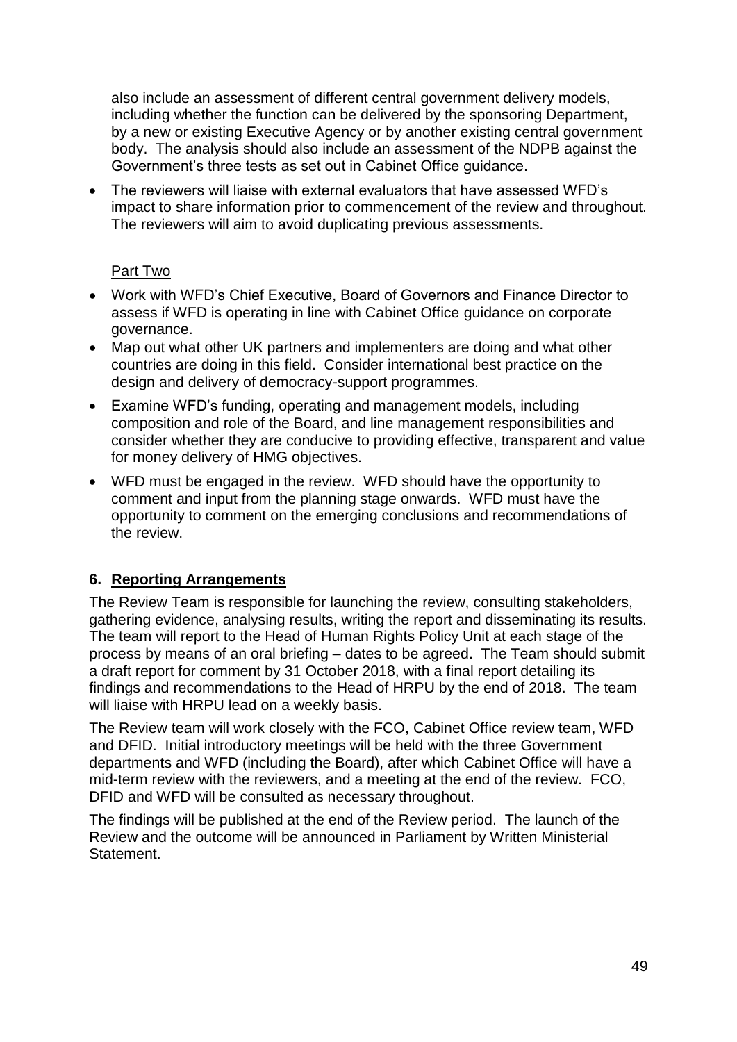also include an assessment of different central government delivery models, including whether the function can be delivered by the sponsoring Department, by a new or existing Executive Agency or by another existing central government body. The analysis should also include an assessment of the NDPB against the Government's three tests as set out in Cabinet Office guidance.

- The reviewers will liaise with external evaluators that have assessed WFD's impact to share information prior to commencement of the review and throughout. The reviewers will aim to avoid duplicating previous assessments.

Part Two

- Work with WFD's Chief Executive, Board of Governors and Finance Director to assess if WFD is operating in line with Cabinet Office guidance on corporate governance.
- Map out what other UK partners and implementers are doing and what other countries are doing in this field. Consider international best practice on the design and delivery of democracy-support programmes.
- Examine WFD's funding, operating and management models, including composition and role of the Board, and line management responsibilities and consider whether they are conducive to providing effective, transparent and value for money delivery of HMG objectives.
- WFD must be engaged in the review. WFD should have the opportunity to comment and input from the planning stage onwards. WFD must have the opportunity to comment on the emerging conclusions and recommendations of the review.

## 6. Reporting Arrangements

The Review Team is responsible for launching the review, consulting stakeholders, gathering evidence, analysing results, writing the report and disseminating its results. The team will report to the Head of Human Rights Policy Unit at each stage of the process by means of an oral briefing – dates to be agreed. The Team should submit a draft report for comment by 31 October 2018, with a final report detailing its findings and recommendations to the Head of HRPU by the end of 2018. The team will liaise with HRPU lead on a weekly basis.

The Review team will work closely with the FCO, Cabinet Office review team, WFD and DFID. Initial introductory meetings will be held with the three Government departments and WFD (including the Board), after which Cabinet Office will have a mid-term review with the reviewers, and a meeting at the end of the review. FCO, DFID and WFD will be consulted as necessary throughout.

The findings will be published at the end of the Review period. The launch of the Review and the outcome will be announced in Parliament by Written Ministerial Statement.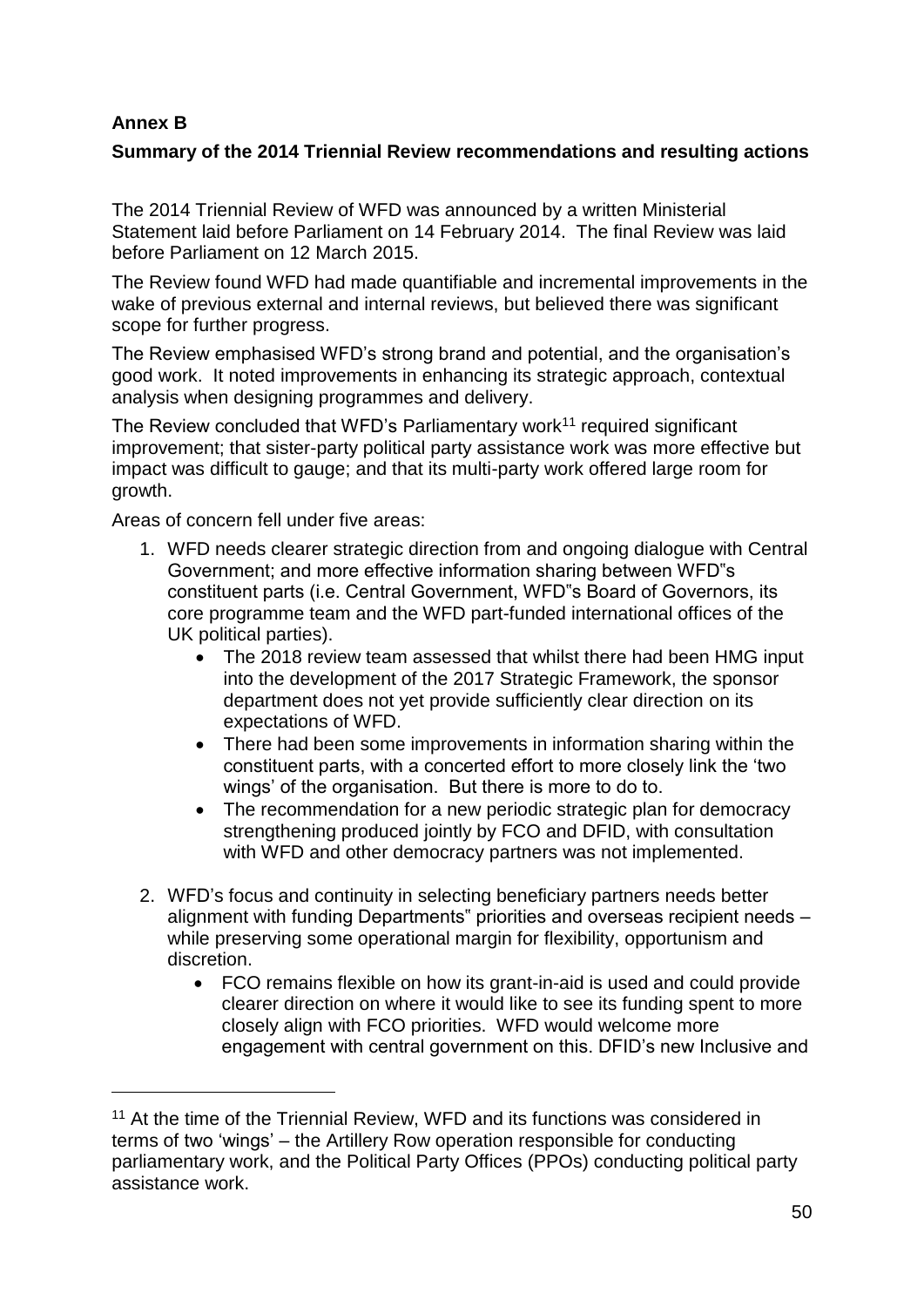**Annex B**

**Summary of the 2014 Triennial Review recommendations and resulting actions**

The 2014 Triennial Review of WFD was announced by a written Ministerial Statement laid before Parliament on 14 February 2014. The final Review was laid before Parliament on 12 March 2015.

The Review found WFD had made quantifiable and incremental improvements in the wake of previous external and internal reviews, but believed there was significant scope for further progress.

The Review emphasised WFD's strong brand and potential, and the organisation's good work. It noted improvements in enhancing its strategic approach, contextual analysis when designing programmes and delivery.

The Review concluded that WFD's Parliamentary work[11] required significant improvement; that sister-party political party assistance work was more effective but impact was difficult to gauge; and that its multi-party work offered large room for growth.

Areas of concern fell under five areas:

1. WFD needs clearer strategic direction from and ongoing dialogue with Central Government; and more effective information sharing between WFD"s constituent parts (i.e. Central Government, WFD"s Board of Governors, its core programme team and the WFD part-funded international offices of the UK political parties).
    - The 2018 review team assessed that whilst there had been HMG input into the development of the 2017 Strategic Framework, the sponsor department does not yet provide sufficiently clear direction on its expectations of WFD.
    - There had been some improvements in information sharing within the constituent parts, with a concerted effort to more closely link the 'two wings' of the organisation. But there is more to do to.
    - The recommendation for a new periodic strategic plan for democracy strengthening produced jointly by FCO and DFID, with consultation with WFD and other democracy partners was not implemented.

2. WFD's focus and continuity in selecting beneficiary partners needs better alignment with funding Departments" priorities and overseas recipient needs – while preserving some operational margin for flexibility, opportunism and discretion.
    - FCO remains flexible on how its grant-in-aid is used and could provide clearer direction on where it would like to see its funding spent to more closely align with FCO priorities. WFD would welcome more engagement with central government on this. DFID's new Inclusive and

[11] At the time of the Triennial Review, WFD and its functions was considered in terms of two 'wings' – the Artillery Row operation responsible for conducting parliamentary work, and the Political Party Offices (PPOs) conducting political party assistance work.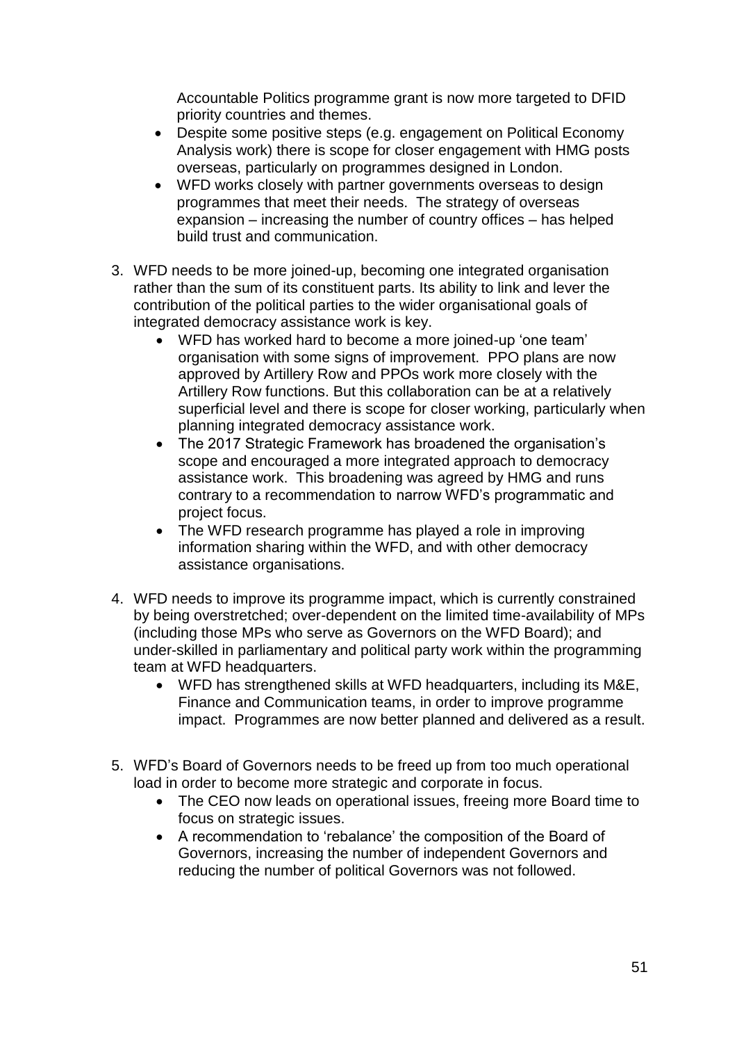Accountable Politics programme grant is now more targeted to DFID priority countries and themes.

- Despite some positive steps (e.g. engagement on Political Economy Analysis work) there is scope for closer engagement with HMG posts overseas, particularly on programmes designed in London.
- WFD works closely with partner governments overseas to design programmes that meet their needs. The strategy of overseas expansion – increasing the number of country offices – has helped build trust and communication.

3. WFD needs to be more joined-up, becoming one integrated organisation rather than the sum of its constituent parts. Its ability to link and lever the contribution of the political parties to the wider organisational goals of integrated democracy assistance work is key.
   - WFD has worked hard to become a more joined-up 'one team' organisation with some signs of improvement. PPO plans are now approved by Artillery Row and PPOs work more closely with the Artillery Row functions. But this collaboration can be at a relatively superficial level and there is scope for closer working, particularly when planning integrated democracy assistance work.
   - The 2017 Strategic Framework has broadened the organisation's scope and encouraged a more integrated approach to democracy assistance work. This broadening was agreed by HMG and runs contrary to a recommendation to narrow WFD's programmatic and project focus.
   - The WFD research programme has played a role in improving information sharing within the WFD, and with other democracy assistance organisations.

4. WFD needs to improve its programme impact, which is currently constrained by being overstretched; over-dependent on the limited time-availability of MPs (including those MPs who serve as Governors on the WFD Board); and under-skilled in parliamentary and political party work within the programming team at WFD headquarters.
   - WFD has strengthened skills at WFD headquarters, including its M&E, Finance and Communication teams, in order to improve programme impact. Programmes are now better planned and delivered as a result.

5. WFD's Board of Governors needs to be freed up from too much operational load in order to become more strategic and corporate in focus.
   - The CEO now leads on operational issues, freeing more Board time to focus on strategic issues.
   - A recommendation to 'rebalance' the composition of the Board of Governors, increasing the number of independent Governors and reducing the number of political Governors was not followed.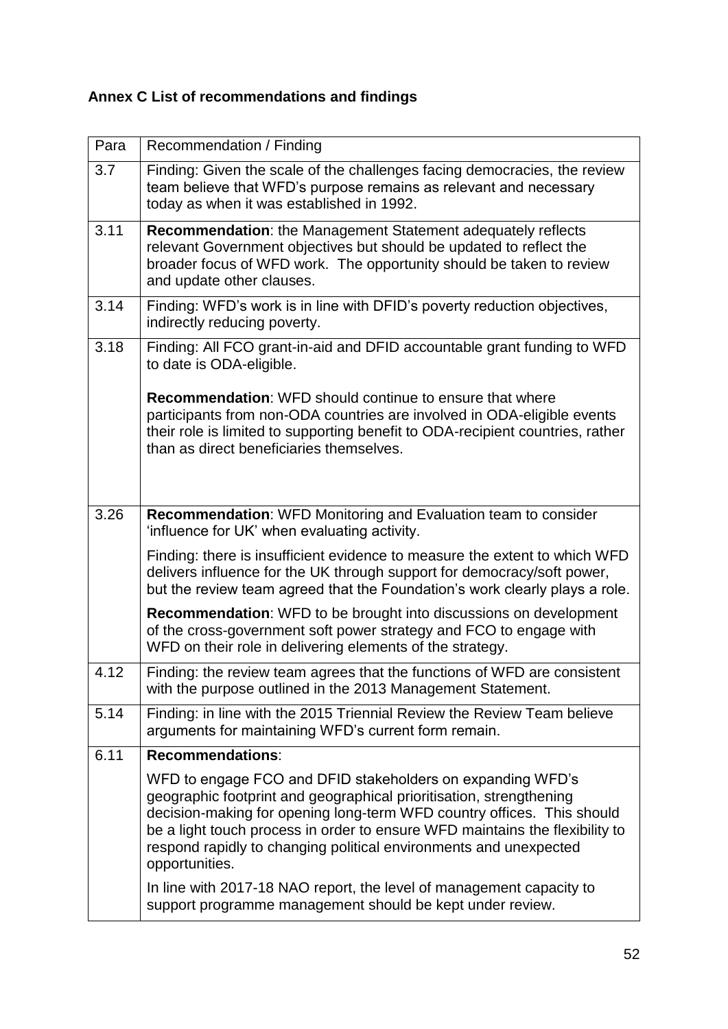**Annex C List of recommendations and findings**

| Para | Recommendation / Finding |
|---|---|
| 3.7 | Finding: Given the scale of the challenges facing democracies, the review team believe that WFD's purpose remains as relevant and necessary today as when it was established in 1992. |
| 3.11 | **Recommendation**: the Management Statement adequately reflects relevant Government objectives but should be updated to reflect the broader focus of WFD work. The opportunity should be taken to review and update other clauses. |
| 3.14 | Finding: WFD's work is in line with DFID's poverty reduction objectives, indirectly reducing poverty. |
| 3.18 | Finding: All FCO grant-in-aid and DFID accountable grant funding to WFD to date is ODA-eligible.<br><br>**Recommendation**: WFD should continue to ensure that where participants from non-ODA countries are involved in ODA-eligible events their role is limited to supporting benefit to ODA-recipient countries, rather than as direct beneficiaries themselves. |
| 3.26 | **Recommendation**: WFD Monitoring and Evaluation team to consider 'influence for UK' when evaluating activity.<br><br>Finding: there is insufficient evidence to measure the extent to which WFD delivers influence for the UK through support for democracy/soft power, but the review team agreed that the Foundation's work clearly plays a role.<br><br>**Recommendation**: WFD to be brought into discussions on development of the cross-government soft power strategy and FCO to engage with WFD on their role in delivering elements of the strategy. |
| 4.12 | Finding: the review team agrees that the functions of WFD are consistent with the purpose outlined in the 2013 Management Statement. |
| 5.14 | Finding: in line with the 2015 Triennial Review the Review Team believe arguments for maintaining WFD's current form remain. |
| 6.11 | **Recommendations**:<br><br>WFD to engage FCO and DFID stakeholders on expanding WFD's geographic footprint and geographical prioritisation, strengthening decision-making for opening long-term WFD country offices. This should be a light touch process in order to ensure WFD maintains the flexibility to respond rapidly to changing political environments and unexpected opportunities.<br><br>In line with 2017-18 NAO report, the level of management capacity to support programme management should be kept under review. |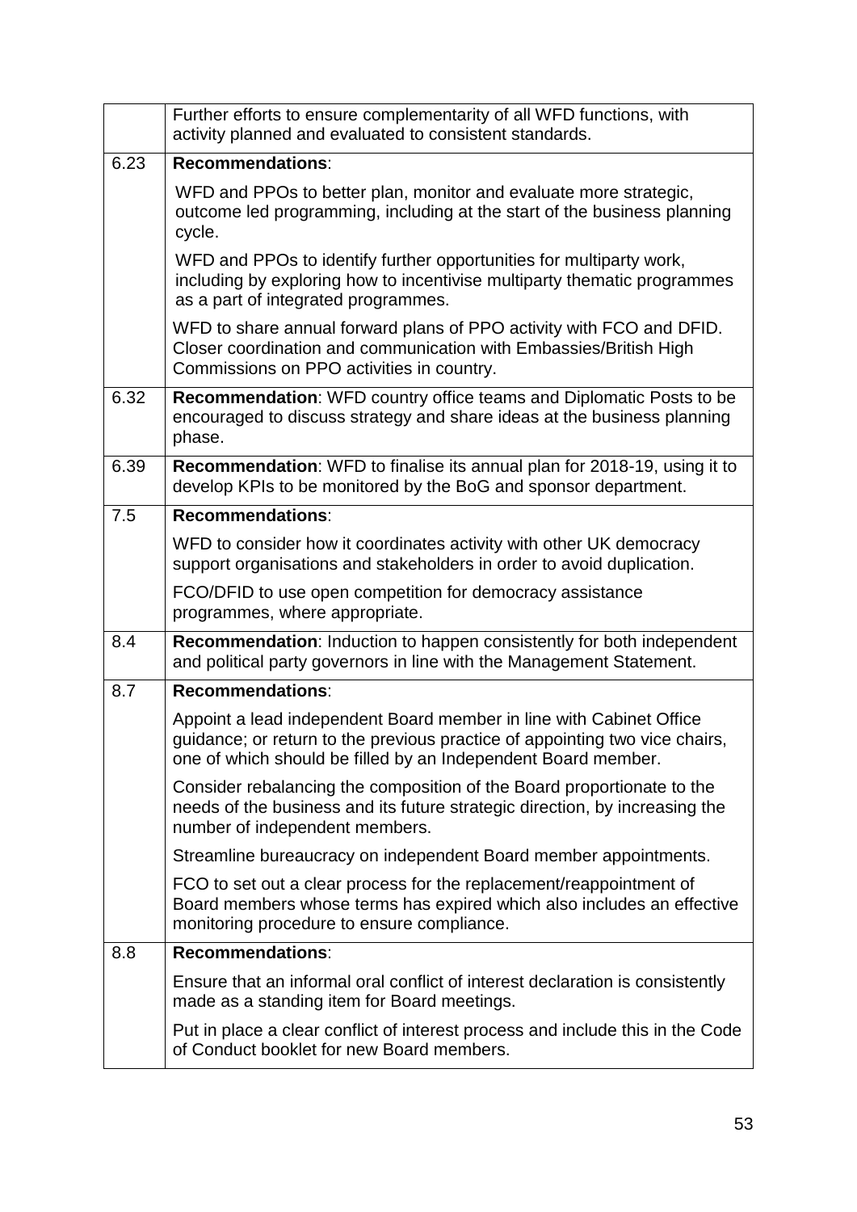| | |
|---|---|
| | Further efforts to ensure complementarity of all WFD functions, with activity planned and evaluated to consistent standards. |
| 6.23 | **Recommendations**:<br><br>WFD and PPOs to better plan, monitor and evaluate more strategic, outcome led programming, including at the start of the business planning cycle.<br><br>WFD and PPOs to identify further opportunities for multiparty work, including by exploring how to incentivise multiparty thematic programmes as a part of integrated programmes.<br><br>WFD to share annual forward plans of PPO activity with FCO and DFID. Closer coordination and communication with Embassies/British High Commissions on PPO activities in country. |
| 6.32 | **Recommendation**: WFD country office teams and Diplomatic Posts to be encouraged to discuss strategy and share ideas at the business planning phase. |
| 6.39 | **Recommendation**: WFD to finalise its annual plan for 2018-19, using it to develop KPIs to be monitored by the BoG and sponsor department. |
| 7.5 | **Recommendations**:<br><br>WFD to consider how it coordinates activity with other UK democracy support organisations and stakeholders in order to avoid duplication.<br><br>FCO/DFID to use open competition for democracy assistance programmes, where appropriate. |
| 8.4 | **Recommendation**: Induction to happen consistently for both independent and political party governors in line with the Management Statement. |
| 8.7 | **Recommendations**:<br><br>Appoint a lead independent Board member in line with Cabinet Office guidance; or return to the previous practice of appointing two vice chairs, one of which should be filled by an Independent Board member.<br><br>Consider rebalancing the composition of the Board proportionate to the needs of the business and its future strategic direction, by increasing the number of independent members.<br><br>Streamline bureaucracy on independent Board member appointments.<br><br>FCO to set out a clear process for the replacement/reappointment of Board members whose terms has expired which also includes an effective monitoring procedure to ensure compliance. |
| 8.8 | **Recommendations**:<br><br>Ensure that an informal oral conflict of interest declaration is consistently made as a standing item for Board meetings.<br><br>Put in place a clear conflict of interest process and include this in the Code of Conduct booklet for new Board members. |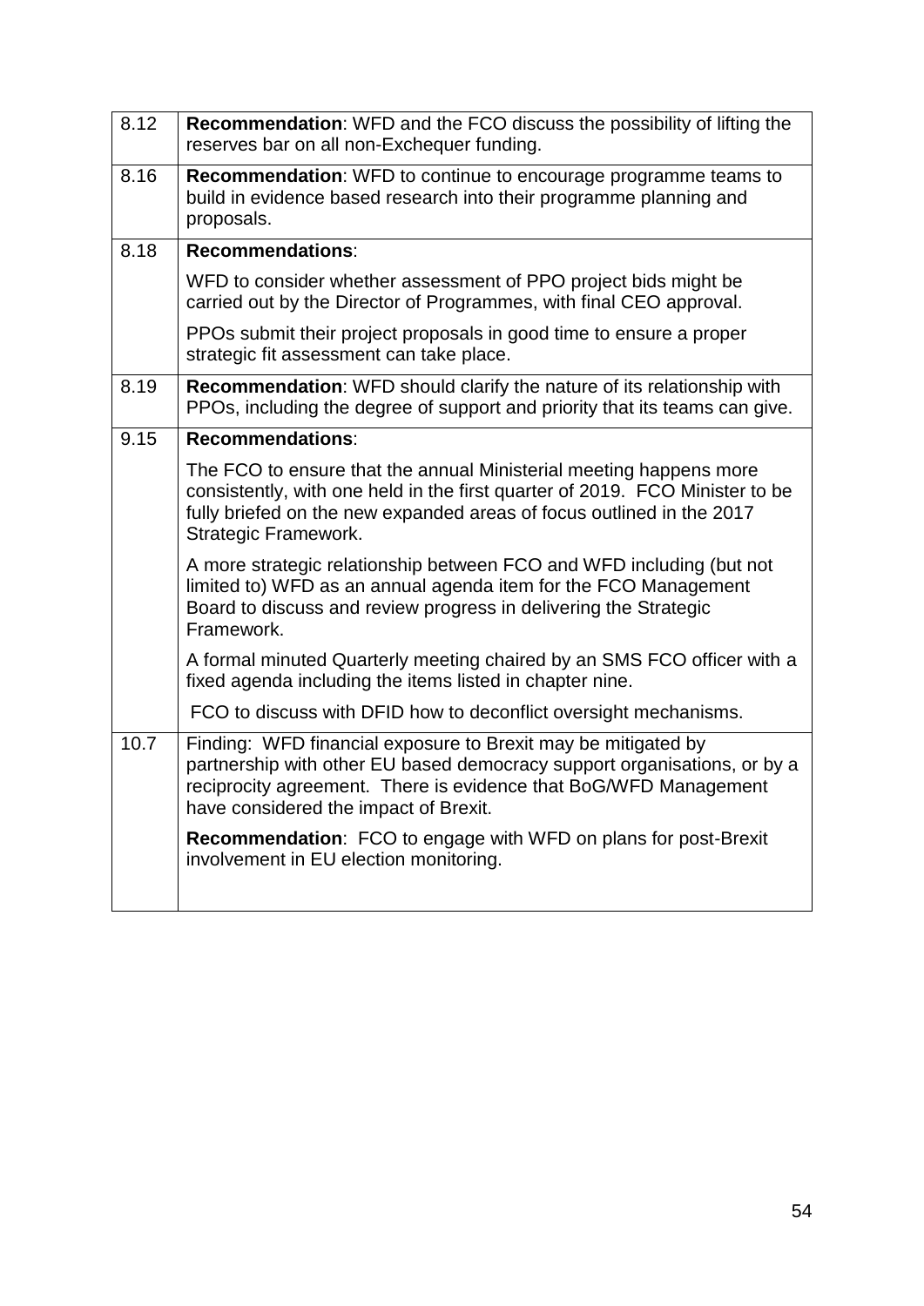| | |
|---|---|
| 8.12 | **Recommendation**: WFD and the FCO discuss the possibility of lifting the reserves bar on all non-Exchequer funding. |
| 8.16 | **Recommendation**: WFD to continue to encourage programme teams to build in evidence based research into their programme planning and proposals. |
| 8.18 | **Recommendations**:<br><br>WFD to consider whether assessment of PPO project bids might be carried out by the Director of Programmes, with final CEO approval.<br><br>PPOs submit their project proposals in good time to ensure a proper strategic fit assessment can take place. |
| 8.19 | **Recommendation**: WFD should clarify the nature of its relationship with PPOs, including the degree of support and priority that its teams can give. |
| 9.15 | **Recommendations**:<br><br>The FCO to ensure that the annual Ministerial meeting happens more consistently, with one held in the first quarter of 2019. FCO Minister to be fully briefed on the new expanded areas of focus outlined in the 2017 Strategic Framework.<br><br>A more strategic relationship between FCO and WFD including (but not limited to) WFD as an annual agenda item for the FCO Management Board to discuss and review progress in delivering the Strategic Framework.<br><br>A formal minuted Quarterly meeting chaired by an SMS FCO officer with a fixed agenda including the items listed in chapter nine.<br><br>FCO to discuss with DFID how to deconflict oversight mechanisms. |
| 10.7 | Finding: WFD financial exposure to Brexit may be mitigated by partnership with other EU based democracy support organisations, or by a reciprocity agreement. There is evidence that BoG/WFD Management have considered the impact of Brexit.<br><br>**Recommendation**: FCO to engage with WFD on plans for post-Brexit involvement in EU election monitoring. |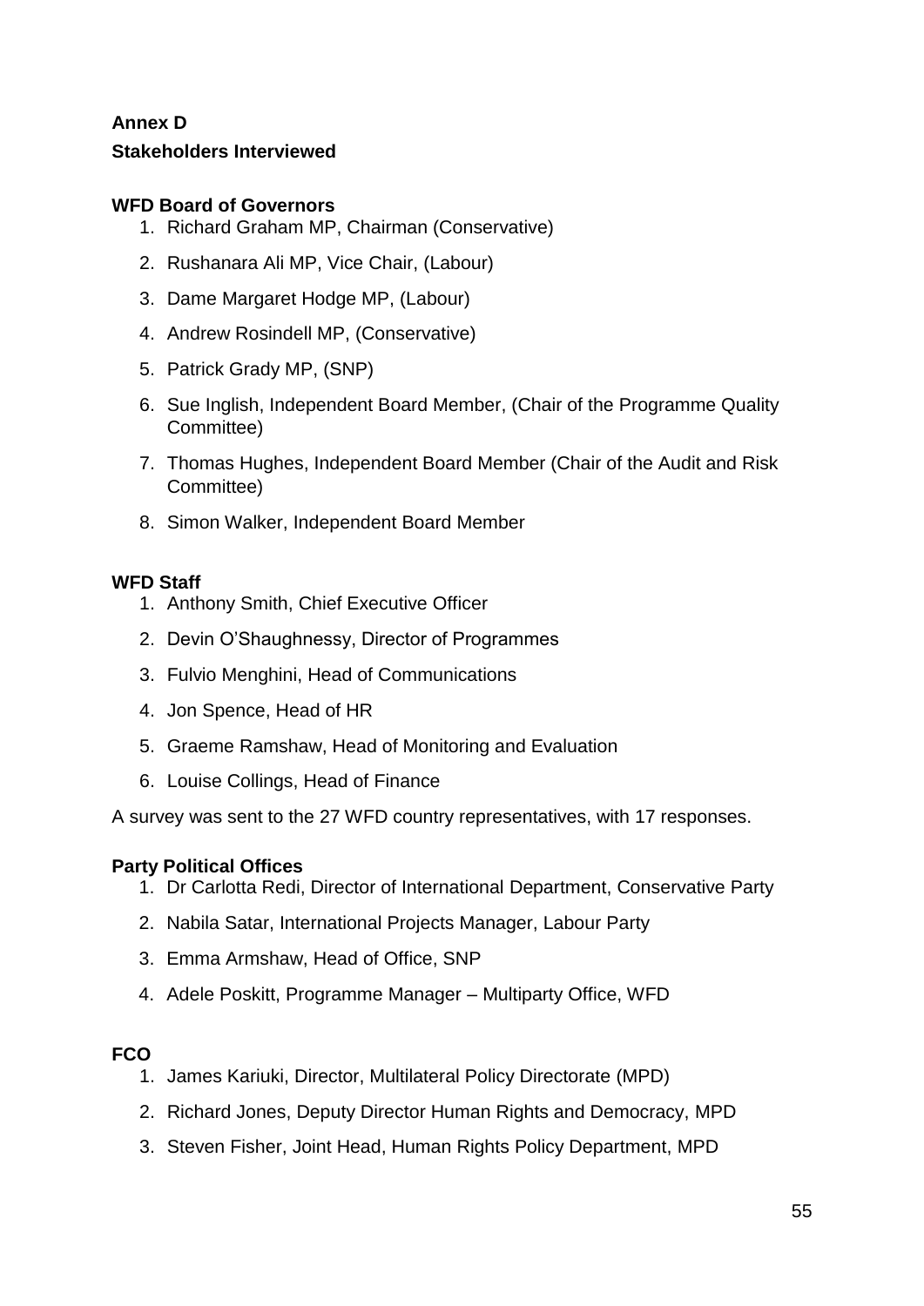**Annex D**

**Stakeholders Interviewed**

**WFD Board of Governors**

1. Richard Graham MP, Chairman (Conservative)
2. Rushanara Ali MP, Vice Chair, (Labour)
3. Dame Margaret Hodge MP, (Labour)
4. Andrew Rosindell MP, (Conservative)
5. Patrick Grady MP, (SNP)
6. Sue Inglish, Independent Board Member, (Chair of the Programme Quality Committee)
7. Thomas Hughes, Independent Board Member (Chair of the Audit and Risk Committee)
8. Simon Walker, Independent Board Member

**WFD Staff**

1. Anthony Smith, Chief Executive Officer
2. Devin O'Shaughnessy, Director of Programmes
3. Fulvio Menghini, Head of Communications
4. Jon Spence, Head of HR
5. Graeme Ramshaw, Head of Monitoring and Evaluation
6. Louise Collings, Head of Finance

A survey was sent to the 27 WFD country representatives, with 17 responses.

**Party Political Offices**

1. Dr Carlotta Redi, Director of International Department, Conservative Party
2. Nabila Satar, International Projects Manager, Labour Party
3. Emma Armshaw, Head of Office, SNP
4. Adele Poskitt, Programme Manager – Multiparty Office, WFD

**FCO**

1. James Kariuki, Director, Multilateral Policy Directorate (MPD)
2. Richard Jones, Deputy Director Human Rights and Democracy, MPD
3. Steven Fisher, Joint Head, Human Rights Policy Department, MPD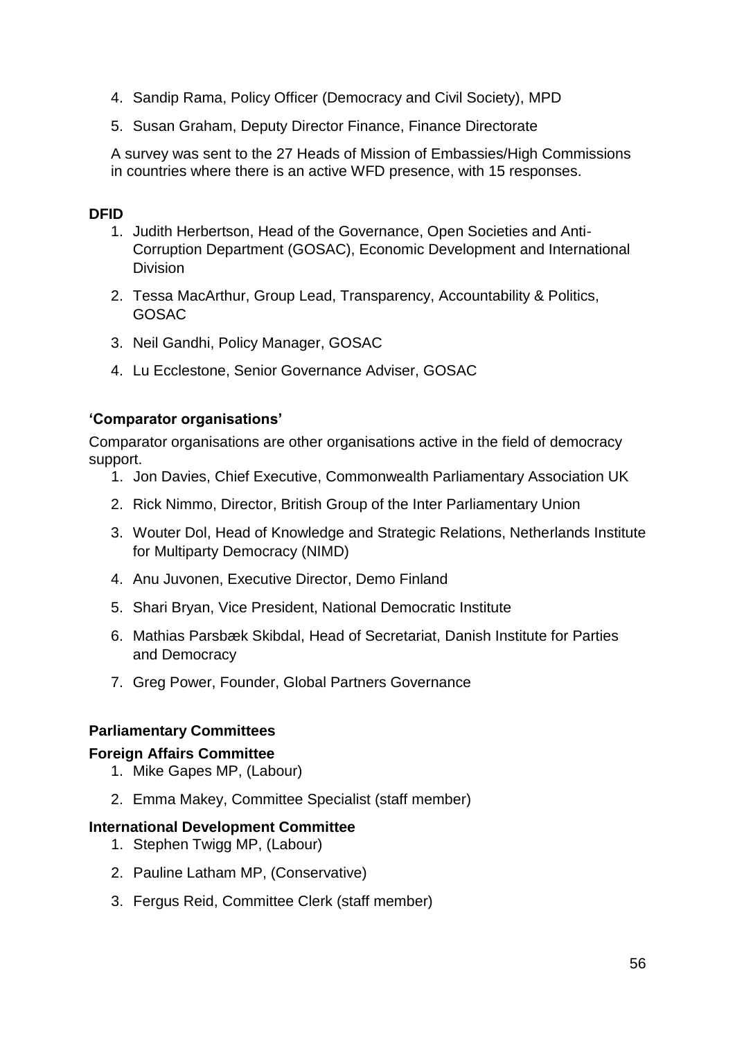4. Sandip Rama, Policy Officer (Democracy and Civil Society), MPD
5. Susan Graham, Deputy Director Finance, Finance Directorate

A survey was sent to the 27 Heads of Mission of Embassies/High Commissions in countries where there is an active WFD presence, with 15 responses.

**DFID**

1. Judith Herbertson, Head of the Governance, Open Societies and Anti-Corruption Department (GOSAC), Economic Development and International Division
2. Tessa MacArthur, Group Lead, Transparency, Accountability & Politics, GOSAC
3. Neil Gandhi, Policy Manager, GOSAC
4. Lu Ecclestone, Senior Governance Adviser, GOSAC

**'Comparator organisations'**

Comparator organisations are other organisations active in the field of democracy support.

1. Jon Davies, Chief Executive, Commonwealth Parliamentary Association UK
2. Rick Nimmo, Director, British Group of the Inter Parliamentary Union
3. Wouter Dol, Head of Knowledge and Strategic Relations, Netherlands Institute for Multiparty Democracy (NIMD)
4. Anu Juvonen, Executive Director, Demo Finland
5. Shari Bryan, Vice President, National Democratic Institute
6. Mathias Parsbæk Skibdal, Head of Secretariat, Danish Institute for Parties and Democracy
7. Greg Power, Founder, Global Partners Governance

**Parliamentary Committees**

**Foreign Affairs Committee**

1. Mike Gapes MP, (Labour)
2. Emma Makey, Committee Specialist (staff member)

**International Development Committee**

1. Stephen Twigg MP, (Labour)
2. Pauline Latham MP, (Conservative)
3. Fergus Reid, Committee Clerk (staff member)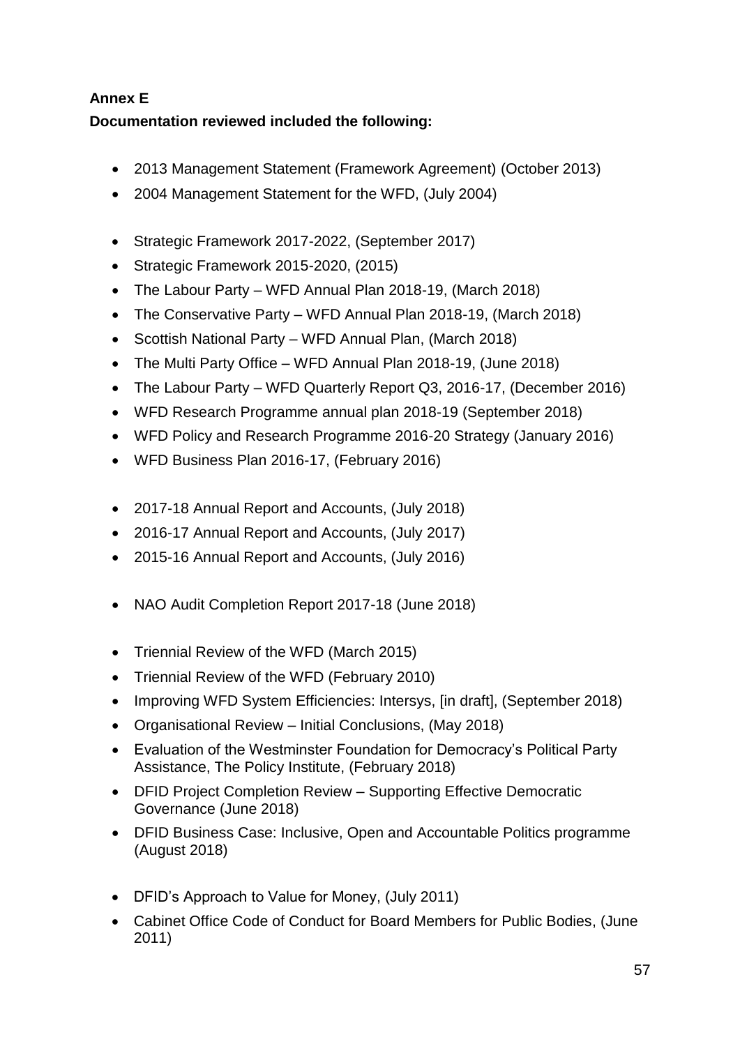**Annex E**

**Documentation reviewed included the following:**

- 2013 Management Statement (Framework Agreement) (October 2013)
- 2004 Management Statement for the WFD, (July 2004)

- Strategic Framework 2017-2022, (September 2017)
- Strategic Framework 2015-2020, (2015)
- The Labour Party – WFD Annual Plan 2018-19, (March 2018)
- The Conservative Party – WFD Annual Plan 2018-19, (March 2018)
- Scottish National Party – WFD Annual Plan, (March 2018)
- The Multi Party Office – WFD Annual Plan 2018-19, (June 2018)
- The Labour Party – WFD Quarterly Report Q3, 2016-17, (December 2016)
- WFD Research Programme annual plan 2018-19 (September 2018)
- WFD Policy and Research Programme 2016-20 Strategy (January 2016)
- WFD Business Plan 2016-17, (February 2016)

- 2017-18 Annual Report and Accounts, (July 2018)
- 2016-17 Annual Report and Accounts, (July 2017)
- 2015-16 Annual Report and Accounts, (July 2016)

- NAO Audit Completion Report 2017-18 (June 2018)

- Triennial Review of the WFD (March 2015)
- Triennial Review of the WFD (February 2010)
- Improving WFD System Efficiencies: Intersys, [in draft], (September 2018)
- Organisational Review – Initial Conclusions, (May 2018)
- Evaluation of the Westminster Foundation for Democracy's Political Party Assistance, The Policy Institute, (February 2018)
- DFID Project Completion Review – Supporting Effective Democratic Governance (June 2018)
- DFID Business Case: Inclusive, Open and Accountable Politics programme (August 2018)

- DFID's Approach to Value for Money, (July 2011)
- Cabinet Office Code of Conduct for Board Members for Public Bodies, (June 2011)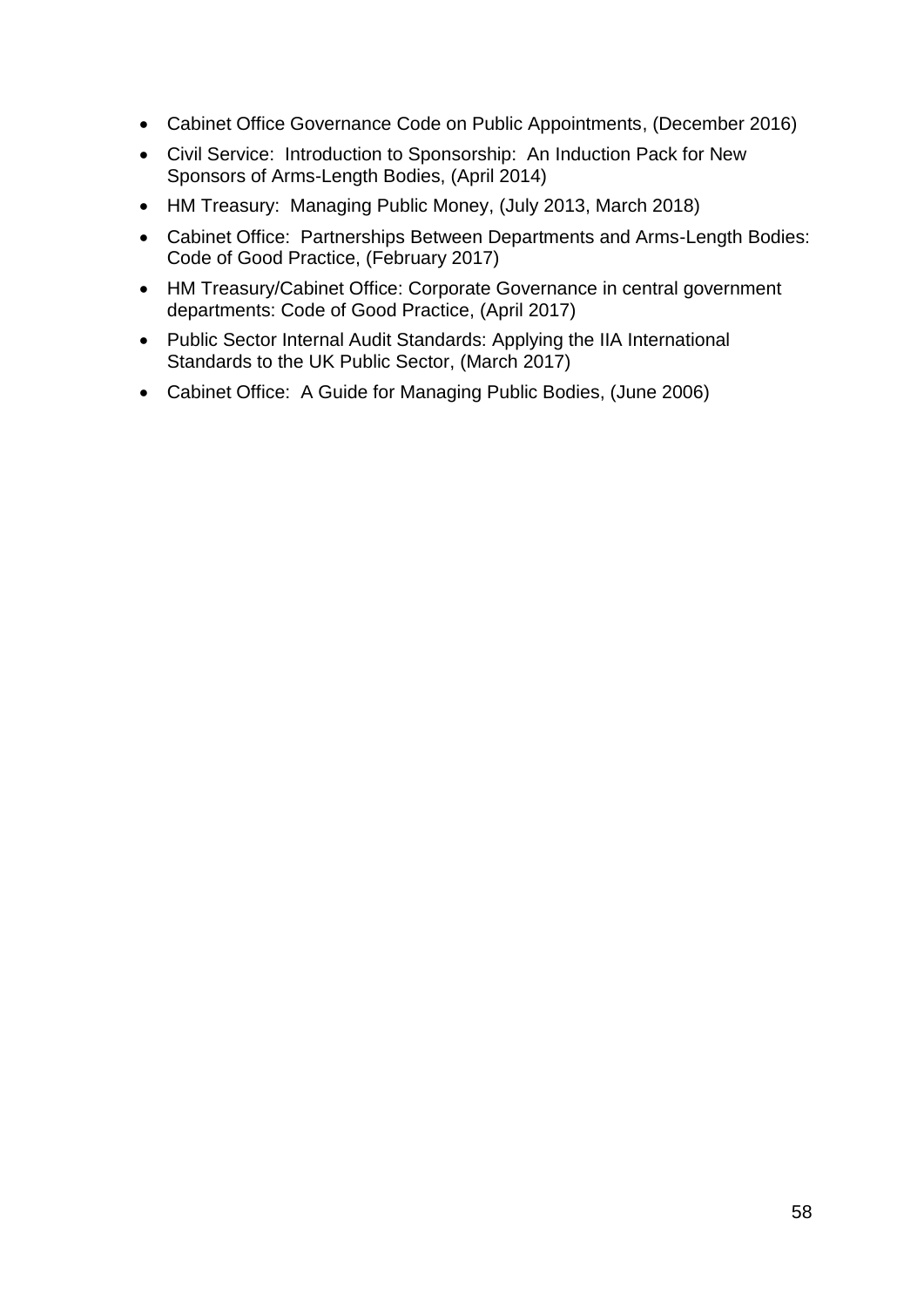- Cabinet Office Governance Code on Public Appointments, (December 2016)
- Civil Service:  Introduction to Sponsorship:  An Induction Pack for New Sponsors of Arms-Length Bodies, (April 2014)
- HM Treasury:  Managing Public Money, (July 2013, March 2018)
- Cabinet Office:  Partnerships Between Departments and Arms-Length Bodies: Code of Good Practice, (February 2017)
- HM Treasury/Cabinet Office: Corporate Governance in central government departments: Code of Good Practice, (April 2017)
- Public Sector Internal Audit Standards: Applying the IIA International Standards to the UK Public Sector, (March 2017)
- Cabinet Office:  A Guide for Managing Public Bodies, (June 2006)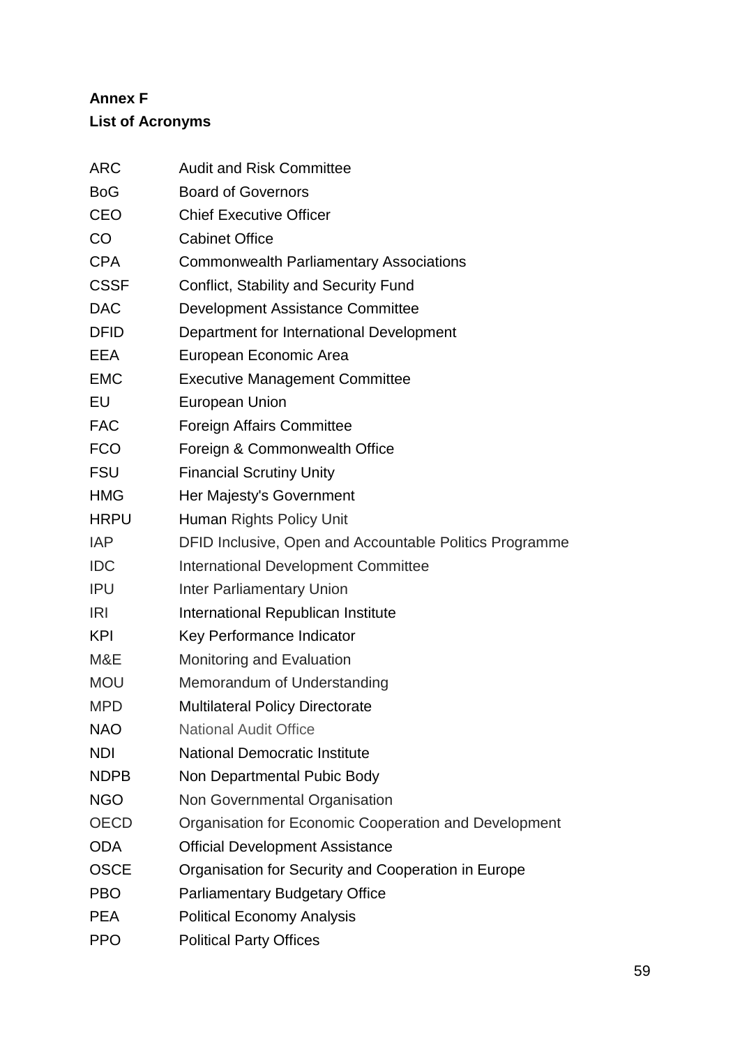**Annex F**

**List of Acronyms**

| | |
|---|---|
| ARC | Audit and Risk Committee |
| BoG | Board of Governors |
| CEO | Chief Executive Officer |
| CO | Cabinet Office |
| CPA | Commonwealth Parliamentary Associations |
| CSSF | Conflict, Stability and Security Fund |
| DAC | Development Assistance Committee |
| DFID | Department for International Development |
| EEA | European Economic Area |
| EMC | Executive Management Committee |
| EU | European Union |
| FAC | Foreign Affairs Committee |
| FCO | Foreign & Commonwealth Office |
| FSU | Financial Scrutiny Unity |
| HMG | Her Majesty's Government |
| HRPU | Human Rights Policy Unit |
| IAP | DFID Inclusive, Open and Accountable Politics Programme |
| IDC | International Development Committee |
| IPU | Inter Parliamentary Union |
| IRI | International Republican Institute |
| KPI | Key Performance Indicator |
| M&E | Monitoring and Evaluation |
| MOU | Memorandum of Understanding |
| MPD | Multilateral Policy Directorate |
| NAO | National Audit Office |
| NDI | National Democratic Institute |
| NDPB | Non Departmental Pubic Body |
| NGO | Non Governmental Organisation |
| OECD | Organisation for Economic Cooperation and Development |
| ODA | Official Development Assistance |
| OSCE | Organisation for Security and Cooperation in Europe |
| PBO | Parliamentary Budgetary Office |
| PEA | Political Economy Analysis |
| PPO | Political Party Offices |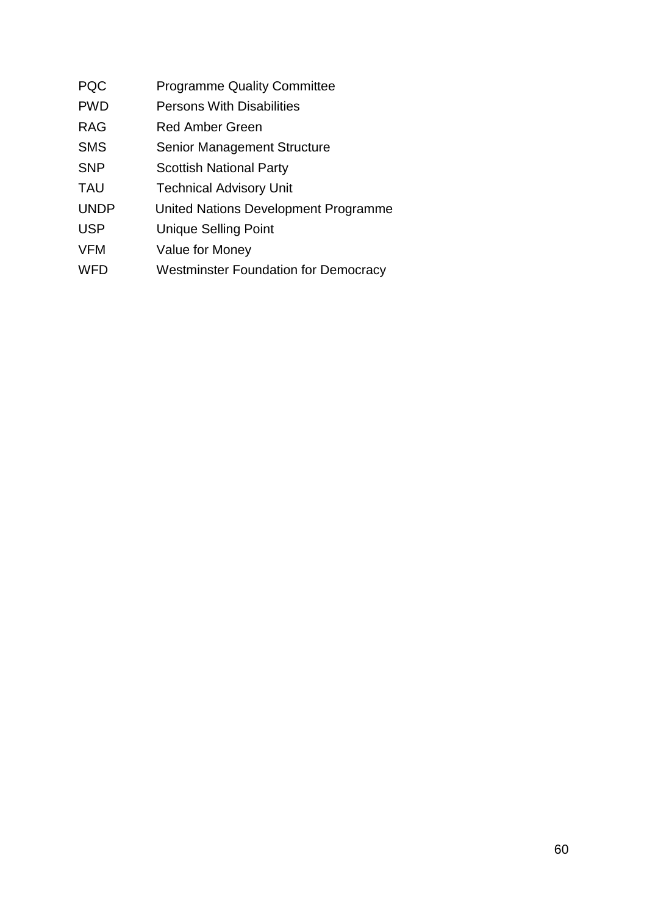| | |
|---|---|
| PQC | Programme Quality Committee |
| PWD | Persons With Disabilities |
| RAG | Red Amber Green |
| SMS | Senior Management Structure |
| SNP | Scottish National Party |
| TAU | Technical Advisory Unit |
| UNDP | United Nations Development Programme |
| USP | Unique Selling Point |
| VFM | Value for Money |
| WFD | Westminster Foundation for Democracy |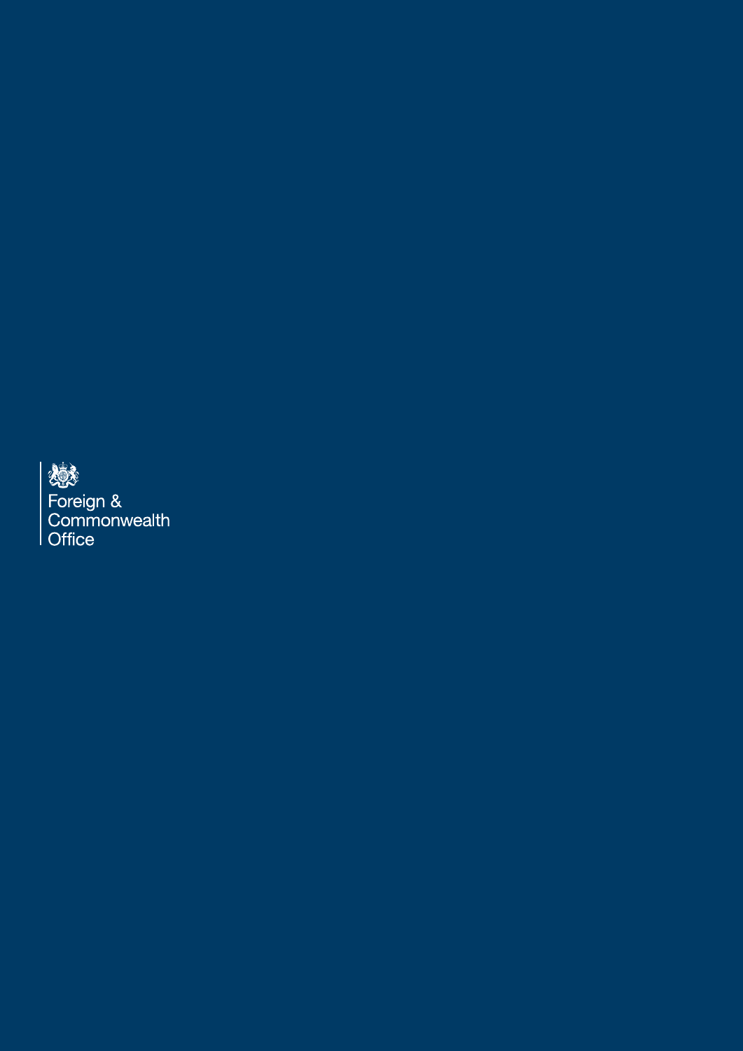Foreign &
Commonwealth
Office